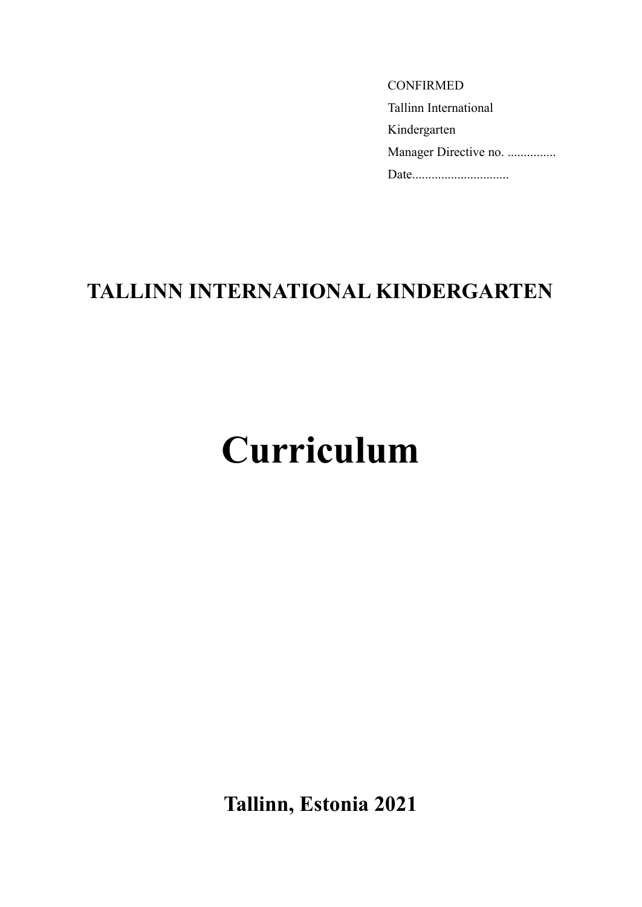CONFIRMED
Tallinn International
Kindergarten
Manager Directive no. ...............
Date.............................

# TALLINN INTERNATIONAL KINDERGARTEN

# Curriculum

**Tallinn, Estonia 2021**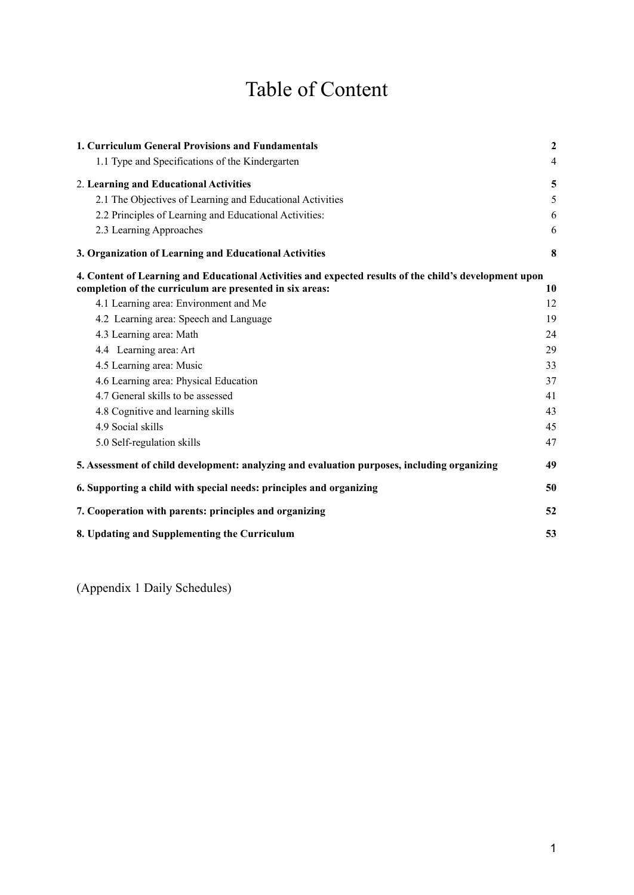# Table of Content

| | |
|---|---|
| **1. Curriculum General Provisions and Fundamentals** | **2** |
| 1.1 Type and Specifications of the Kindergarten | 4 |
| 2. **Learning and Educational Activities** | **5** |
| 2.1 The Objectives of Learning and Educational Activities | 5 |
| 2.2 Principles of Learning and Educational Activities: | 6 |
| 2.3 Learning Approaches | 6 |
| **3. Organization of Learning and Educational Activities** | **8** |
| **4. Content of Learning and Educational Activities and expected results of the child's development upon completion of the curriculum are presented in six areas:** | **10** |
| 4.1 Learning area: Environment and Me | 12 |
| 4.2 Learning area: Speech and Language | 19 |
| 4.3 Learning area: Math | 24 |
| 4.4 Learning area: Art | 29 |
| 4.5 Learning area: Music | 33 |
| 4.6 Learning area: Physical Education | 37 |
| 4.7 General skills to be assessed | 41 |
| 4.8 Cognitive and learning skills | 43 |
| 4.9 Social skills | 45 |
| 5.0 Self-regulation skills | 47 |
| **5. Assessment of child development: analyzing and evaluation purposes, including organizing** | **49** |
| **6. Supporting a child with special needs: principles and organizing** | **50** |
| **7. Cooperation with parents: principles and organizing** | **52** |
| **8. Updating and Supplementing the Curriculum** | **53** |

(Appendix 1 Daily Schedules)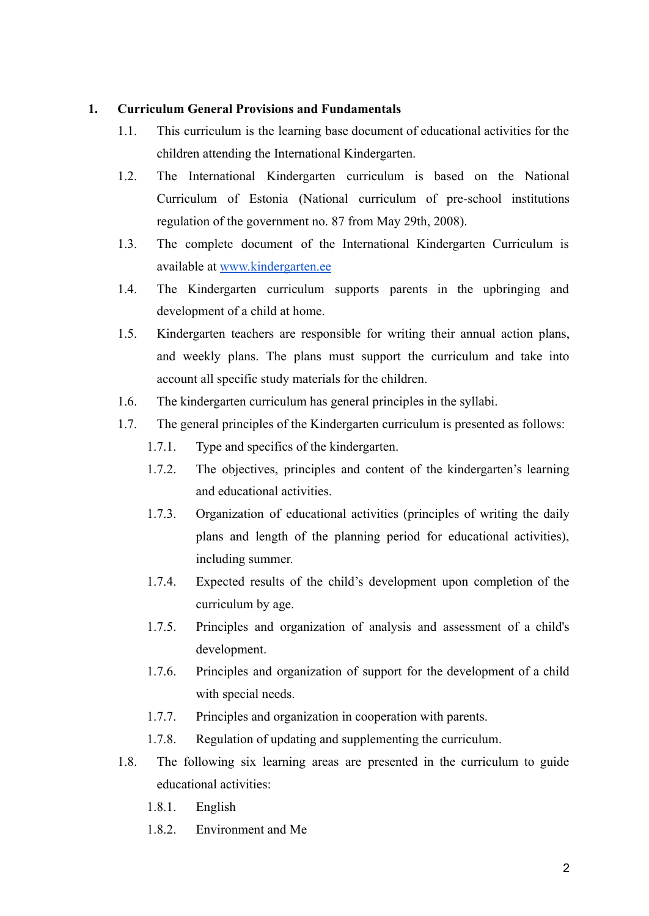## 1. Curriculum General Provisions and Fundamentals

1.1. This curriculum is the learning base document of educational activities for the children attending the International Kindergarten.

1.2. The International Kindergarten curriculum is based on the National Curriculum of Estonia (National curriculum of pre-school institutions regulation of the government no. 87 from May 29th, 2008).

1.3. The complete document of the International Kindergarten Curriculum is available at [www.kindergarten.ee](http://www.kindergarten.ee)

1.4. The Kindergarten curriculum supports parents in the upbringing and development of a child at home.

1.5. Kindergarten teachers are responsible for writing their annual action plans, and weekly plans. The plans must support the curriculum and take into account all specific study materials for the children.

1.6. The kindergarten curriculum has general principles in the syllabi.

1.7. The general principles of the Kindergarten curriculum is presented as follows:

- 1.7.1. Type and specifics of the kindergarten.
- 1.7.2. The objectives, principles and content of the kindergarten's learning and educational activities.
- 1.7.3. Organization of educational activities (principles of writing the daily plans and length of the planning period for educational activities), including summer.
- 1.7.4. Expected results of the child's development upon completion of the curriculum by age.
- 1.7.5. Principles and organization of analysis and assessment of a child's development.
- 1.7.6. Principles and organization of support for the development of a child with special needs.
- 1.7.7. Principles and organization in cooperation with parents.
- 1.7.8. Regulation of updating and supplementing the curriculum.

1.8. The following six learning areas are presented in the curriculum to guide educational activities:

- 1.8.1. English
- 1.8.2. Environment and Me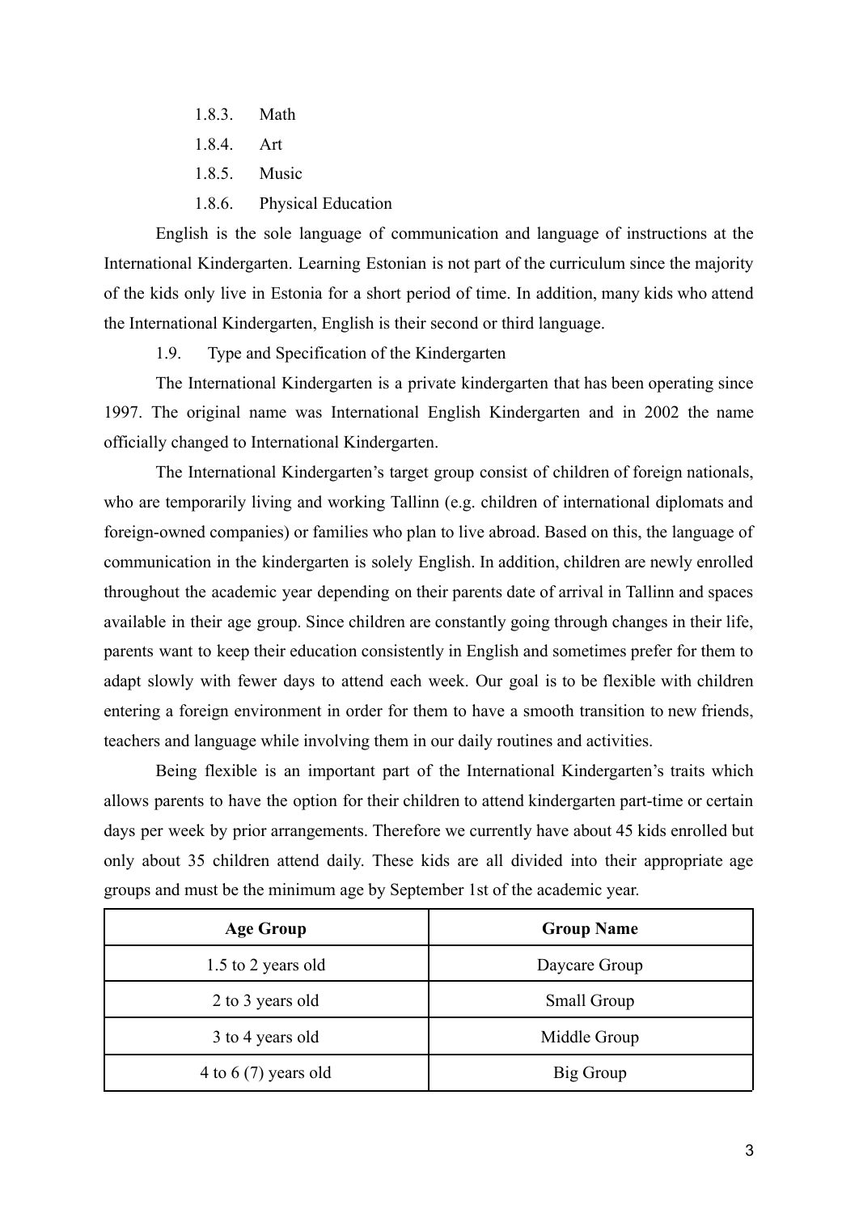1.8.3. Math

1.8.4. Art

1.8.5. Music

1.8.6. Physical Education

English is the sole language of communication and language of instructions at the International Kindergarten. Learning Estonian is not part of the curriculum since the majority of the kids only live in Estonia for a short period of time. In addition, many kids who attend the International Kindergarten, English is their second or third language.

1.9. Type and Specification of the Kindergarten

The International Kindergarten is a private kindergarten that has been operating since 1997. The original name was International English Kindergarten and in 2002 the name officially changed to International Kindergarten.

The International Kindergarten's target group consist of children of foreign nationals, who are temporarily living and working Tallinn (e.g. children of international diplomats and foreign-owned companies) or families who plan to live abroad. Based on this, the language of communication in the kindergarten is solely English. In addition, children are newly enrolled throughout the academic year depending on their parents date of arrival in Tallinn and spaces available in their age group. Since children are constantly going through changes in their life, parents want to keep their education consistently in English and sometimes prefer for them to adapt slowly with fewer days to attend each week. Our goal is to be flexible with children entering a foreign environment in order for them to have a smooth transition to new friends, teachers and language while involving them in our daily routines and activities.

Being flexible is an important part of the International Kindergarten's traits which allows parents to have the option for their children to attend kindergarten part-time or certain days per week by prior arrangements. Therefore we currently have about 45 kids enrolled but only about 35 children attend daily. These kids are all divided into their appropriate age groups and must be the minimum age by September 1st of the academic year.

| Age Group | Group Name |
|---|---|
| 1.5 to 2 years old | Daycare Group |
| 2 to 3 years old | Small Group |
| 3 to 4 years old | Middle Group |
| 4 to 6 (7) years old | Big Group |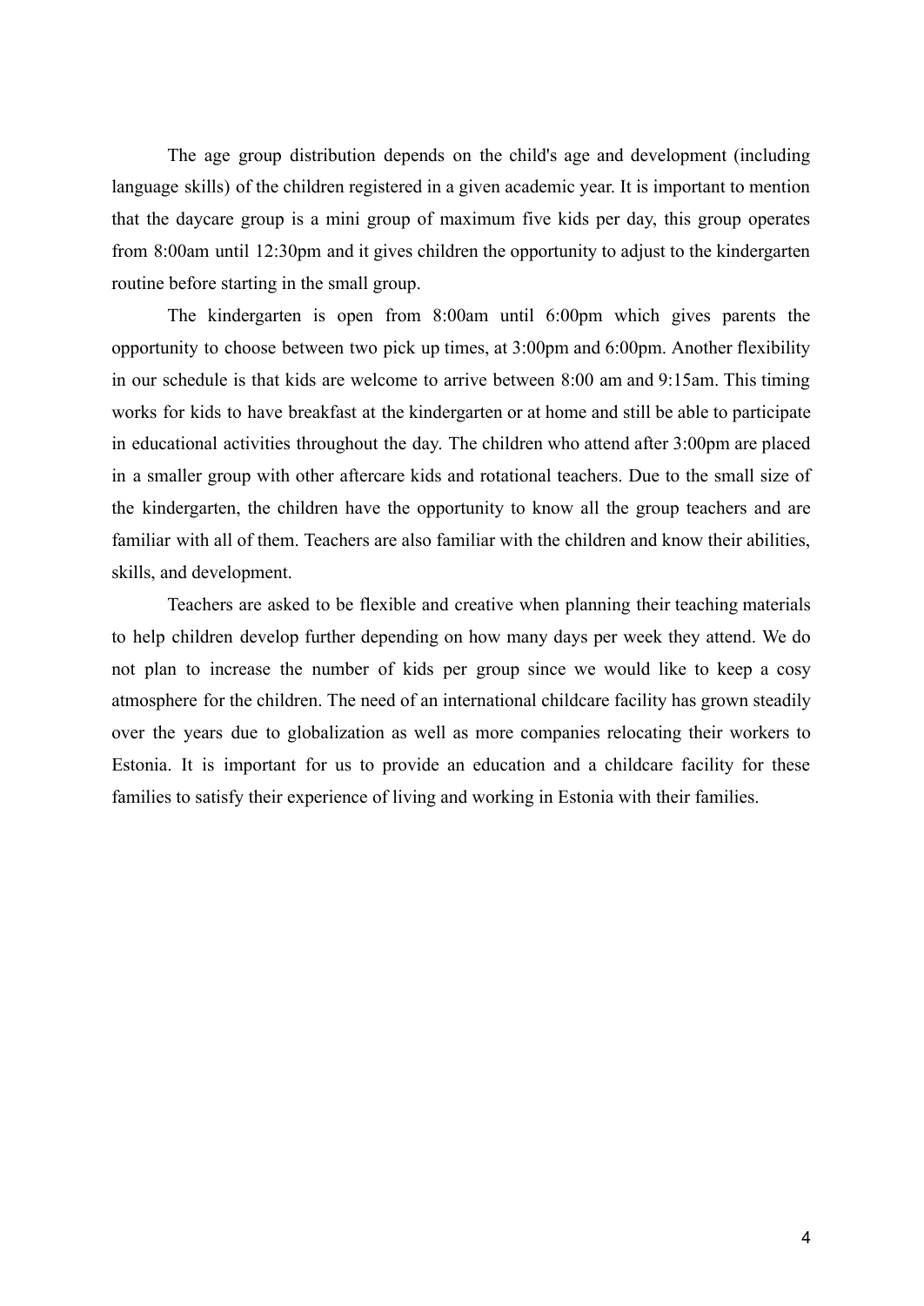The age group distribution depends on the child's age and development (including language skills) of the children registered in a given academic year. It is important to mention that the daycare group is a mini group of maximum five kids per day, this group operates from 8:00am until 12:30pm and it gives children the opportunity to adjust to the kindergarten routine before starting in the small group.

The kindergarten is open from 8:00am until 6:00pm which gives parents the opportunity to choose between two pick up times, at 3:00pm and 6:00pm. Another flexibility in our schedule is that kids are welcome to arrive between 8:00 am and 9:15am. This timing works for kids to have breakfast at the kindergarten or at home and still be able to participate in educational activities throughout the day. The children who attend after 3:00pm are placed in a smaller group with other aftercare kids and rotational teachers. Due to the small size of the kindergarten, the children have the opportunity to know all the group teachers and are familiar with all of them. Teachers are also familiar with the children and know their abilities, skills, and development.

Teachers are asked to be flexible and creative when planning their teaching materials to help children develop further depending on how many days per week they attend. We do not plan to increase the number of kids per group since we would like to keep a cosy atmosphere for the children. The need of an international childcare facility has grown steadily over the years due to globalization as well as more companies relocating their workers to Estonia. It is important for us to provide an education and a childcare facility for these families to satisfy their experience of living and working in Estonia with their families.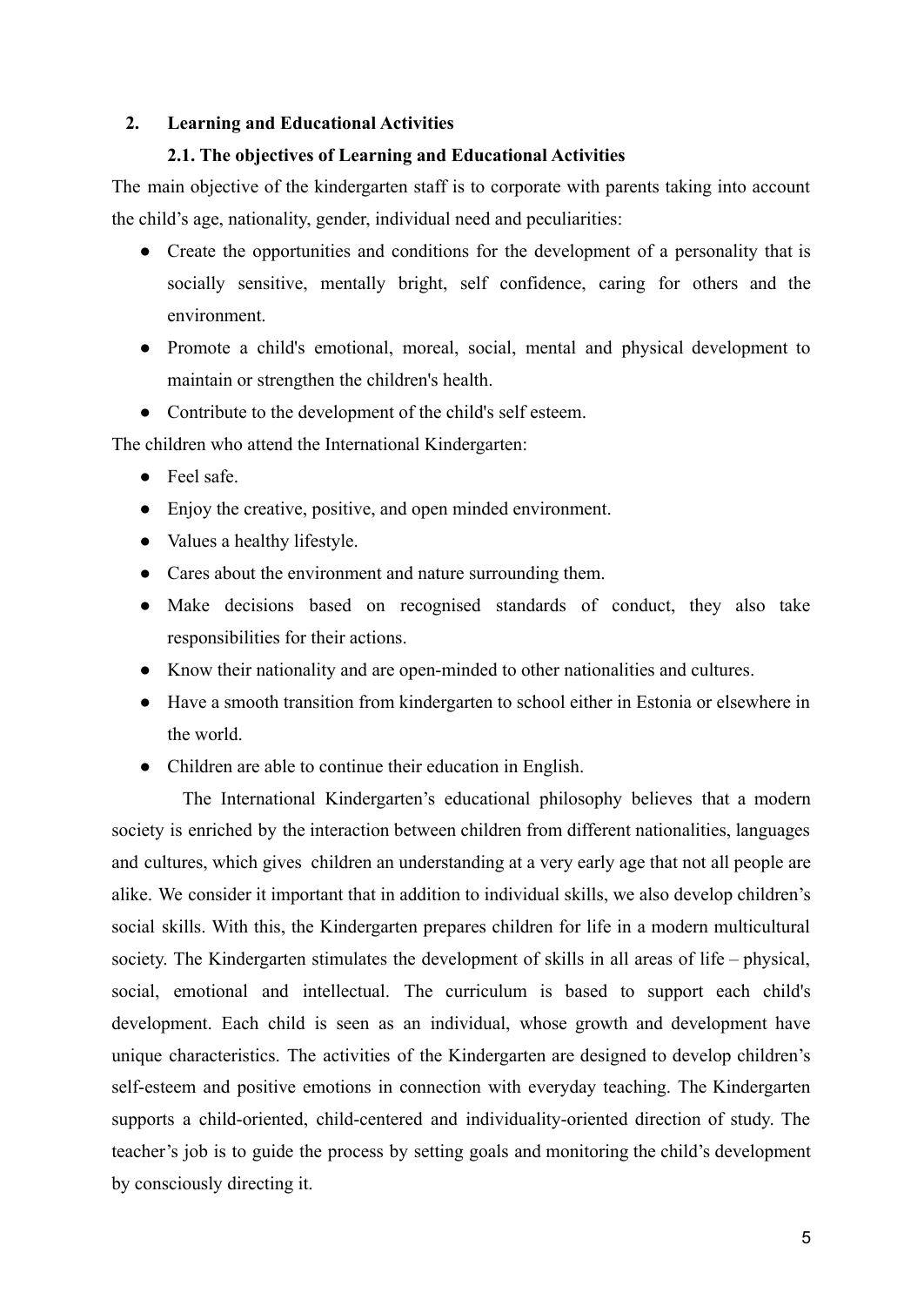## 2. Learning and Educational Activities

### 2.1. The objectives of Learning and Educational Activities

The main objective of the kindergarten staff is to corporate with parents taking into account the child's age, nationality, gender, individual need and peculiarities:

- Create the opportunities and conditions for the development of a personality that is socially sensitive, mentally bright, self confidence, caring for others and the environment.
- Promote a child's emotional, moreal, social, mental and physical development to maintain or strengthen the children's health.
- Contribute to the development of the child's self esteem.

The children who attend the International Kindergarten:

- Feel safe.
- Enjoy the creative, positive, and open minded environment.
- Values a healthy lifestyle.
- Cares about the environment and nature surrounding them.
- Make decisions based on recognised standards of conduct, they also take responsibilities for their actions.
- Know their nationality and are open-minded to other nationalities and cultures.
- Have a smooth transition from kindergarten to school either in Estonia or elsewhere in the world.
- Children are able to continue their education in English.

The International Kindergarten's educational philosophy believes that a modern society is enriched by the interaction between children from different nationalities, languages and cultures, which gives children an understanding at a very early age that not all people are alike. We consider it important that in addition to individual skills, we also develop children's social skills. With this, the Kindergarten prepares children for life in a modern multicultural society. The Kindergarten stimulates the development of skills in all areas of life – physical, social, emotional and intellectual. The curriculum is based to support each child's development. Each child is seen as an individual, whose growth and development have unique characteristics. The activities of the Kindergarten are designed to develop children's self-esteem and positive emotions in connection with everyday teaching. The Kindergarten supports a child-oriented, child-centered and individuality-oriented direction of study. The teacher's job is to guide the process by setting goals and monitoring the child's development by consciously directing it.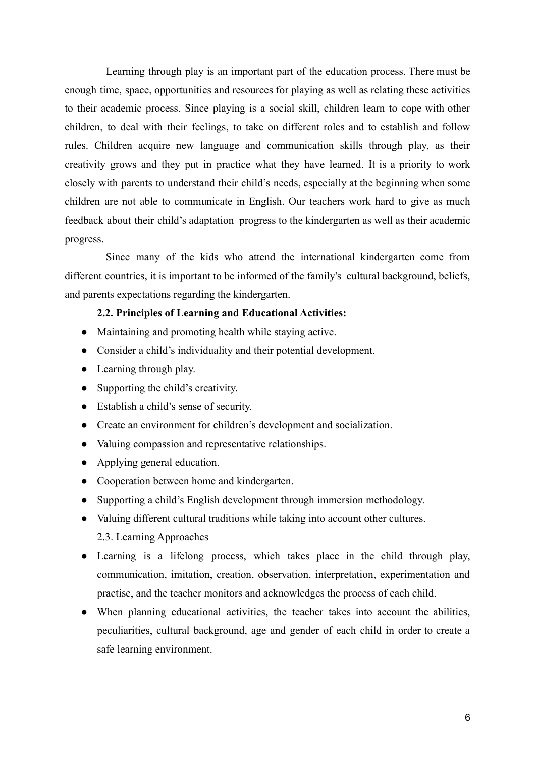Learning through play is an important part of the education process. There must be enough time, space, opportunities and resources for playing as well as relating these activities to their academic process. Since playing is a social skill, children learn to cope with other children, to deal with their feelings, to take on different roles and to establish and follow rules. Children acquire new language and communication skills through play, as their creativity grows and they put in practice what they have learned. It is a priority to work closely with parents to understand their child's needs, especially at the beginning when some children are not able to communicate in English. Our teachers work hard to give as much feedback about their child's adaptation progress to the kindergarten as well as their academic progress.

Since many of the kids who attend the international kindergarten come from different countries, it is important to be informed of the family's cultural background, beliefs, and parents expectations regarding the kindergarten.

**2.2. Principles of Learning and Educational Activities:**

- Maintaining and promoting health while staying active.
- Consider a child's individuality and their potential development.
- Learning through play.
- Supporting the child's creativity.
- Establish a child's sense of security.
- Create an environment for children's development and socialization.
- Valuing compassion and representative relationships.
- Applying general education.
- Cooperation between home and kindergarten.
- Supporting a child's English development through immersion methodology.
- Valuing different cultural traditions while taking into account other cultures.

2.3. Learning Approaches

- Learning is a lifelong process, which takes place in the child through play, communication, imitation, creation, observation, interpretation, experimentation and practise, and the teacher monitors and acknowledges the process of each child.
- When planning educational activities, the teacher takes into account the abilities, peculiarities, cultural background, age and gender of each child in order to create a safe learning environment.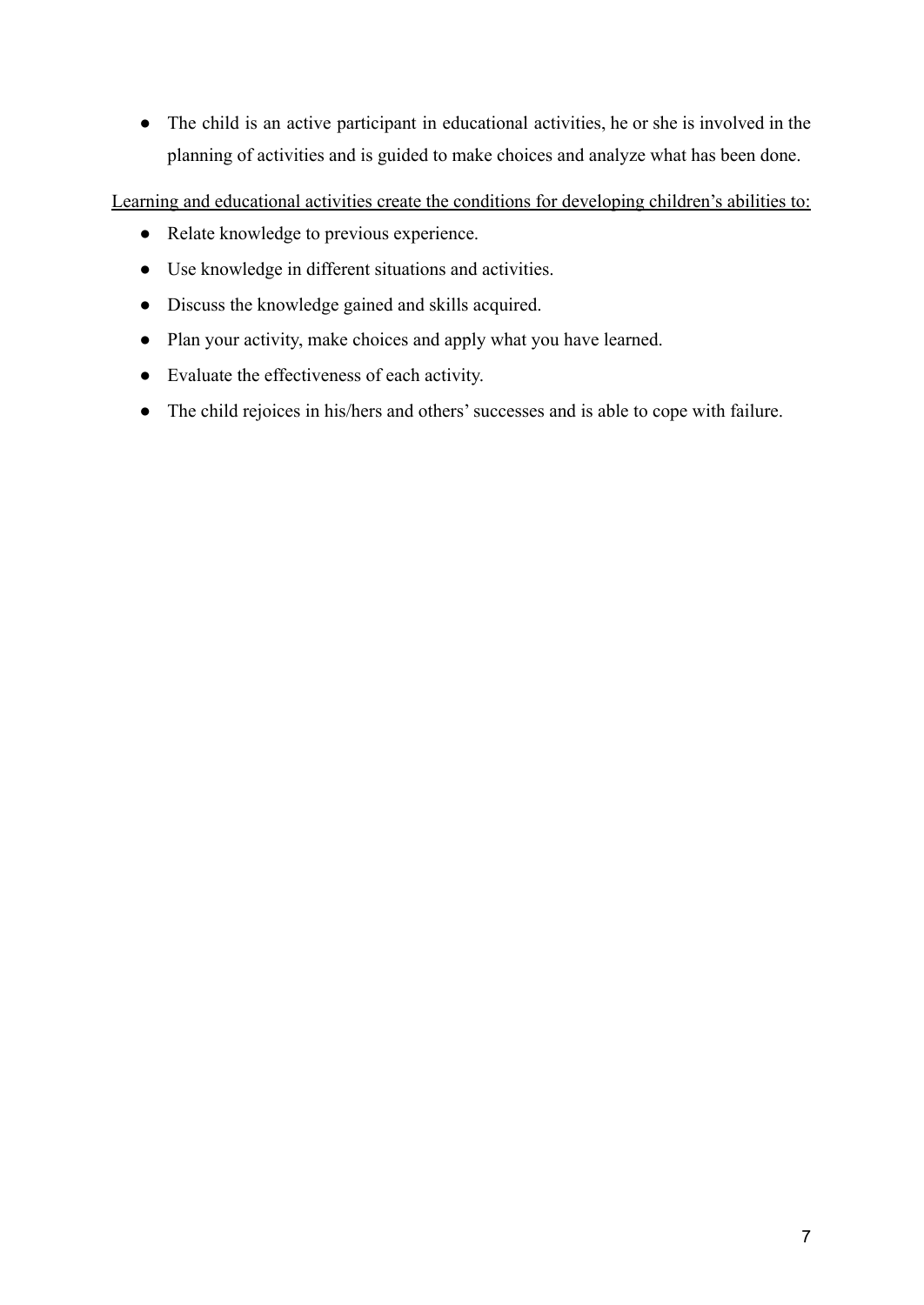- The child is an active participant in educational activities, he or she is involved in the planning of activities and is guided to make choices and analyze what has been done.

<u>Learning and educational activities create the conditions for developing children's abilities to:</u>

- Relate knowledge to previous experience.
- Use knowledge in different situations and activities.
- Discuss the knowledge gained and skills acquired.
- Plan your activity, make choices and apply what you have learned.
- Evaluate the effectiveness of each activity.
- The child rejoices in his/hers and others' successes and is able to cope with failure.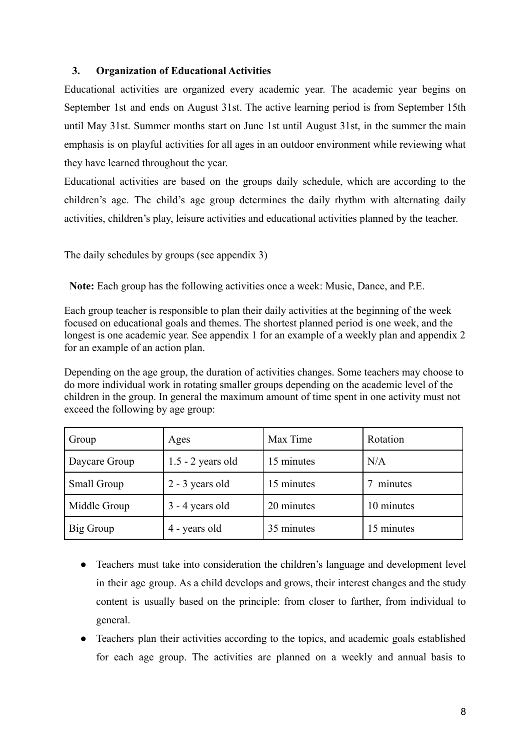### 3. Organization of Educational Activities

Educational activities are organized every academic year. The academic year begins on September 1st and ends on August 31st. The active learning period is from September 15th until May 31st. Summer months start on June 1st until August 31st, in the summer the main emphasis is on playful activities for all ages in an outdoor environment while reviewing what they have learned throughout the year.

Educational activities are based on the groups daily schedule, which are according to the children's age. The child's age group determines the daily rhythm with alternating daily activities, children's play, leisure activities and educational activities planned by the teacher.

The daily schedules by groups (see appendix 3)

**Note:** Each group has the following activities once a week: Music, Dance, and P.E.

Each group teacher is responsible to plan their daily activities at the beginning of the week focused on educational goals and themes. The shortest planned period is one week, and the longest is one academic year. See appendix 1 for an example of a weekly plan and appendix 2 for an example of an action plan.

Depending on the age group, the duration of activities changes. Some teachers may choose to do more individual work in rotating smaller groups depending on the academic level of the children in the group. In general the maximum amount of time spent in one activity must not exceed the following by age group:

| Group | Ages | Max Time | Rotation |
| --- | --- | --- | --- |
| Daycare Group | 1.5 - 2 years old | 15 minutes | N/A |
| Small Group | 2 - 3 years old | 15 minutes | 7 minutes |
| Middle Group | 3 - 4 years old | 20 minutes | 10 minutes |
| Big Group | 4 - years old | 35 minutes | 15 minutes |

- Teachers must take into consideration the children's language and development level in their age group. As a child develops and grows, their interest changes and the study content is usually based on the principle: from closer to farther, from individual to general.
- Teachers plan their activities according to the topics, and academic goals established for each age group. The activities are planned on a weekly and annual basis to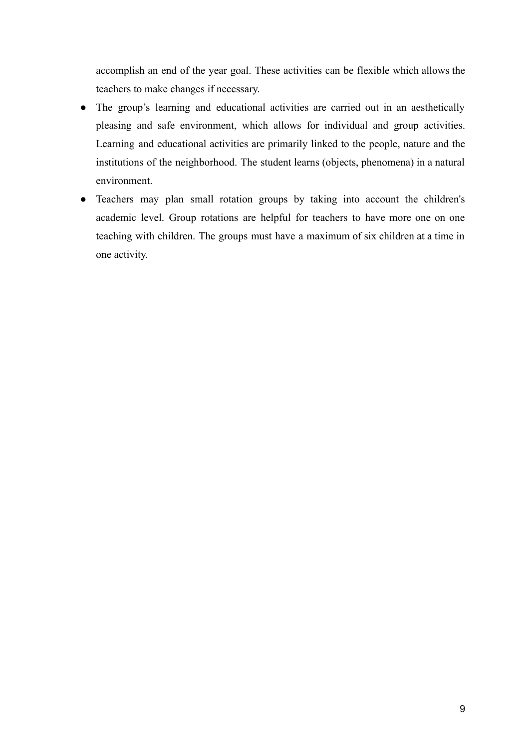accomplish an end of the year goal. These activities can be flexible which allows the teachers to make changes if necessary.

- The group's learning and educational activities are carried out in an aesthetically pleasing and safe environment, which allows for individual and group activities. Learning and educational activities are primarily linked to the people, nature and the institutions of the neighborhood. The student learns (objects, phenomena) in a natural environment.
- Teachers may plan small rotation groups by taking into account the children's academic level. Group rotations are helpful for teachers to have more one on one teaching with children. The groups must have a maximum of six children at a time in one activity.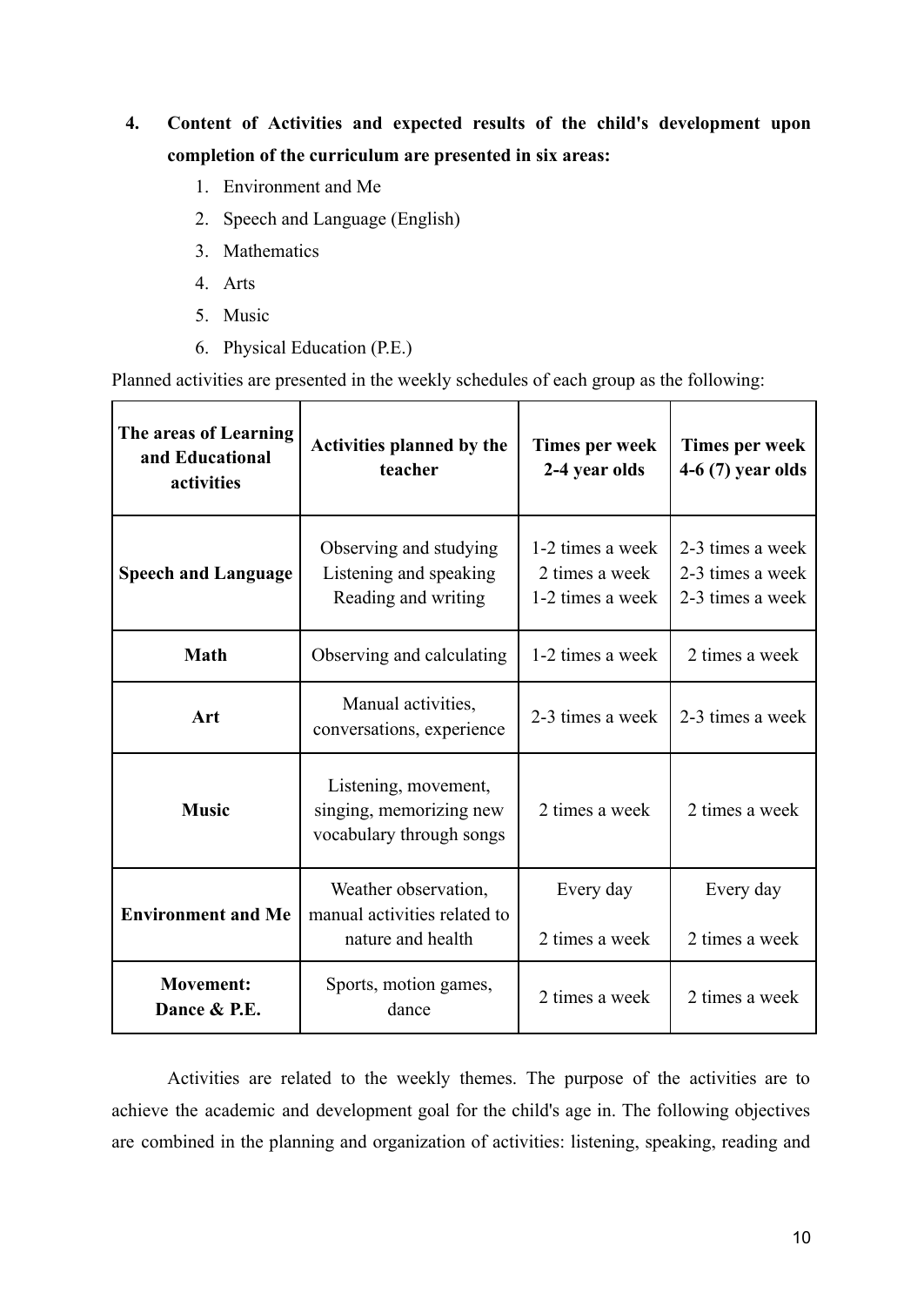4. **Content of Activities and expected results of the child's development upon completion of the curriculum are presented in six areas:**
    1. Environment and Me
    2. Speech and Language (English)
    3. Mathematics
    4. Arts
    5. Music
    6. Physical Education (P.E.)

Planned activities are presented in the weekly schedules of each group as the following:

| The areas of Learning and Educational activities | Activities planned by the teacher | Times per week 2-4 year olds | Times per week 4-6 (7) year olds |
|---|---|---|---|
| **Speech and Language** | Observing and studying<br>Listening and speaking<br>Reading and writing | 1-2 times a week<br>2 times a week<br>1-2 times a week | 2-3 times a week<br>2-3 times a week<br>2-3 times a week |
| **Math** | Observing and calculating | 1-2 times a week | 2 times a week |
| **Art** | Manual activities, conversations, experience | 2-3 times a week | 2-3 times a week |
| **Music** | Listening, movement, singing, memorizing new vocabulary through songs | 2 times a week | 2 times a week |
| **Environment and Me** | Weather observation, manual activities related to nature and health | Every day<br><br>2 times a week | Every day<br><br>2 times a week |
| **Movement: Dance & P.E.** | Sports, motion games, dance | 2 times a week | 2 times a week |

Activities are related to the weekly themes. The purpose of the activities are to achieve the academic and development goal for the child's age in. The following objectives are combined in the planning and organization of activities: listening, speaking, reading and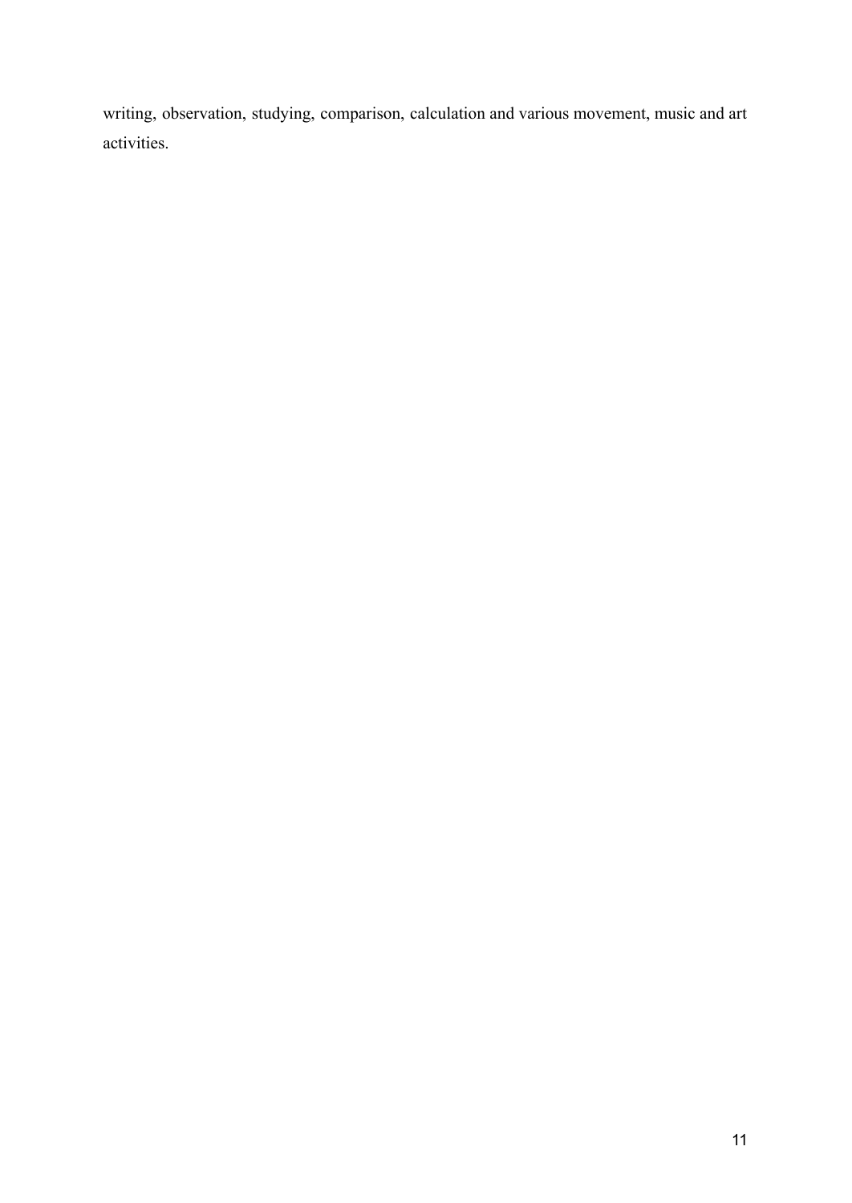writing, observation, studying, comparison, calculation and various movement, music and art activities.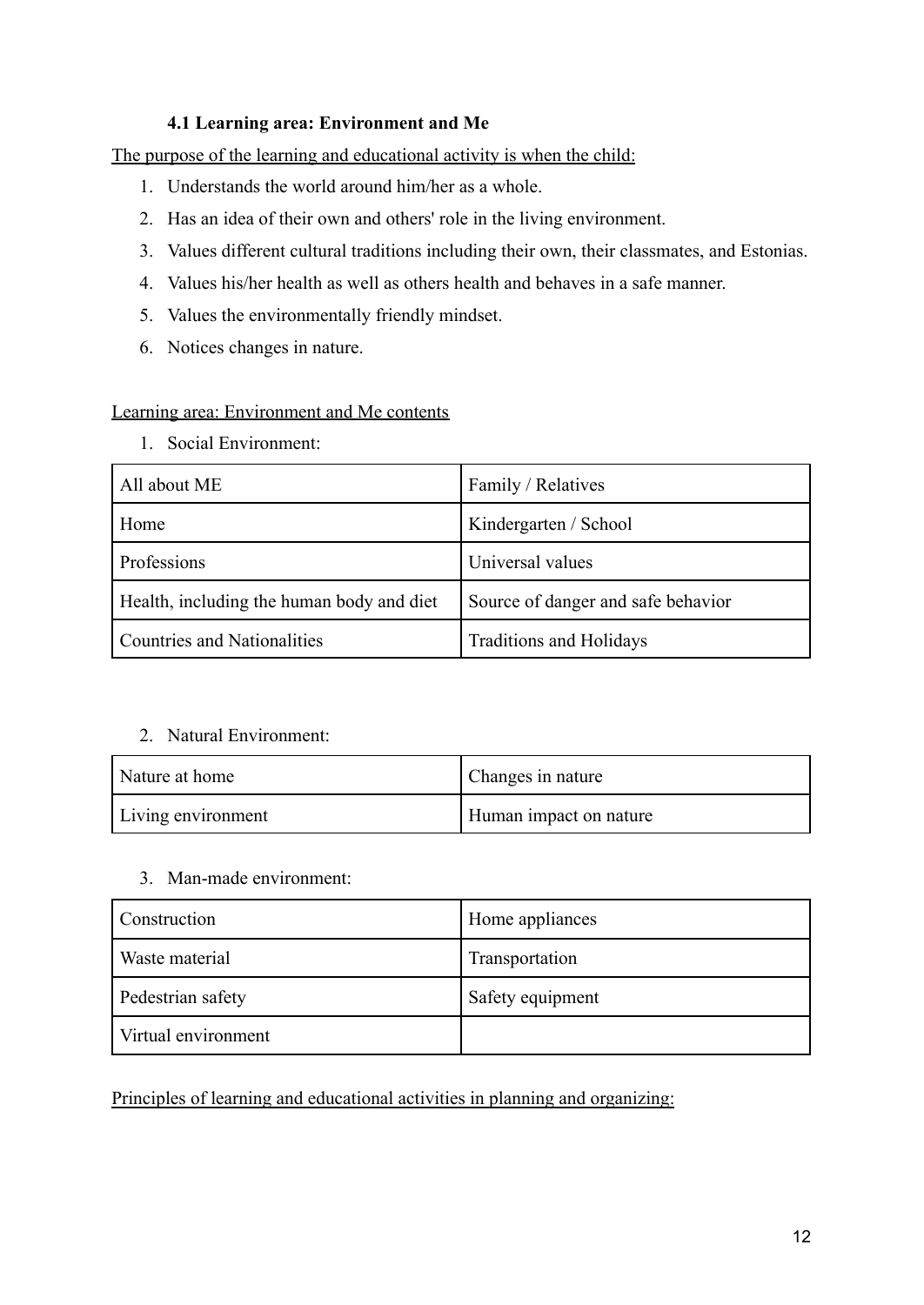### 4.1 Learning area: Environment and Me

The purpose of the learning and educational activity is when the child:

1. Understands the world around him/her as a whole.
2. Has an idea of their own and others' role in the living environment.
3. Values different cultural traditions including their own, their classmates, and Estonias.
4. Values his/her health as well as others health and behaves in a safe manner.
5. Values the environmentally friendly mindset.
6. Notices changes in nature.

Learning area: Environment and Me contents

1. Social Environment:

| All about ME | Family / Relatives |
|---|---|
| Home | Kindergarten / School |
| Professions | Universal values |
| Health, including the human body and diet | Source of danger and safe behavior |
| Countries and Nationalities | Traditions and Holidays |

2. Natural Environment:

| Nature at home | Changes in nature |
|---|---|
| Living environment | Human impact on nature |

3. Man-made environment:

| Construction | Home appliances |
|---|---|
| Waste material | Transportation |
| Pedestrian safety | Safety equipment |
| Virtual environment | |

Principles of learning and educational activities in planning and organizing: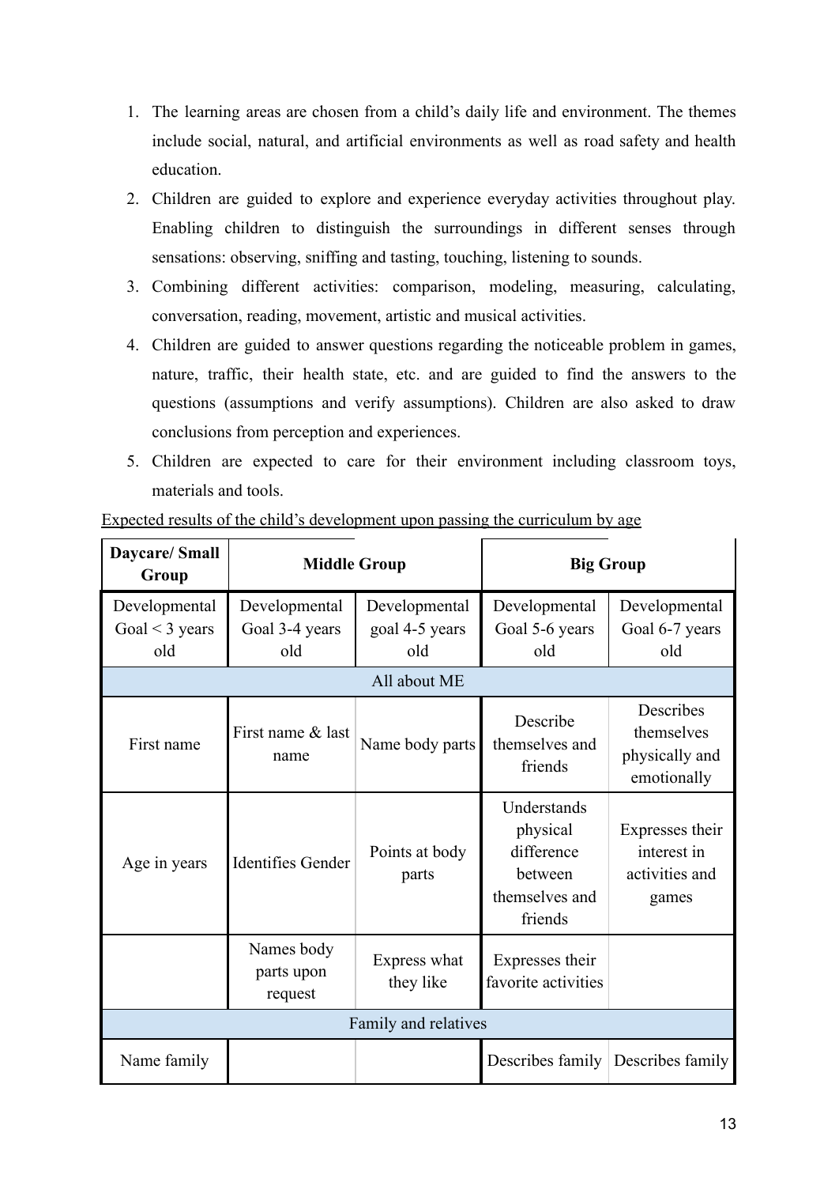1. The learning areas are chosen from a child's daily life and environment. The themes include social, natural, and artificial environments as well as road safety and health education.
2. Children are guided to explore and experience everyday activities throughout play. Enabling children to distinguish the surroundings in different senses through sensations: observing, sniffing and tasting, touching, listening to sounds.
3. Combining different activities: comparison, modeling, measuring, calculating, conversation, reading, movement, artistic and musical activities.
4. Children are guided to answer questions regarding the noticeable problem in games, nature, traffic, their health state, etc. and are guided to find the answers to the questions (assumptions and verify assumptions). Children are also asked to draw conclusions from perception and experiences.
5. Children are expected to care for their environment including classroom toys, materials and tools.

<u>Expected results of the child's development upon passing the curriculum by age</u>

| **Daycare/ Small Group** | **Middle Group** | | **Big Group** | |
|---|---|---|---|---|
| Developmental Goal < 3 years old | Developmental Goal 3-4 years old | Developmental goal 4-5 years old | Developmental Goal 5-6 years old | Developmental Goal 6-7 years old |
| All about ME | | | | |
| First name | First name & last name | Name body parts | Describe themselves and friends | Describes themselves physically and emotionally |
| Age in years | Identifies Gender | Points at body parts | Understands physical difference between themselves and friends | Expresses their interest in activities and games |
| | Names body parts upon request | Express what they like | Expresses their favorite activities | |
| Family and relatives | | | | |
| Name family | | | Describes family | Describes family |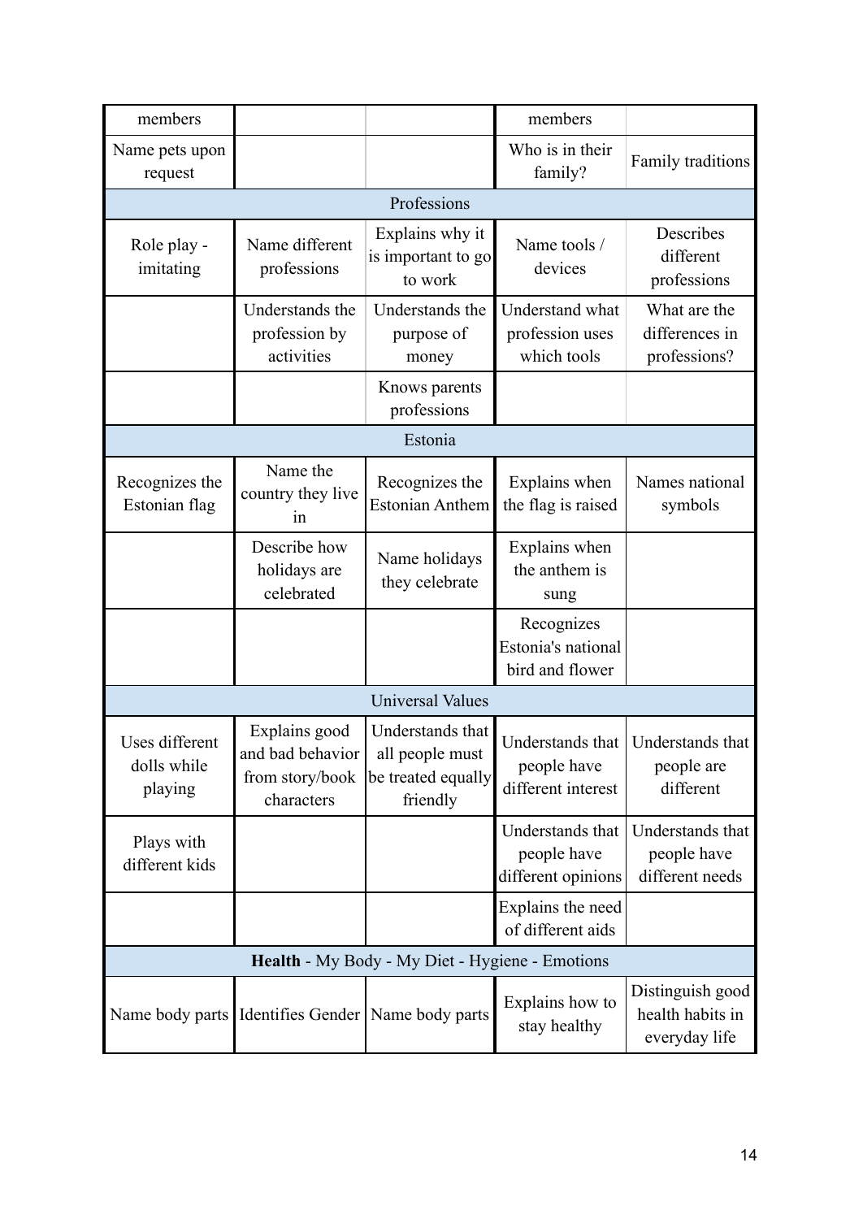| | | | | |
|---|---|---|---|---|
| members | | | members | |
| Name pets upon request | | | Who is in their family? | Family traditions |
| Professions | | | | |
| Role play - imitating | Name different professions | Explains why it is important to go to work | Name tools / devices | Describes different professions |
| | Understands the profession by activities | Understands the purpose of money | Understand what profession uses which tools | What are the differences in professions? |
| | | Knows parents professions | | |
| Estonia | | | | |
| Recognizes the Estonian flag | Name the country they live in | Recognizes the Estonian Anthem | Explains when the flag is raised | Names national symbols |
| | Describe how holidays are celebrated | Name holidays they celebrate | Explains when the anthem is sung | |
| | | | Recognizes Estonia's national bird and flower | |
| Universal Values | | | | |
| Uses different dolls while playing | Explains good and bad behavior from story/book characters | Understands that all people must be treated equally friendly | Understands that people have different interest | Understands that people are different |
| Plays with different kids | | | Understands that people have different opinions | Understands that people have different needs |
| | | | Explains the need of different aids | |
| **Health** - My Body - My Diet - Hygiene - Emotions | | | | |
| Name body parts | Identifies Gender | Name body parts | Explains how to stay healthy | Distinguish good health habits in everyday life |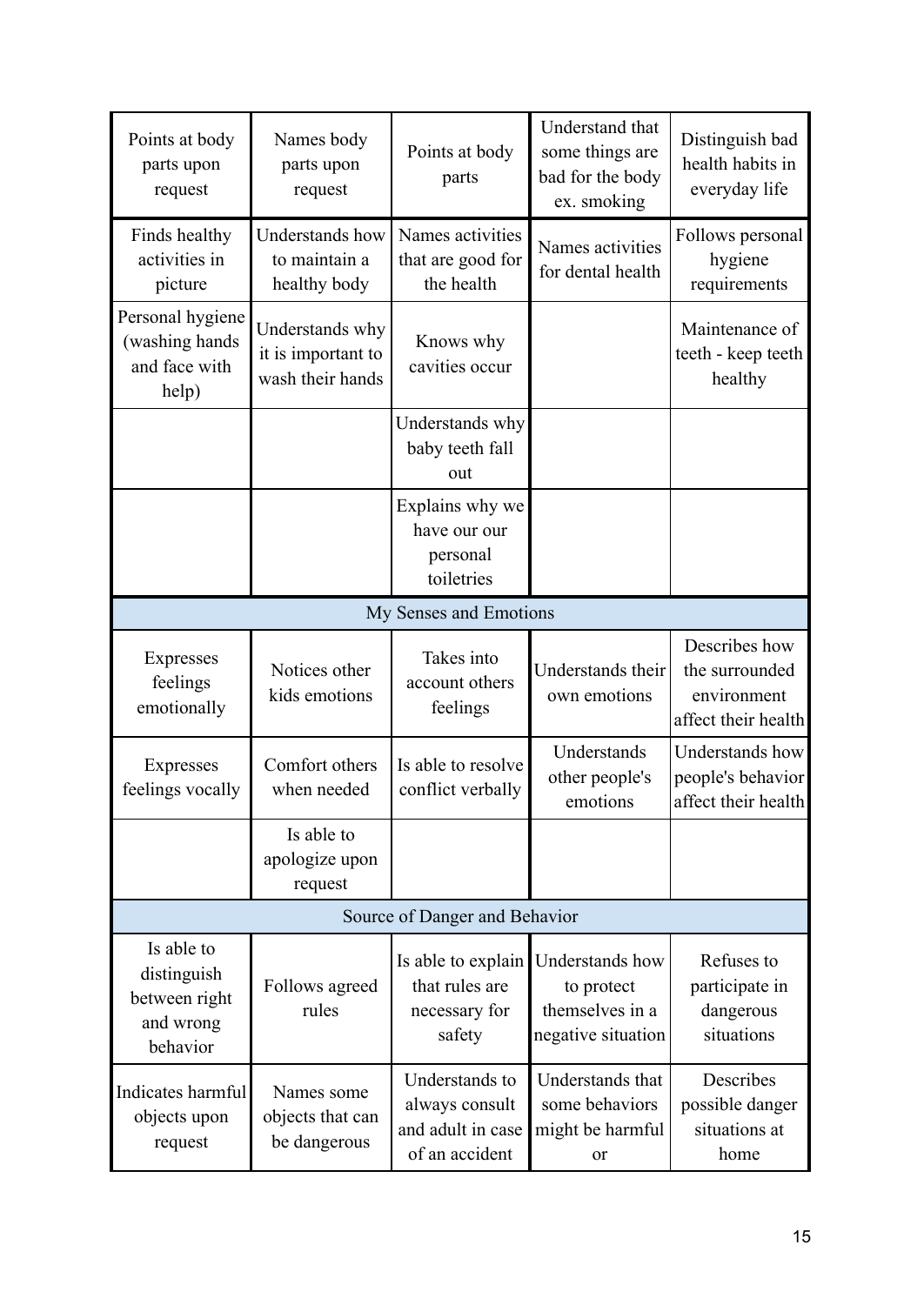| | | | | |
|---|---|---|---|---|
| Points at body parts upon request | Names body parts upon request | Points at body parts | Understand that some things are bad for the body ex. smoking | Distinguish bad health habits in everyday life |
| Finds healthy activities in picture | Understands how to maintain a healthy body | Names activities that are good for the health | Names activities for dental health | Follows personal hygiene requirements |
| Personal hygiene (washing hands and face with help) | Understands why it is important to wash their hands | Knows why cavities occur | | Maintenance of teeth - keep teeth healthy |
| | | Understands why baby teeth fall out | | |
| | | Explains why we have our our personal toiletries | | |
| My Senses and Emotions | | | | |
| Expresses feelings emotionally | Notices other kids emotions | Takes into account others feelings | Understands their own emotions | Describes how the surrounded environment affect their health |
| Expresses feelings vocally | Comfort others when needed | Is able to resolve conflict verbally | Understands other people's emotions | Understands how people's behavior affect their health |
| | Is able to apologize upon request | | | |
| Source of Danger and Behavior | | | | |
| Is able to distinguish between right and wrong behavior | Follows agreed rules | Is able to explain that rules are necessary for safety | Understands how to protect themselves in a negative situation | Refuses to participate in dangerous situations |
| Indicates harmful objects upon request | Names some objects that can be dangerous | Understands to always consult and adult in case of an accident | Understands that some behaviors might be harmful or | Describes possible danger situations at home |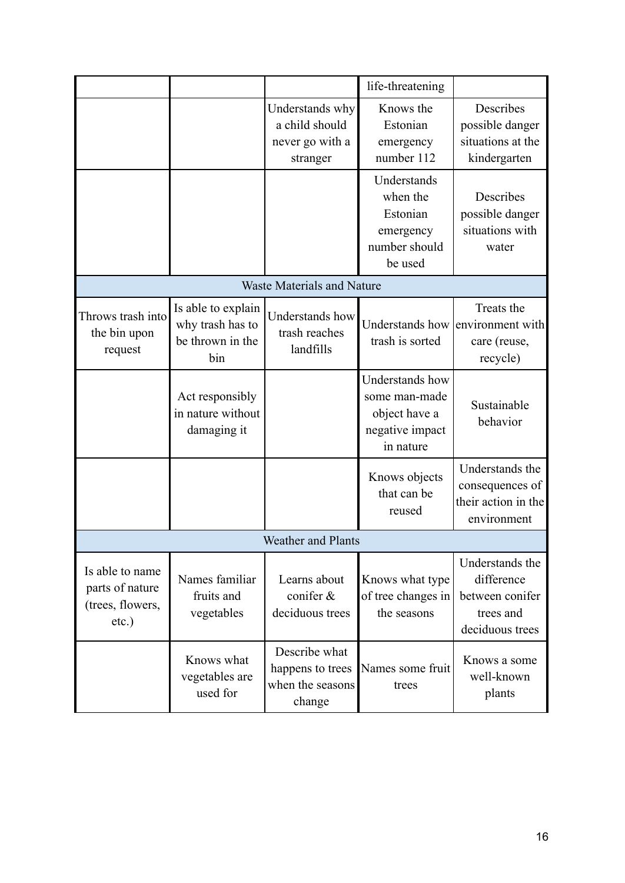| | | | | |
|---|---|---|---|---|
| | | | life-threatening | |
| | | Understands why a child should never go with a stranger | Knows the Estonian emergency number 112 | Describes possible danger situations at the kindergarten |
| | | | Understands when the Estonian emergency number should be used | Describes possible danger situations with water |
| Waste Materials and Nature | | | | |
| Throws trash into the bin upon request | Is able to explain why trash has to be thrown in the bin | Understands how trash reaches landfills | Understands how trash is sorted | Treats the environment with care (reuse, recycle) |
| | Act responsibly in nature without damaging it | | Understands how some man-made object have a negative impact in nature | Sustainable behavior |
| | | | Knows objects that can be reused | Understands the consequences of their action in the environment |
| Weather and Plants | | | | |
| Is able to name parts of nature (trees, flowers, etc.) | Names familiar fruits and vegetables | Learns about conifer & deciduous trees | Knows what type of tree changes in the seasons | Understands the difference between conifer trees and deciduous trees |
| | Knows what vegetables are used for | Describe what happens to trees when the seasons change | Names some fruit trees | Knows a some well-known plants |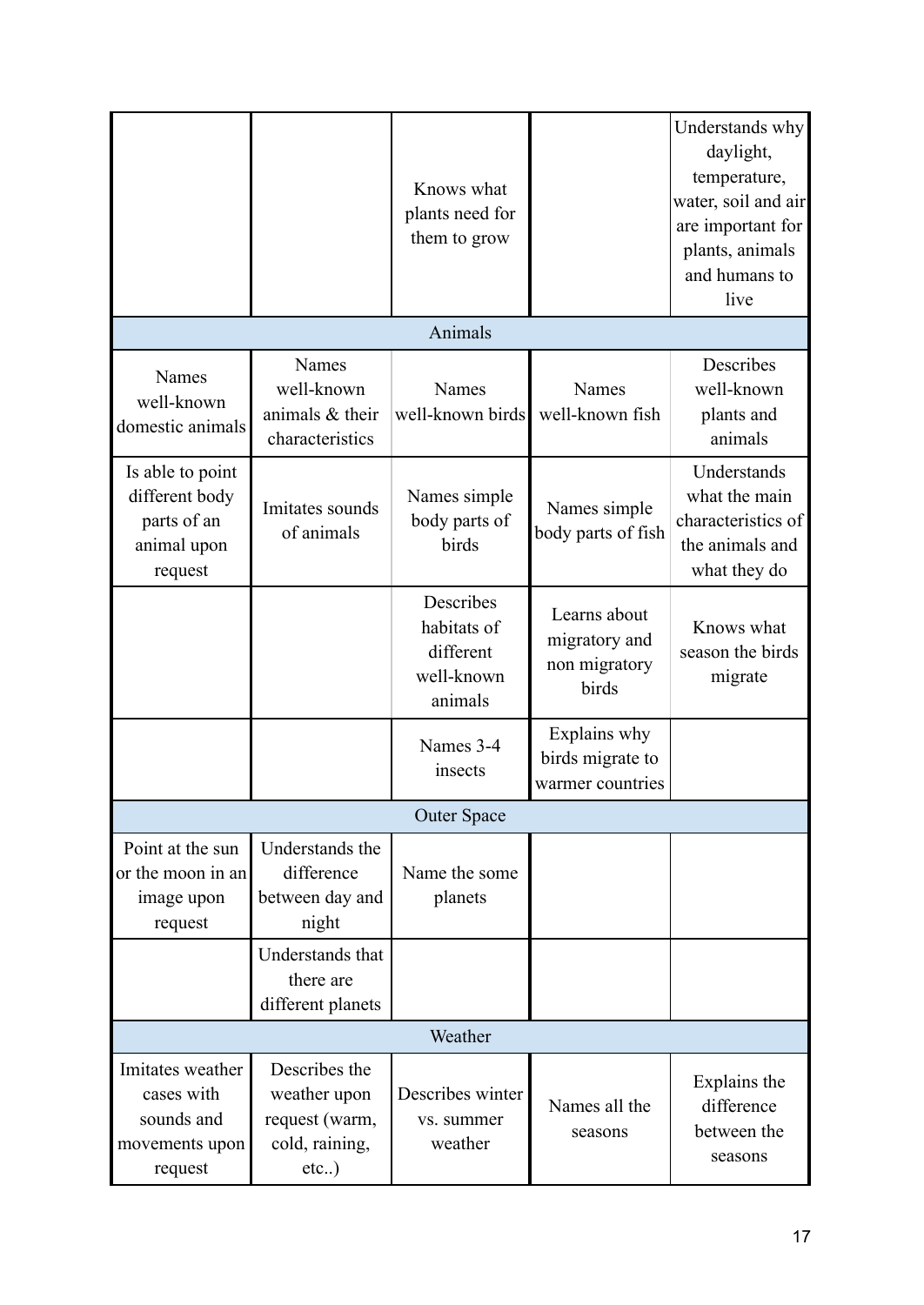| | | | | |
|---|---|---|---|---|
| | | Knows what plants need for them to grow | | Understands why daylight, temperature, water, soil and air are important for plants, animals and humans to live |
| Animals | | | | |
| Names well-known domestic animals | Names well-known animals & their characteristics | Names well-known birds | Names well-known fish | Describes well-known plants and animals |
| Is able to point different body parts of an animal upon request | Imitates sounds of animals | Names simple body parts of birds | Names simple body parts of fish | Understands what the main characteristics of the animals and what they do |
| | | Describes habitats of different well-known animals | Learns about migratory and non migratory birds | Knows what season the birds migrate |
| | | Names 3-4 insects | Explains why birds migrate to warmer countries | |
| Outer Space | | | | |
| Point at the sun or the moon in an image upon request | Understands the difference between day and night | Name the some planets | | |
| | Understands that there are different planets | | | |
| Weather | | | | |
| Imitates weather cases with sounds and movements upon request | Describes the weather upon request (warm, cold, raining, etc..) | Describes winter vs. summer weather | Names all the seasons | Explains the difference between the seasons |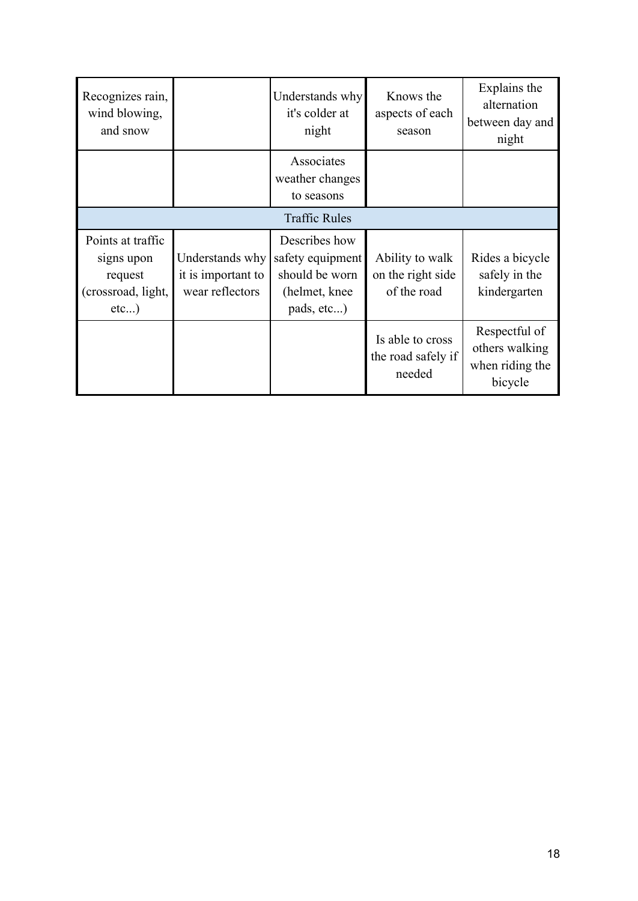| | | | | |
|---|---|---|---|---|
| Recognizes rain, wind blowing, and snow | | Understands why it's colder at night | Knows the aspects of each season | Explains the alternation between day and night |
| | | Associates weather changes to seasons | | |
| Traffic Rules | | | | |
| Points at traffic signs upon request (crossroad, light, etc...) | Understands why it is important to wear reflectors | Describes how safety equipment should be worn (helmet, knee pads, etc...) | Ability to walk on the right side of the road | Rides a bicycle safely in the kindergarten |
| | | | Is able to cross the road safely if needed | Respectful of others walking when riding the bicycle |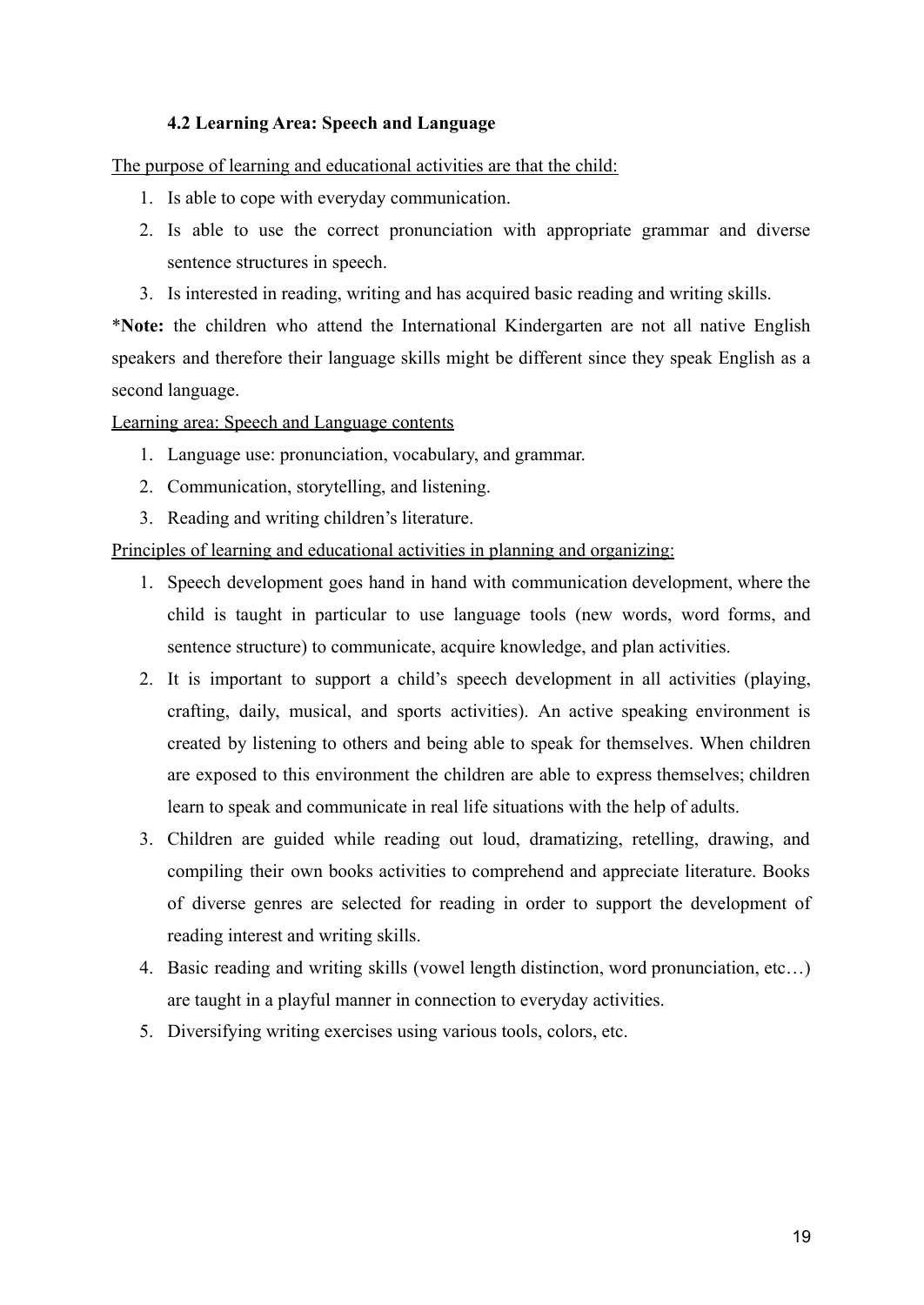### 4.2 Learning Area: Speech and Language

<u>The purpose of learning and educational activities are that the child:</u>

1. Is able to cope with everyday communication.
2. Is able to use the correct pronunciation with appropriate grammar and diverse sentence structures in speech.
3. Is interested in reading, writing and has acquired basic reading and writing skills.

\***Note:** the children who attend the International Kindergarten are not all native English speakers and therefore their language skills might be different since they speak English as a second language.

<u>Learning area: Speech and Language contents</u>

1. Language use: pronunciation, vocabulary, and grammar.
2. Communication, storytelling, and listening.
3. Reading and writing children's literature.

<u>Principles of learning and educational activities in planning and organizing:</u>

1. Speech development goes hand in hand with communication development, where the child is taught in particular to use language tools (new words, word forms, and sentence structure) to communicate, acquire knowledge, and plan activities.
2. It is important to support a child's speech development in all activities (playing, crafting, daily, musical, and sports activities). An active speaking environment is created by listening to others and being able to speak for themselves. When children are exposed to this environment the children are able to express themselves; children learn to speak and communicate in real life situations with the help of adults.
3. Children are guided while reading out loud, dramatizing, retelling, drawing, and compiling their own books activities to comprehend and appreciate literature. Books of diverse genres are selected for reading in order to support the development of reading interest and writing skills.
4. Basic reading and writing skills (vowel length distinction, word pronunciation, etc…) are taught in a playful manner in connection to everyday activities.
5. Diversifying writing exercises using various tools, colors, etc.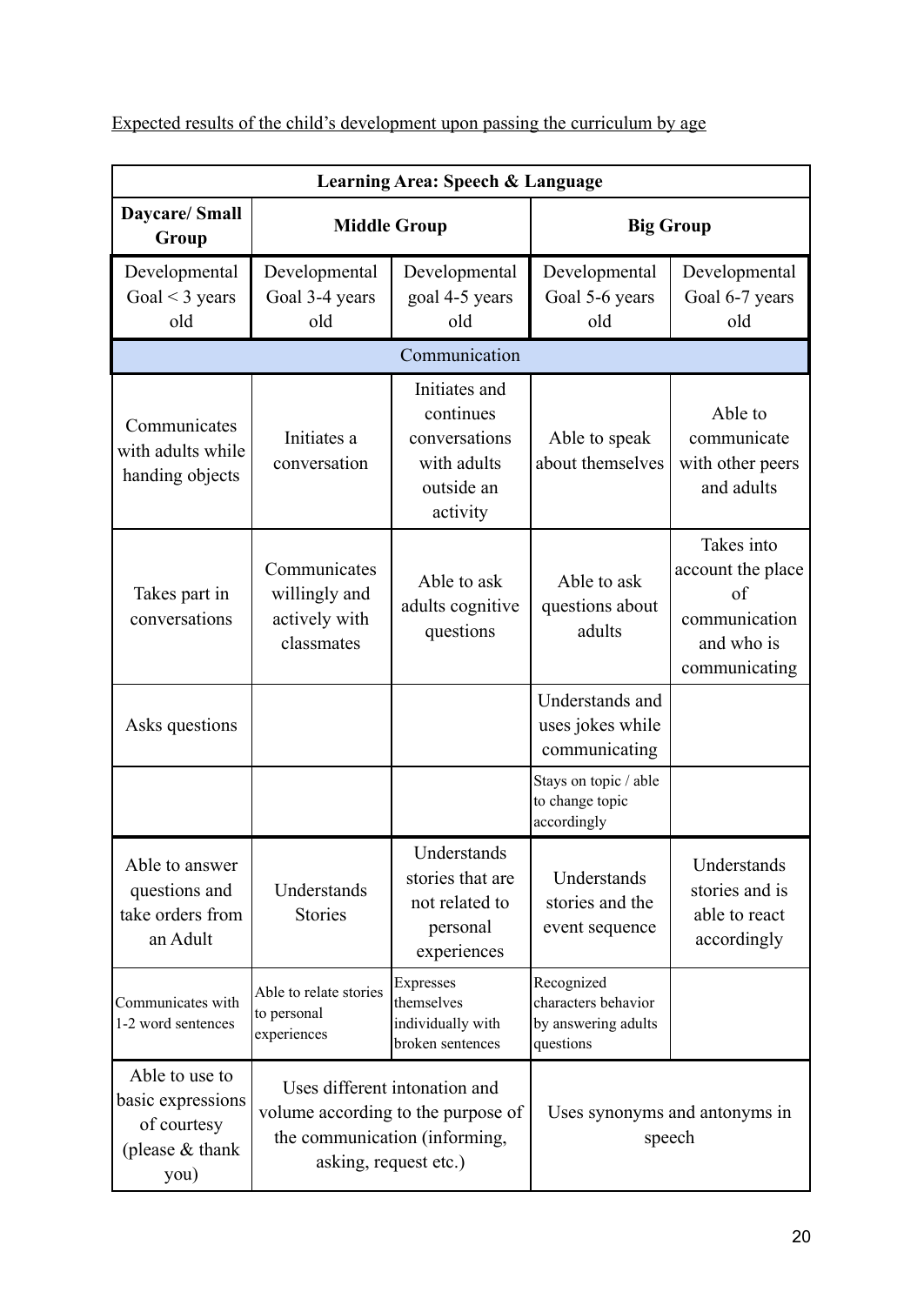Expected results of the child's development upon passing the curriculum by age

| Learning Area: Speech & Language | | | | |
|---|---|---|---|---|
| **Daycare/ Small Group** | **Middle Group** | | **Big Group** | |
| Developmental Goal < 3 years old | Developmental Goal 3-4 years old | Developmental goal 4-5 years old | Developmental Goal 5-6 years old | Developmental Goal 6-7 years old |
| Communication | | | | |
| Communicates with adults while handing objects | Initiates a conversation | Initiates and continues conversations with adults outside an activity | Able to speak about themselves | Able to communicate with other peers and adults |
| Takes part in conversations | Communicates willingly and actively with classmates | Able to ask adults cognitive questions | Able to ask questions about adults | Takes into account the place of communication and who is communicating |
| Asks questions | | | Understands and uses jokes while communicating | |
| | | | Stays on topic / able to change topic accordingly | |
| Able to answer questions and take orders from an Adult | Understands Stories | Understands stories that are not related to personal experiences | Understands stories and the event sequence | Understands stories and is able to react accordingly |
| Communicates with 1-2 word sentences | Able to relate stories to personal experiences | Expresses themselves individually with broken sentences | Recognized characters behavior by answering adults questions | |
| Able to use to basic expressions of courtesy (please & thank you) | Uses different intonation and volume according to the purpose of the communication (informing, asking, request etc.) | | Uses synonyms and antonyms in speech | |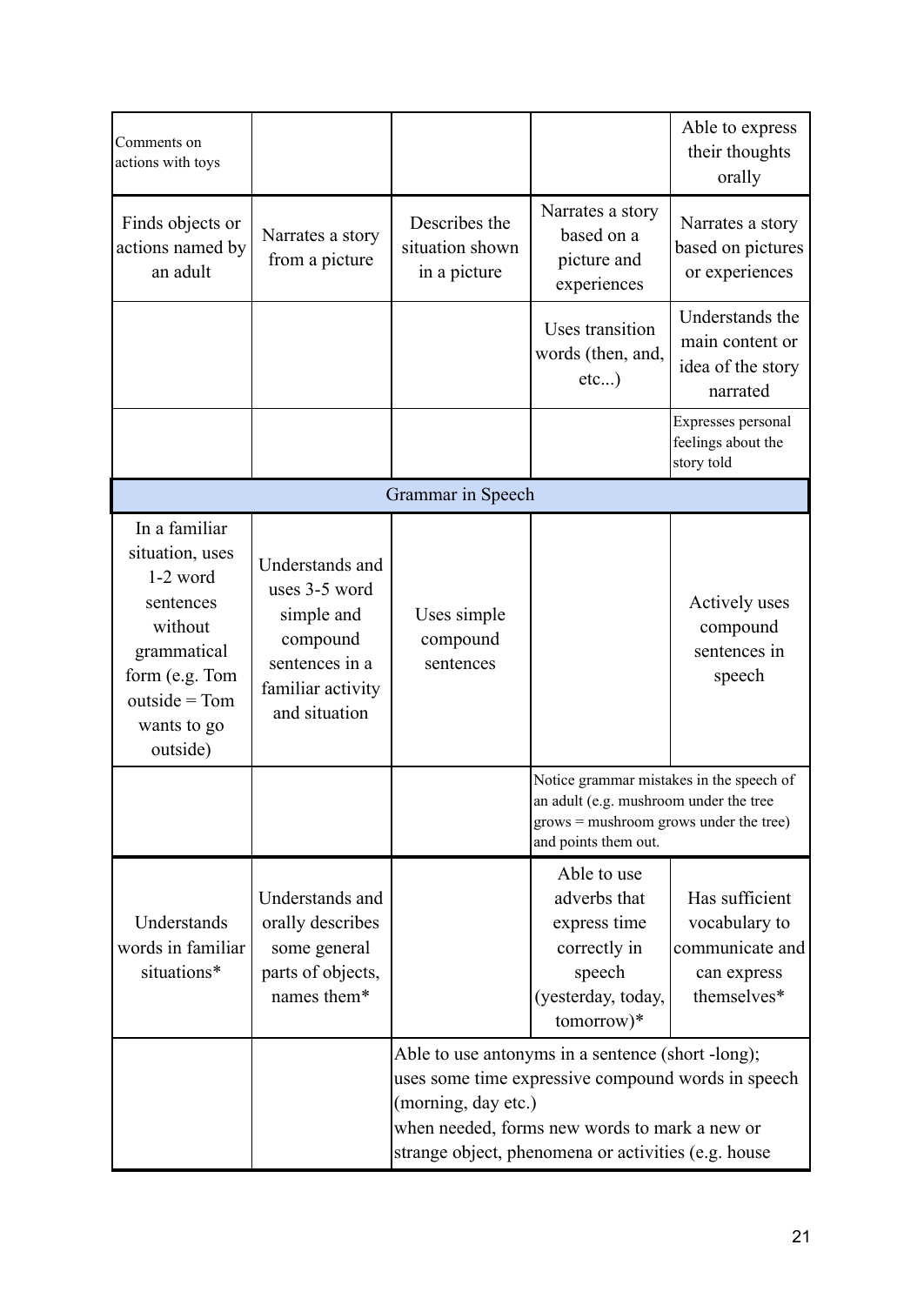| | | | | |
|---|---|---|---|---|
| Comments on actions with toys | | | | Able to express their thoughts orally |
| Finds objects or actions named by an adult | Narrates a story from a picture | Describes the situation shown in a picture | Narrates a story based on a picture and experiences | Narrates a story based on pictures or experiences |
| | | | Uses transition words (then, and, etc...) | Understands the main content or idea of the story narrated |
| | | | | Expresses personal feelings about the story told |
| Grammar in Speech | | | | |
| In a familiar situation, uses 1-2 word sentences without grammatical form (e.g. Tom outside = Tom wants to go outside) | Understands and uses 3-5 word simple and compound sentences in a familiar activity and situation | Uses simple compound sentences | | Actively uses compound sentences in speech |
| | | | Notice grammar mistakes in the speech of an adult (e.g. mushroom under the tree grows = mushroom grows under the tree) and points them out. | |
| Understands words in familiar situations* | Understands and orally describes some general parts of objects, names them* | | Able to use adverbs that express time correctly in speech (yesterday, today, tomorrow)* | Has sufficient vocabulary to communicate and can express themselves* |
| | | Able to use antonyms in a sentence (short -long); uses some time expressive compound words in speech (morning, day etc.) when needed, forms new words to mark a new or strange object, phenomena or activities (e.g. house | | |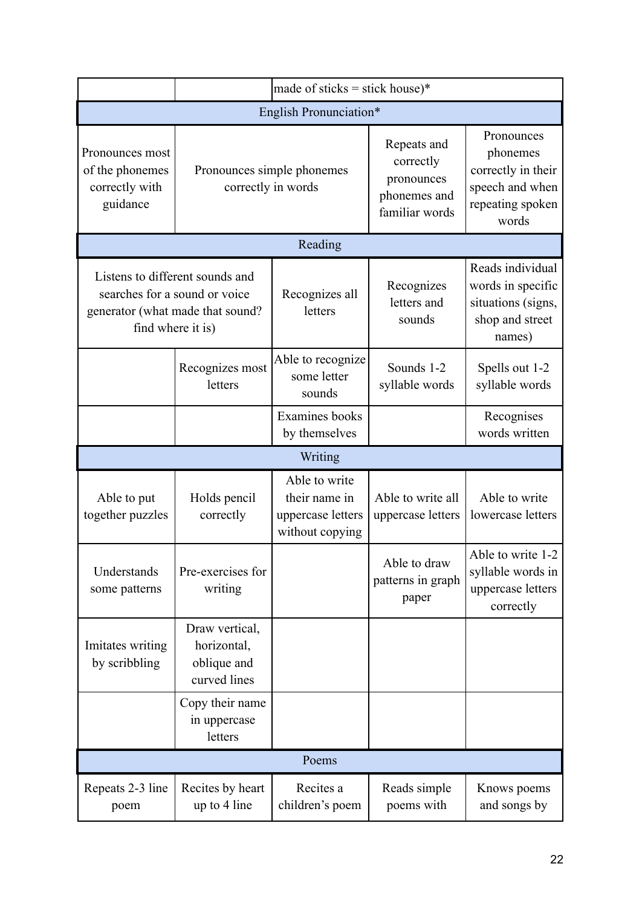| | | | | |
|---|---|---|---|---|
| | | made of sticks = stick house)* | | |
| English Pronunciation* | | | | |
| Pronounces most of the phonemes correctly with guidance | Pronounces simple phonemes correctly in words | | Repeats and correctly pronounces phonemes and familiar words | Pronounces phonemes correctly in their speech and when repeating spoken words |
| Reading | | | | |
| Listens to different sounds and searches for a sound or voice generator (what made that sound? find where it is) | | Recognizes all letters | Recognizes letters and sounds | Reads individual words in specific situations (signs, shop and street names) |
| | Recognizes most letters | Able to recognize some letter sounds | Sounds 1-2 syllable words | Spells out 1-2 syllable words |
| | | Examines books by themselves | | Recognises words written |
| Writing | | | | |
| Able to put together puzzles | Holds pencil correctly | Able to write their name in uppercase letters without copying | Able to write all uppercase letters | Able to write lowercase letters |
| Understands some patterns | Pre-exercises for writing | | Able to draw patterns in graph paper | Able to write 1-2 syllable words in uppercase letters correctly |
| Imitates writing by scribbling | Draw vertical, horizontal, oblique and curved lines | | | |
| | Copy their name in uppercase letters | | | |
| Poems | | | | |
| Repeats 2-3 line poem | Recites by heart up to 4 line | Recites a children's poem | Reads simple poems with | Knows poems and songs by |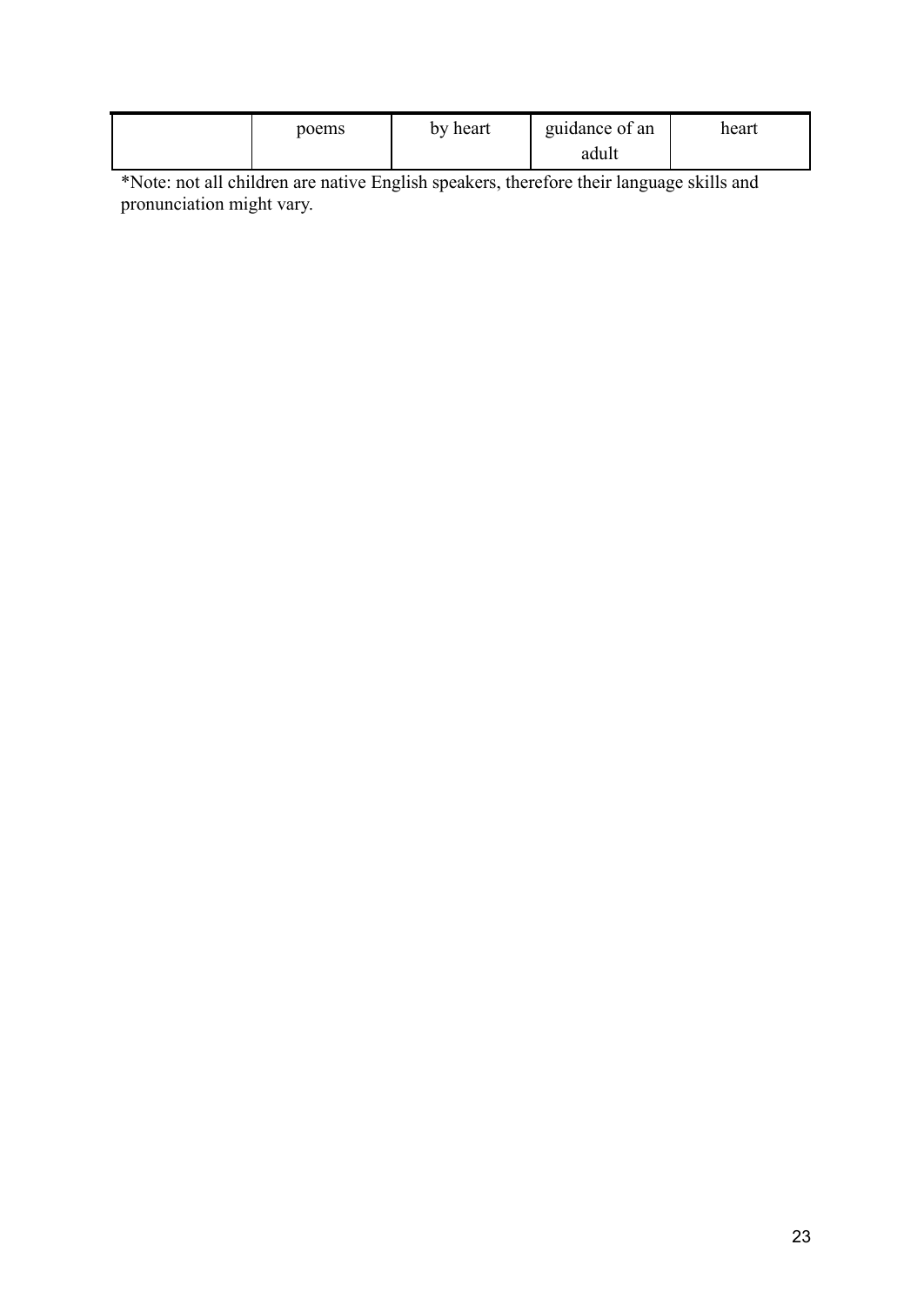|  |  |  |  |  |
| --- | --- | --- | --- | --- |
|  | poems | by heart | guidance of an adult | heart |

*Note: not all children are native English speakers, therefore their language skills and pronunciation might vary.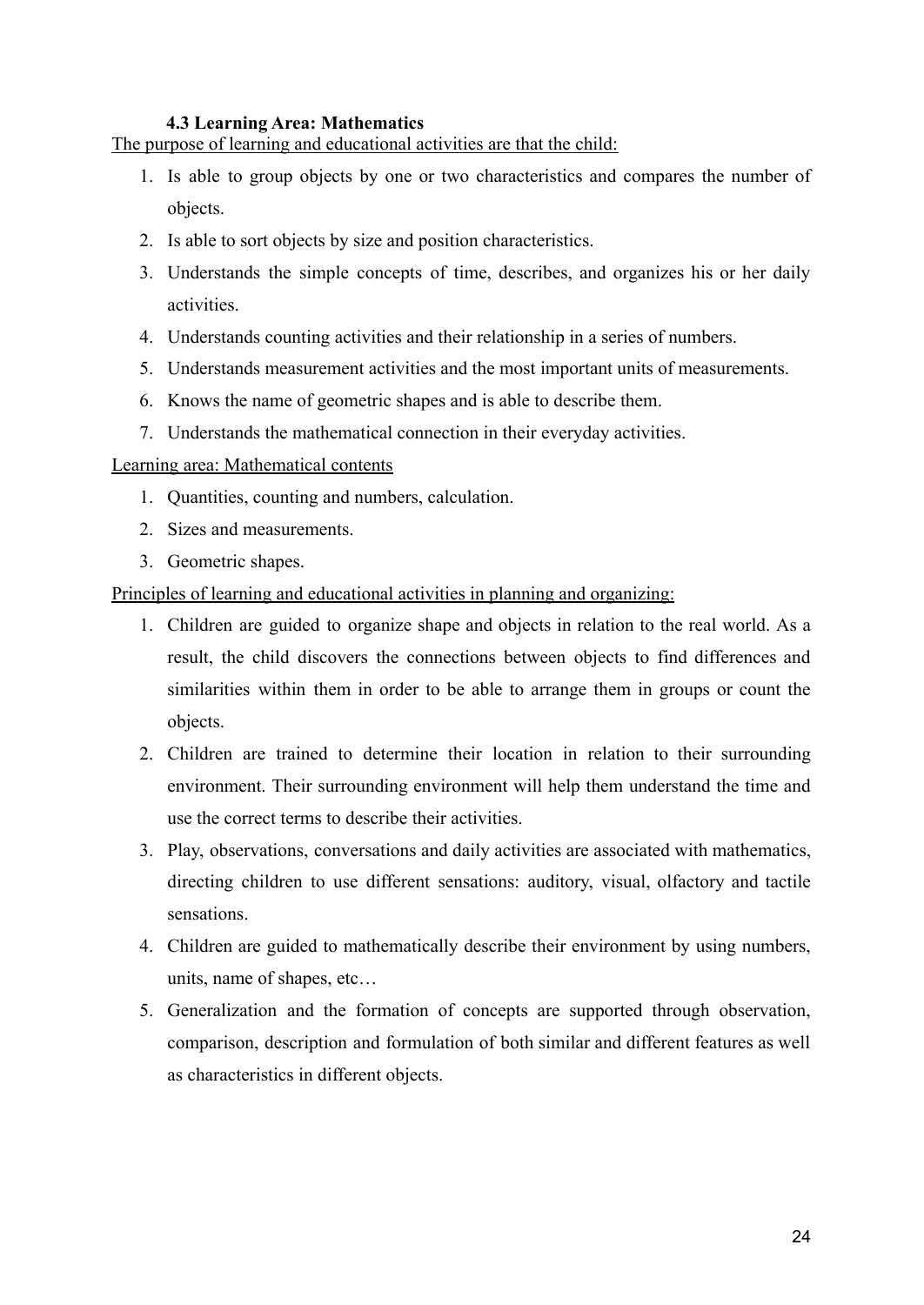### 4.3 Learning Area: Mathematics

The purpose of learning and educational activities are that the child:

1. Is able to group objects by one or two characteristics and compares the number of objects.
2. Is able to sort objects by size and position characteristics.
3. Understands the simple concepts of time, describes, and organizes his or her daily activities.
4. Understands counting activities and their relationship in a series of numbers.
5. Understands measurement activities and the most important units of measurements.
6. Knows the name of geometric shapes and is able to describe them.
7. Understands the mathematical connection in their everyday activities.

Learning area: Mathematical contents

1. Quantities, counting and numbers, calculation.
2. Sizes and measurements.
3. Geometric shapes.

Principles of learning and educational activities in planning and organizing:

1. Children are guided to organize shape and objects in relation to the real world. As a result, the child discovers the connections between objects to find differences and similarities within them in order to be able to arrange them in groups or count the objects.
2. Children are trained to determine their location in relation to their surrounding environment. Their surrounding environment will help them understand the time and use the correct terms to describe their activities.
3. Play, observations, conversations and daily activities are associated with mathematics, directing children to use different sensations: auditory, visual, olfactory and tactile sensations.
4. Children are guided to mathematically describe their environment by using numbers, units, name of shapes, etc…
5. Generalization and the formation of concepts are supported through observation, comparison, description and formulation of both similar and different features as well as characteristics in different objects.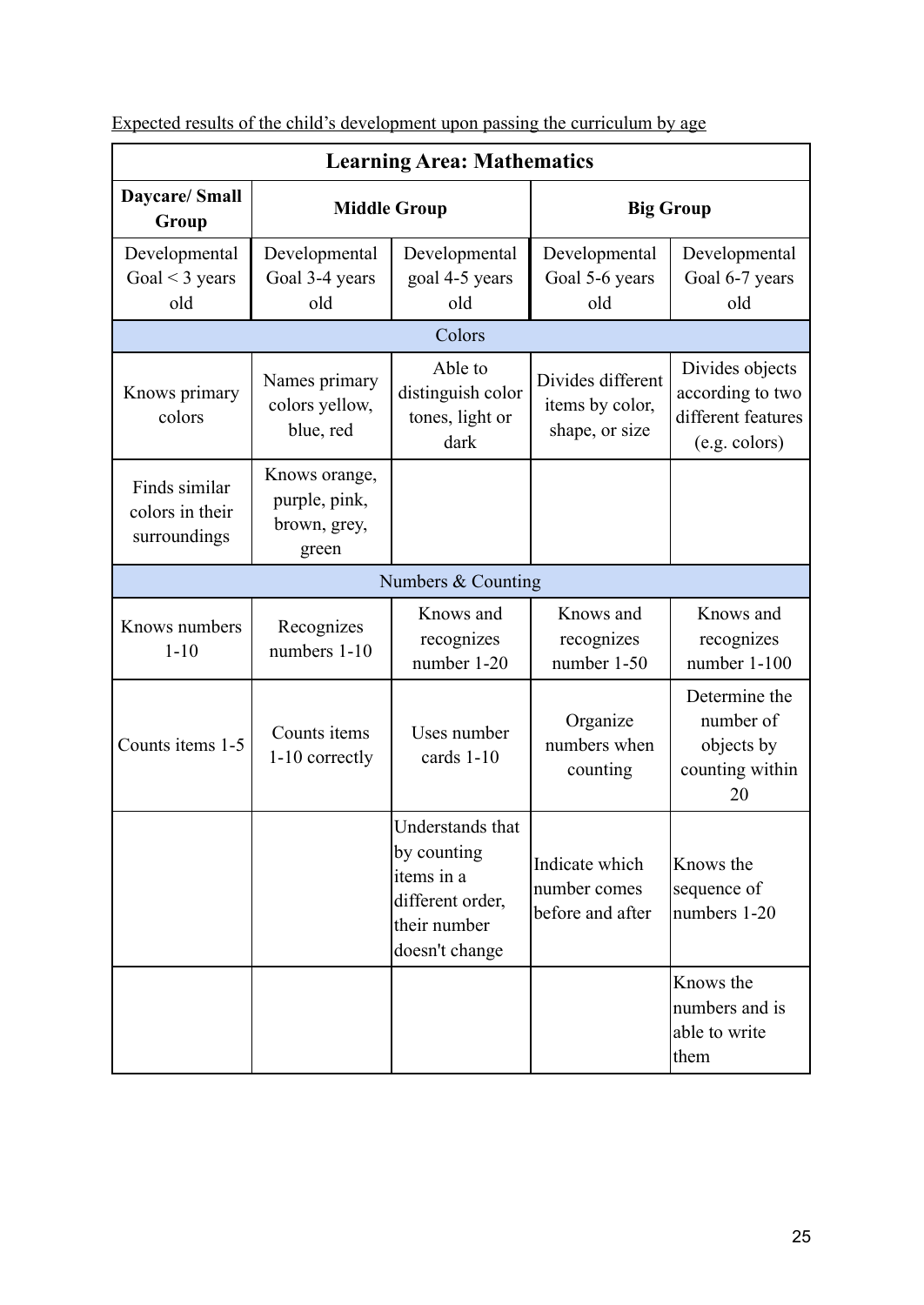Expected results of the child's development upon passing the curriculum by age

| Learning Area: Mathematics | | | | |
|---|---|---|---|---|
| **Daycare/ Small Group** | **Middle Group** | | **Big Group** | |
| Developmental Goal < 3 years old | Developmental Goal 3-4 years old | Developmental goal 4-5 years old | Developmental Goal 5-6 years old | Developmental Goal 6-7 years old |
| Colors | | | | |
| Knows primary colors | Names primary colors yellow, blue, red | Able to distinguish color tones, light or dark | Divides different items by color, shape, or size | Divides objects according to two different features (e.g. colors) |
| Finds similar colors in their surroundings | Knows orange, purple, pink, brown, grey, green | | | |
| Numbers & Counting | | | | |
| Knows numbers 1-10 | Recognizes numbers 1-10 | Knows and recognizes number 1-20 | Knows and recognizes number 1-50 | Knows and recognizes number 1-100 |
| Counts items 1-5 | Counts items 1-10 correctly | Uses number cards 1-10 | Organize numbers when counting | Determine the number of objects by counting within 20 |
| | | Understands that by counting items in a different order, their number doesn't change | Indicate which number comes before and after | Knows the sequence of numbers 1-20 |
| | | | | Knows the numbers and is able to write them |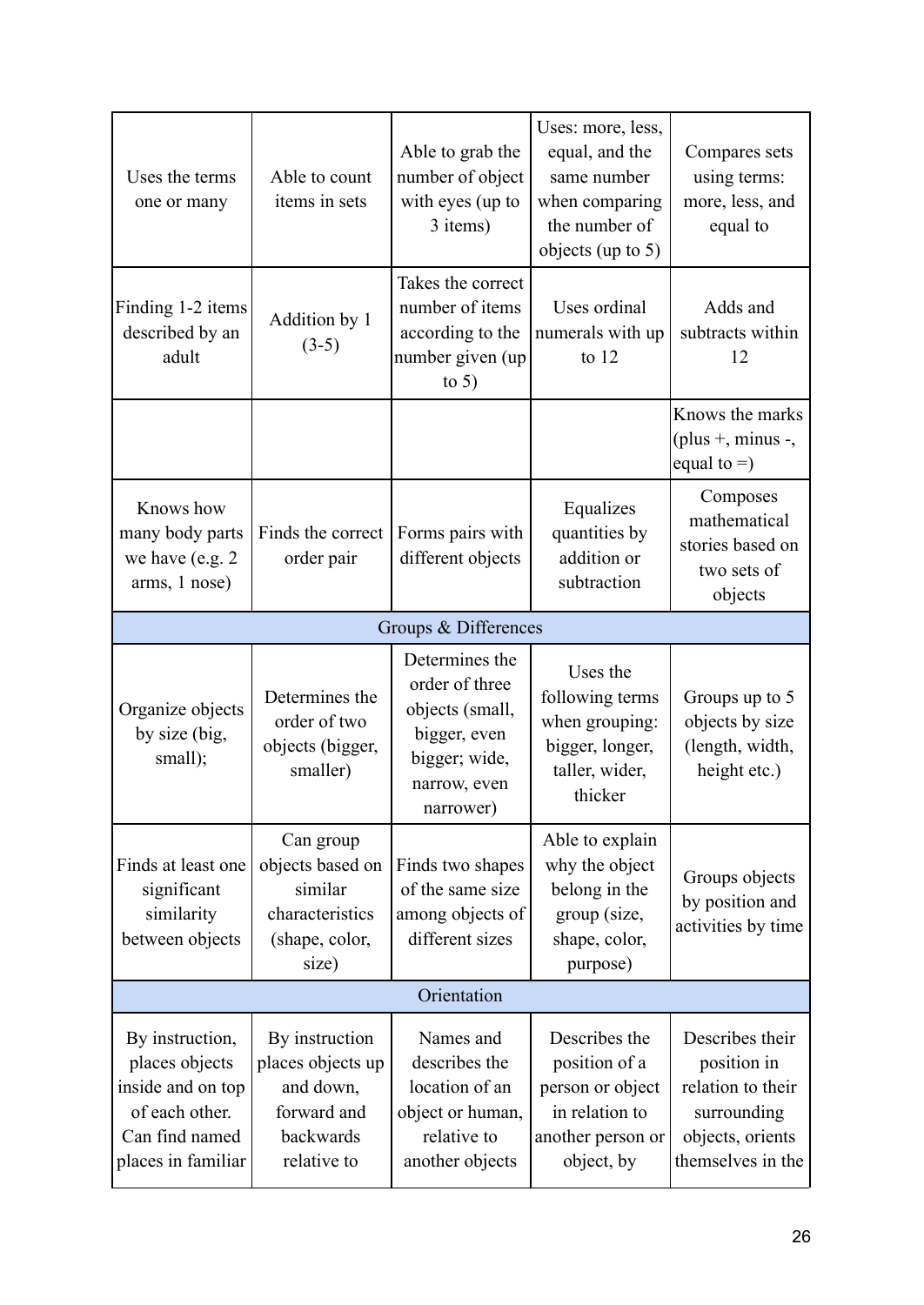| | | | | |
|---|---|---|---|---|
| Uses the terms one or many | Able to count items in sets | Able to grab the number of object with eyes (up to 3 items) | Uses: more, less, equal, and the same number when comparing the number of objects (up to 5) | Compares sets using terms: more, less, and equal to |
| Finding 1-2 items described by an adult | Addition by 1 (3-5) | Takes the correct number of items according to the number given (up to 5) | Uses ordinal numerals with up to 12 | Adds and subtracts within 12 |
| | | | | Knows the marks (plus +, minus -, equal to =) |
| Knows how many body parts we have (e.g. 2 arms, 1 nose) | Finds the correct order pair | Forms pairs with different objects | Equalizes quantities by addition or subtraction | Composes mathematical stories based on two sets of objects |
| Groups & Differences | | | | |
| Organize objects by size (big, small); | Determines the order of two objects (bigger, smaller) | Determines the order of three objects (small, bigger, even bigger; wide, narrow, even narrower) | Uses the following terms when grouping: bigger, longer, taller, wider, thicker | Groups up to 5 objects by size (length, width, height etc.) |
| Finds at least one significant similarity between objects | Can group objects based on similar characteristics (shape, color, size) | Finds two shapes of the same size among objects of different sizes | Able to explain why the object belong in the group (size, shape, color, purpose) | Groups objects by position and activities by time |
| Orientation | | | | |
| By instruction, places objects inside and on top of each other. Can find named places in familiar | By instruction places objects up and down, forward and backwards relative to | Names and describes the location of an object or human, relative to another objects | Describes the position of a person or object in relation to another person or object, by | Describes their position in relation to their surrounding objects, orients themselves in the |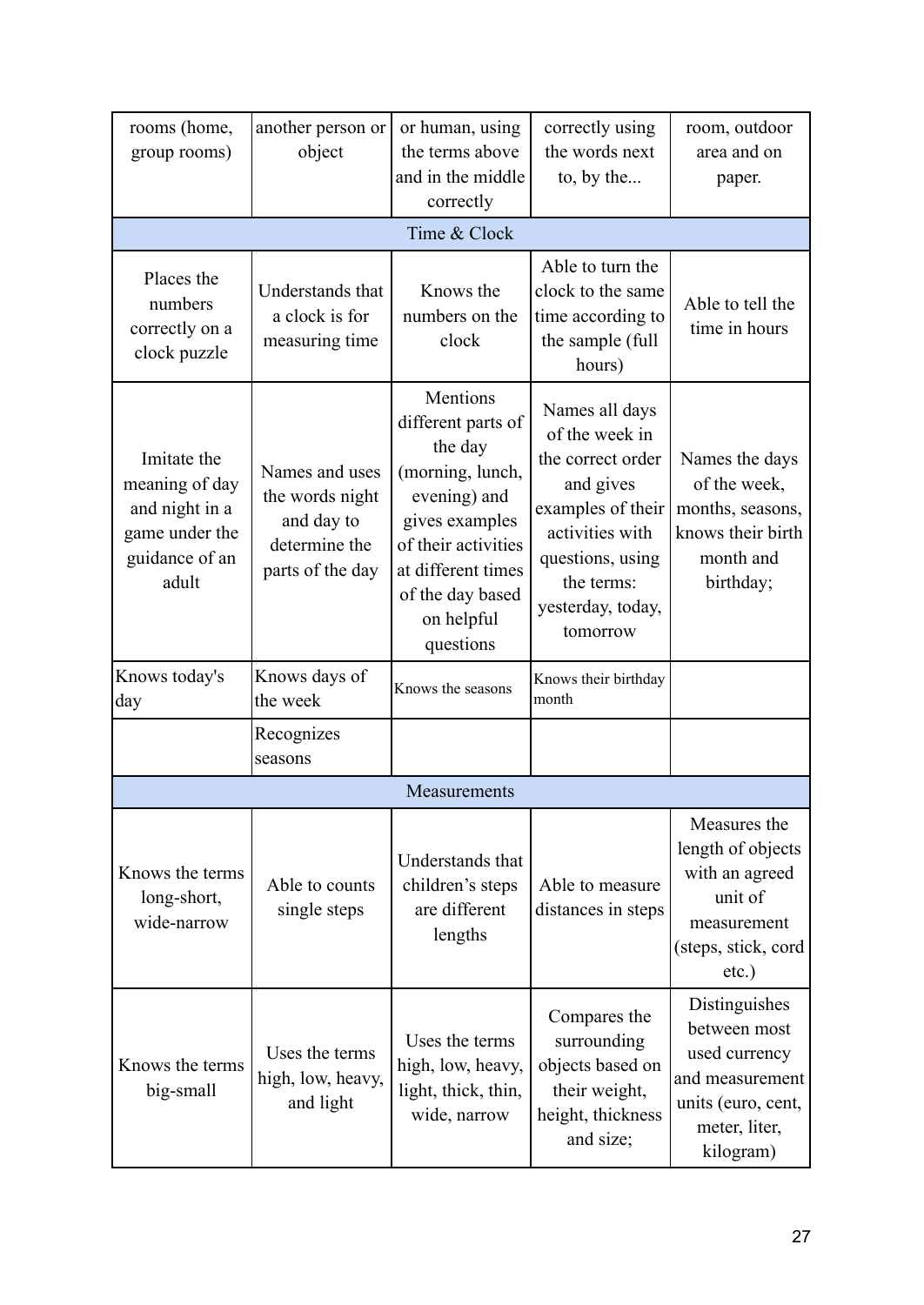| | | | | |
|---|---|---|---|---|
| rooms (home, group rooms) | another person or object | or human, using the terms above and in the middle correctly | correctly using the words next to, by the... | room, outdoor area and on paper. |
| Time & Clock | | | | |
| Places the numbers correctly on a clock puzzle | Understands that a clock is for measuring time | Knows the numbers on the clock | Able to turn the clock to the same time according to the sample (full hours) | Able to tell the time in hours |
| Imitate the meaning of day and night in a game under the guidance of an adult | Names and uses the words night and day to determine the parts of the day | Mentions different parts of the day (morning, lunch, evening) and gives examples of their activities at different times of the day based on helpful questions | Names all days of the week in the correct order and gives examples of their activities with questions, using the terms: yesterday, today, tomorrow | Names the days of the week, months, seasons, knows their birth month and birthday; |
| Knows today's day | Knows days of the week | Knows the seasons | Knows their birthday month | |
| | Recognizes seasons | | | |
| Measurements | | | | |
| Knows the terms long-short, wide-narrow | Able to counts single steps | Understands that children's steps are different lengths | Able to measure distances in steps | Measures the length of objects with an agreed unit of measurement (steps, stick, cord etc.) |
| Knows the terms big-small | Uses the terms high, low, heavy, and light | Uses the terms high, low, heavy, light, thick, thin, wide, narrow | Compares the surrounding objects based on their weight, height, thickness and size; | Distinguishes between most used currency and measurement units (euro, cent, meter, liter, kilogram) |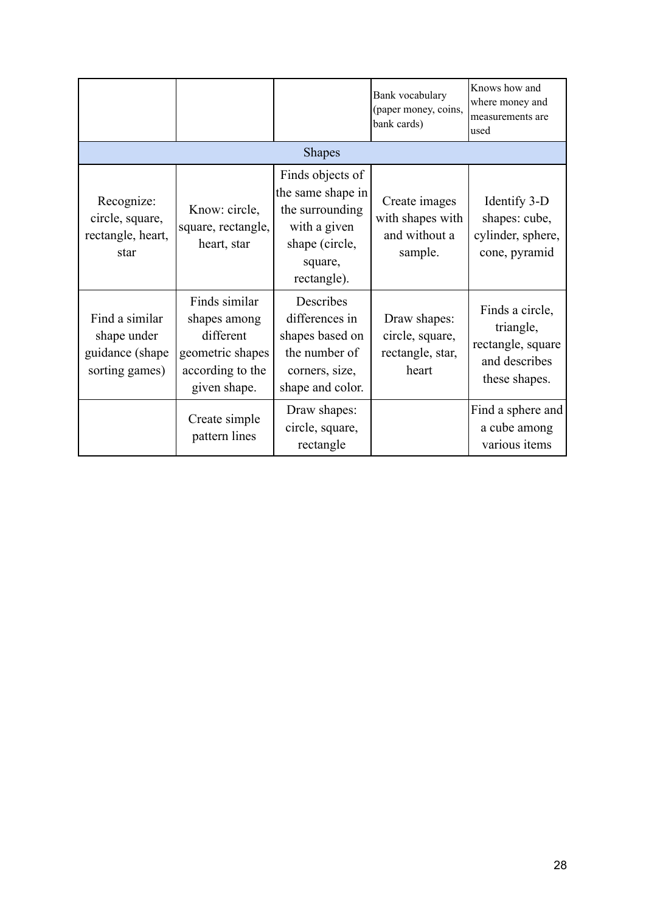| | | | | |
|---|---|---|---|---|
| | | | Bank vocabulary (paper money, coins, bank cards) | Knows how and where money and measurements are used |
| Shapes | | | | |
| Recognize: circle, square, rectangle, heart, star | Know: circle, square, rectangle, heart, star | Finds objects of the same shape in the surrounding with a given shape (circle, square, rectangle). | Create images with shapes with and without a sample. | Identify 3-D shapes: cube, cylinder, sphere, cone, pyramid |
| Find a similar shape under guidance (shape sorting games) | Finds similar shapes among different geometric shapes according to the given shape. | Describes differences in shapes based on the number of corners, size, shape and color. | Draw shapes: circle, square, rectangle, star, heart | Finds a circle, triangle, rectangle, square and describes these shapes. |
| | Create simple pattern lines | Draw shapes: circle, square, rectangle | | Find a sphere and a cube among various items |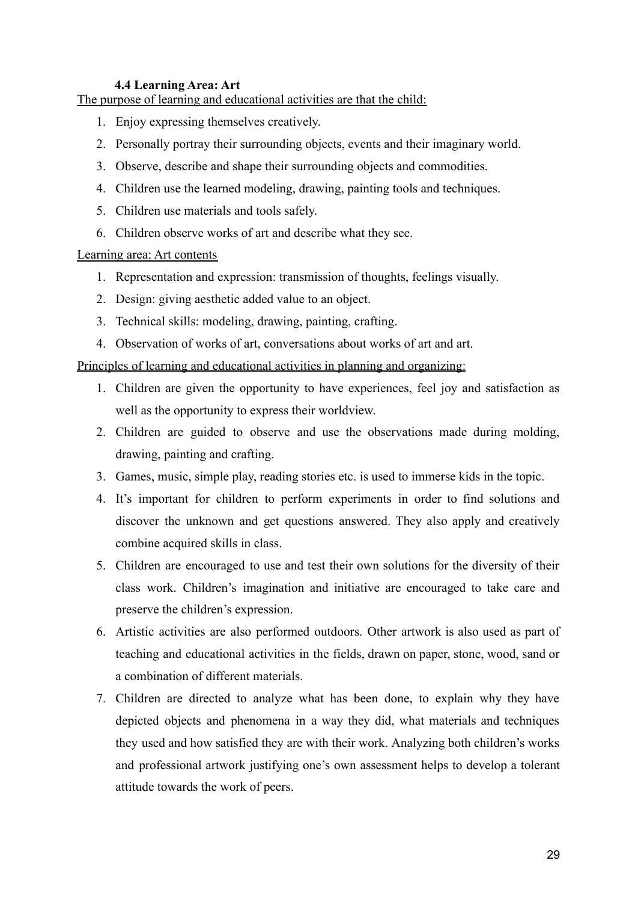### 4.4 Learning Area: Art

<u>The purpose of learning and educational activities are that the child:</u>

1. Enjoy expressing themselves creatively.
2. Personally portray their surrounding objects, events and their imaginary world.
3. Observe, describe and shape their surrounding objects and commodities.
4. Children use the learned modeling, drawing, painting tools and techniques.
5. Children use materials and tools safely.
6. Children observe works of art and describe what they see.

<u>Learning area: Art contents</u>

1. Representation and expression: transmission of thoughts, feelings visually.
2. Design: giving aesthetic added value to an object.
3. Technical skills: modeling, drawing, painting, crafting.
4. Observation of works of art, conversations about works of art and art.

<u>Principles of learning and educational activities in planning and organizing:</u>

1. Children are given the opportunity to have experiences, feel joy and satisfaction as well as the opportunity to express their worldview.
2. Children are guided to observe and use the observations made during molding, drawing, painting and crafting.
3. Games, music, simple play, reading stories etc. is used to immerse kids in the topic.
4. It's important for children to perform experiments in order to find solutions and discover the unknown and get questions answered. They also apply and creatively combine acquired skills in class.
5. Children are encouraged to use and test their own solutions for the diversity of their class work. Children's imagination and initiative are encouraged to take care and preserve the children's expression.
6. Artistic activities are also performed outdoors. Other artwork is also used as part of teaching and educational activities in the fields, drawn on paper, stone, wood, sand or a combination of different materials.
7. Children are directed to analyze what has been done, to explain why they have depicted objects and phenomena in a way they did, what materials and techniques they used and how satisfied they are with their work. Analyzing both children's works and professional artwork justifying one's own assessment helps to develop a tolerant attitude towards the work of peers.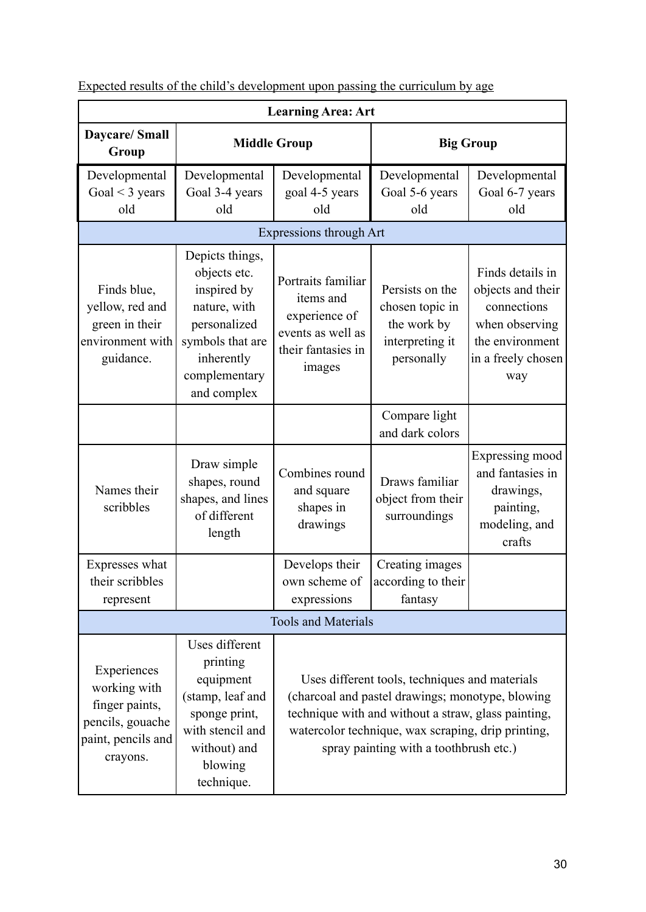Expected results of the child's development upon passing the curriculum by age

| Learning Area: Art | | | | |
|---|---|---|---|---|
| **Daycare/ Small Group** | **Middle Group** | | **Big Group** | |
| Developmental Goal < 3 years old | Developmental Goal 3-4 years old | Developmental goal 4-5 years old | Developmental Goal 5-6 years old | Developmental Goal 6-7 years old |
| Expressions through Art | | | | |
| Finds blue, yellow, red and green in their environment with guidance. | Depicts things, objects etc. inspired by nature, with personalized symbols that are inherently complementary and complex | Portraits familiar items and experience of events as well as their fantasies in images | Persists on the chosen topic in the work by interpreting it personally | Finds details in objects and their connections when observing the environment in a freely chosen way |
| | | | Compare light and dark colors | |
| Names their scribbles | Draw simple shapes, round shapes, and lines of different length | Combines round and square shapes in drawings | Draws familiar object from their surroundings | Expressing mood and fantasies in drawings, painting, modeling, and crafts |
| Expresses what their scribbles represent | | Develops their own scheme of expressions | Creating images according to their fantasy | |
| Tools and Materials | | | | |
| Experiences working with finger paints, pencils, gouache paint, pencils and crayons. | Uses different printing equipment (stamp, leaf and sponge print, with stencil and without) and blowing technique. | Uses different tools, techniques and materials (charcoal and pastel drawings; monotype, blowing technique with and without a straw, glass painting, watercolor technique, wax scraping, drip printing, spray painting with a toothbrush etc.) | | |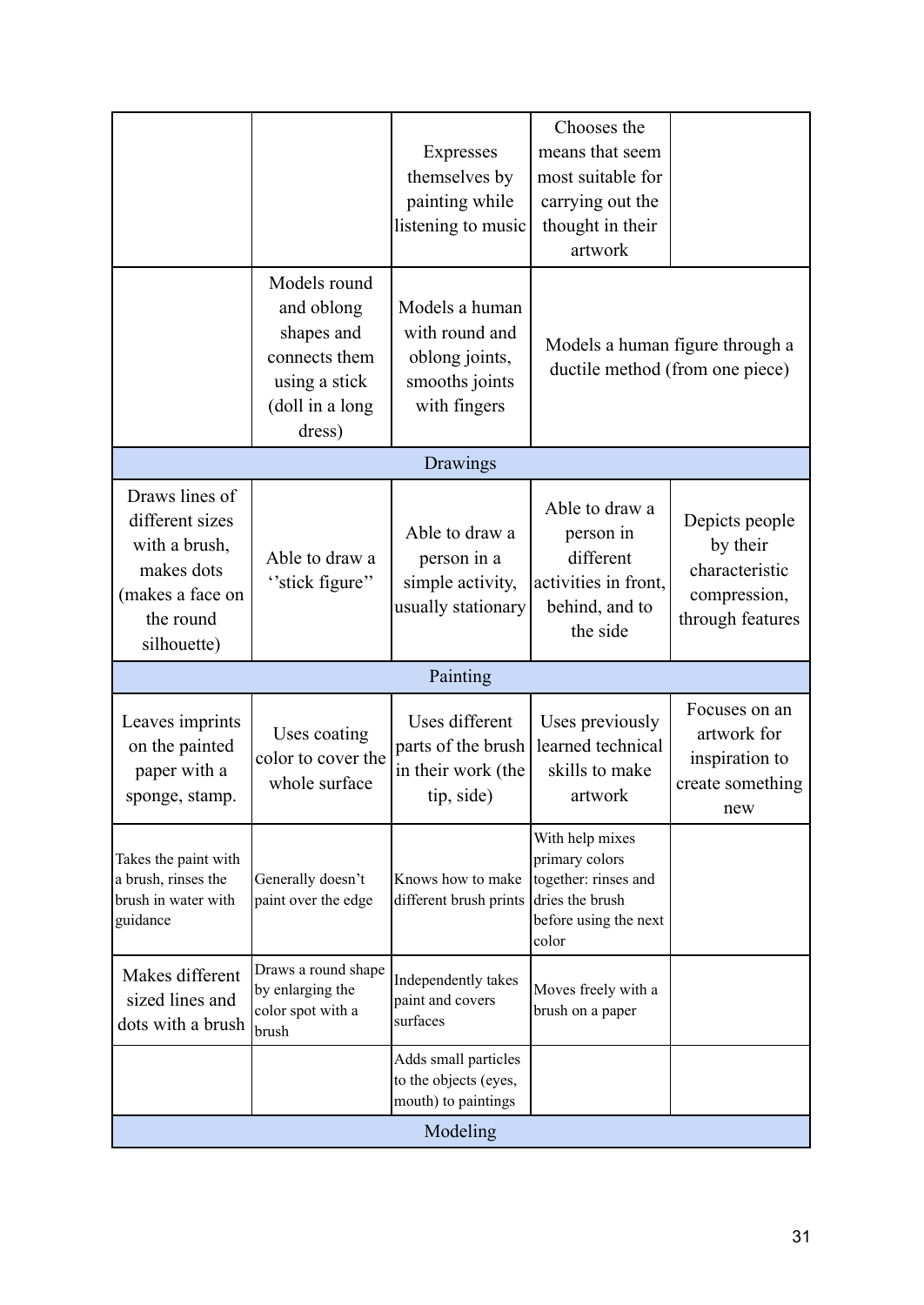| | | | | |
|---|---|---|---|---|
| | | Expresses themselves by painting while listening to music | Chooses the means that seem most suitable for carrying out the thought in their artwork | |
| | Models round and oblong shapes and connects them using a stick (doll in a long dress) | Models a human with round and oblong joints, smooths joints with fingers | Models a human figure through a ductile method (from one piece) | |
| | | Drawings | | |
| Draws lines of different sizes with a brush, makes dots (makes a face on the round silhouette) | Able to draw a ‘’stick figure’’ | Able to draw a person in a simple activity, usually stationary | Able to draw a person in different activities in front, behind, and to the side | Depicts people by their characteristic compression, through features |
| | | Painting | | |
| Leaves imprints on the painted paper with a sponge, stamp. | Uses coating color to cover the whole surface | Uses different parts of the brush in their work (the tip, side) | Uses previously learned technical skills to make artwork | Focuses on an artwork for inspiration to create something new |
| Takes the paint with a brush, rinses the brush in water with guidance | Generally doesn’t paint over the edge | Knows how to make different brush prints | With help mixes primary colors together: rinses and dries the brush before using the next color | |
| Makes different sized lines and dots with a brush | Draws a round shape by enlarging the color spot with a brush | Independently takes paint and covers surfaces | Moves freely with a brush on a paper | |
| | | Adds small particles to the objects (eyes, mouth) to paintings | | |
| | | Modeling | | |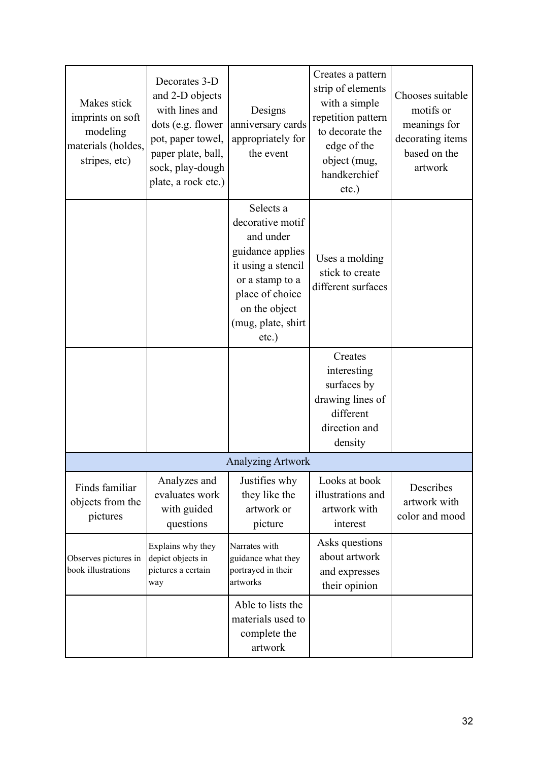| | | | | |
|---|---|---|---|---|
| Makes stick imprints on soft modeling materials (holdes, stripes, etc) | Decorates 3-D and 2-D objects with lines and dots (e.g. flower pot, paper towel, paper plate, ball, sock, play-dough plate, a rock etc.) | Designs anniversary cards appropriately for the event | Creates a pattern strip of elements with a simple repetition pattern to decorate the edge of the object (mug, handkerchief etc.) | Chooses suitable motifs or meanings for decorating items based on the artwork |
| | | Selects a decorative motif and under guidance applies it using a stencil or a stamp to a place of choice on the object (mug, plate, shirt etc.) | Uses a molding stick to create different surfaces | |
| | | | Creates interesting surfaces by drawing lines of different direction and density | |
| | | Analyzing Artwork | | |
| Finds familiar objects from the pictures | Analyzes and evaluates work with guided questions | Justifies why they like the artwork or picture | Looks at book illustrations and artwork with interest | Describes artwork with color and mood |
| Observes pictures in book illustrations | Explains why they depict objects in pictures a certain way | Narrates with guidance what they portrayed in their artworks | Asks questions about artwork and expresses their opinion | |
| | | Able to lists the materials used to complete the artwork | | |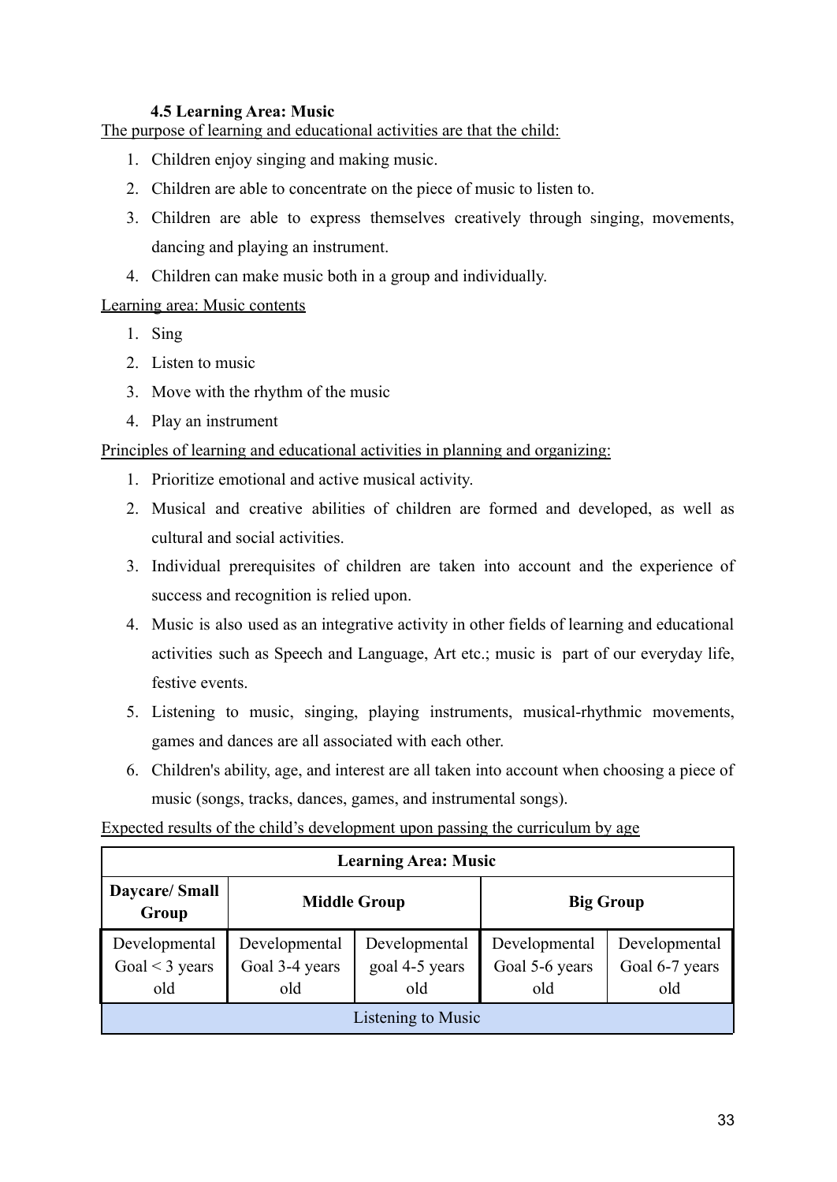### 4.5 Learning Area: Music

The purpose of learning and educational activities are that the child:

1. Children enjoy singing and making music.
2. Children are able to concentrate on the piece of music to listen to.
3. Children are able to express themselves creatively through singing, movements, dancing and playing an instrument.
4. Children can make music both in a group and individually.

Learning area: Music contents

1. Sing
2. Listen to music
3. Move with the rhythm of the music
4. Play an instrument

Principles of learning and educational activities in planning and organizing:

1. Prioritize emotional and active musical activity.
2. Musical and creative abilities of children are formed and developed, as well as cultural and social activities.
3. Individual prerequisites of children are taken into account and the experience of success and recognition is relied upon.
4. Music is also used as an integrative activity in other fields of learning and educational activities such as Speech and Language, Art etc.; music is part of our everyday life, festive events.
5. Listening to music, singing, playing instruments, musical-rhythmic movements, games and dances are all associated with each other.
6. Children's ability, age, and interest are all taken into account when choosing a piece of music (songs, tracks, dances, games, and instrumental songs).

Expected results of the child's development upon passing the curriculum by age

| Learning Area: Music | | | | |
|---|---|---|---|---|
| **Daycare/ Small Group** | **Middle Group** | | **Big Group** | |
| Developmental Goal < 3 years old | Developmental Goal 3-4 years old | Developmental goal 4-5 years old | Developmental Goal 5-6 years old | Developmental Goal 6-7 years old |
| Listening to Music | | | | |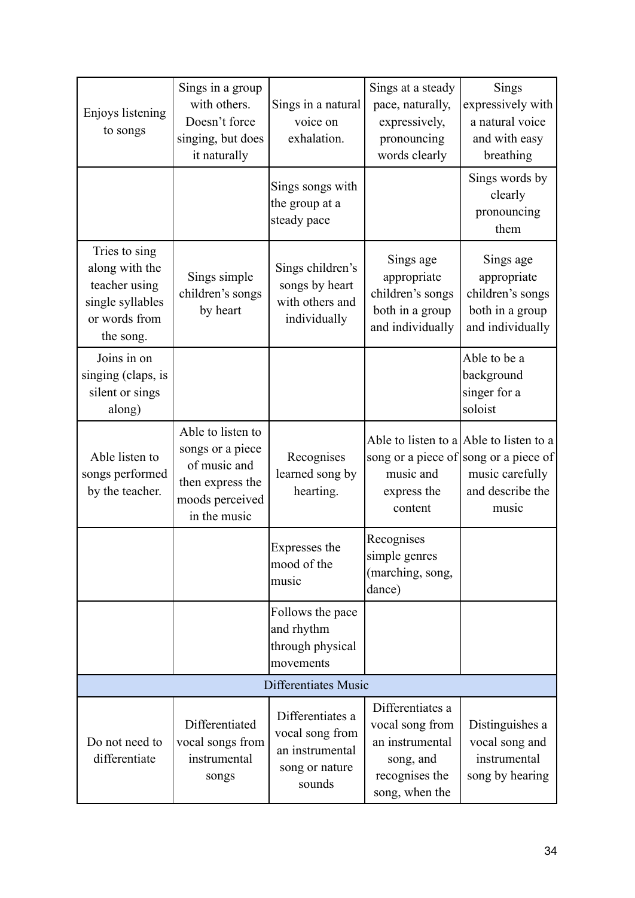| | | | | |
|---|---|---|---|---|
| Enjoys listening to songs | Sings in a group with others. Doesn't force singing, but does it naturally | Sings in a natural voice on exhalation. | Sings at a steady pace, naturally, expressively, pronouncing words clearly | Sings expressively with a natural voice and with easy breathing |
| | | Sings songs with the group at a steady pace | | Sings words by clearly pronouncing them |
| Tries to sing along with the teacher using single syllables or words from the song. | Sings simple children's songs by heart | Sings children's songs by heart with others and individually | Sings age appropriate children's songs both in a group and individually | Sings age appropriate children's songs both in a group and individually |
| Joins in on singing (claps, is silent or sings along) | | | | Able to be a background singer for a soloist |
| Able listen to songs performed by the teacher. | Able to listen to songs or a piece of music and then express the moods perceived in the music | Recognises learned song by hearting. | Able to listen to a song or a piece of music and express the content | Able to listen to a song or a piece of music carefully and describe the music |
| | | Expresses the mood of the music | Recognises simple genres (marching, song, dance) | |
| | | Follows the pace and rhythm through physical movements | | |
| Differentiates Music | | | | |
| Do not need to differentiate | Differentiated vocal songs from instrumental songs | Differentiates a vocal song from an instrumental song or nature sounds | Differentiates a vocal song from an instrumental song, and recognises the song, when the | Distinguishes a vocal song and instrumental song by hearing |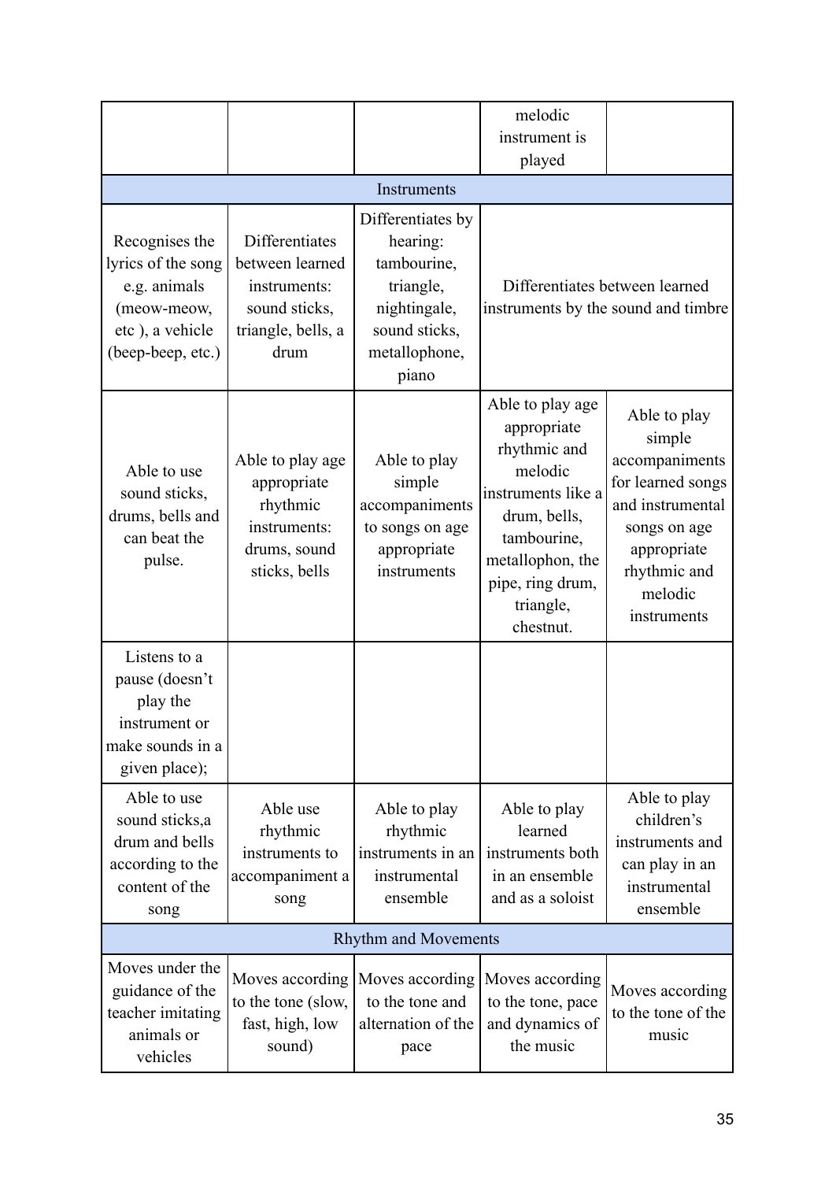| | | | | |
|---|---|---|---|---|
| | | | melodic instrument is played | |
| Instruments | | | | |
| Recognises the lyrics of the song e.g. animals (meow-meow, etc ), a vehicle (beep-beep, etc.) | Differentiates between learned instruments: sound sticks, triangle, bells, a drum | Differentiates by hearing: tambourine, triangle, nightingale, sound sticks, metallophone, piano | Differentiates between learned instruments by the sound and timbre | |
| Able to use sound sticks, drums, bells and can beat the pulse. | Able to play age appropriate rhythmic instruments: drums, sound sticks, bells | Able to play simple accompaniments to songs on age appropriate instruments | Able to play age appropriate rhythmic and melodic instruments like a drum, bells, tambourine, metallophon, the pipe, ring drum, triangle, chestnut. | Able to play simple accompaniments for learned songs and instrumental songs on age appropriate rhythmic and melodic instruments |
| Listens to a pause (doesn't play the instrument or make sounds in a given place); | | | | |
| Able to use sound sticks,a drum and bells according to the content of the song | Able use rhythmic instruments to accompaniment a song | Able to play rhythmic instruments in an instrumental ensemble | Able to play learned instruments both in an ensemble and as a soloist | Able to play children's instruments and can play in an instrumental ensemble |
| Rhythm and Movements | | | | |
| Moves under the guidance of the teacher imitating animals or vehicles | Moves according to the tone (slow, fast, high, low sound) | Moves according to the tone and alternation of the pace | Moves according to the tone, pace and dynamics of the music | Moves according to the tone of the music |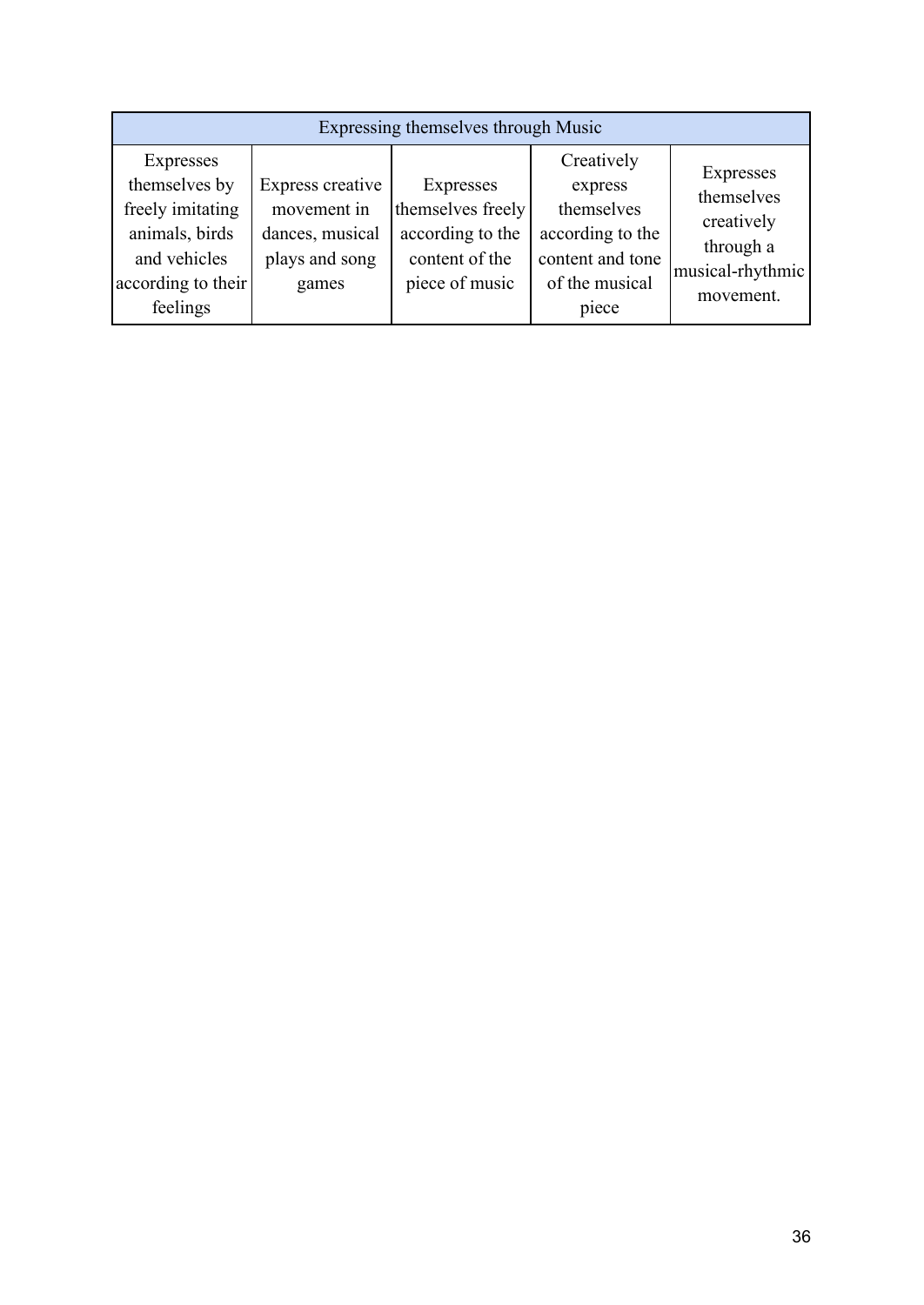| Expressing themselves through Music | | | | |
|---|---|---|---|---|
| Expresses themselves by freely imitating animals, birds and vehicles according to their feelings | Express creative movement in dances, musical plays and song games | Expresses themselves freely according to the content of the piece of music | Creatively express themselves according to the content and tone of the musical piece | Expresses themselves creatively through a musical-rhythmic movement. |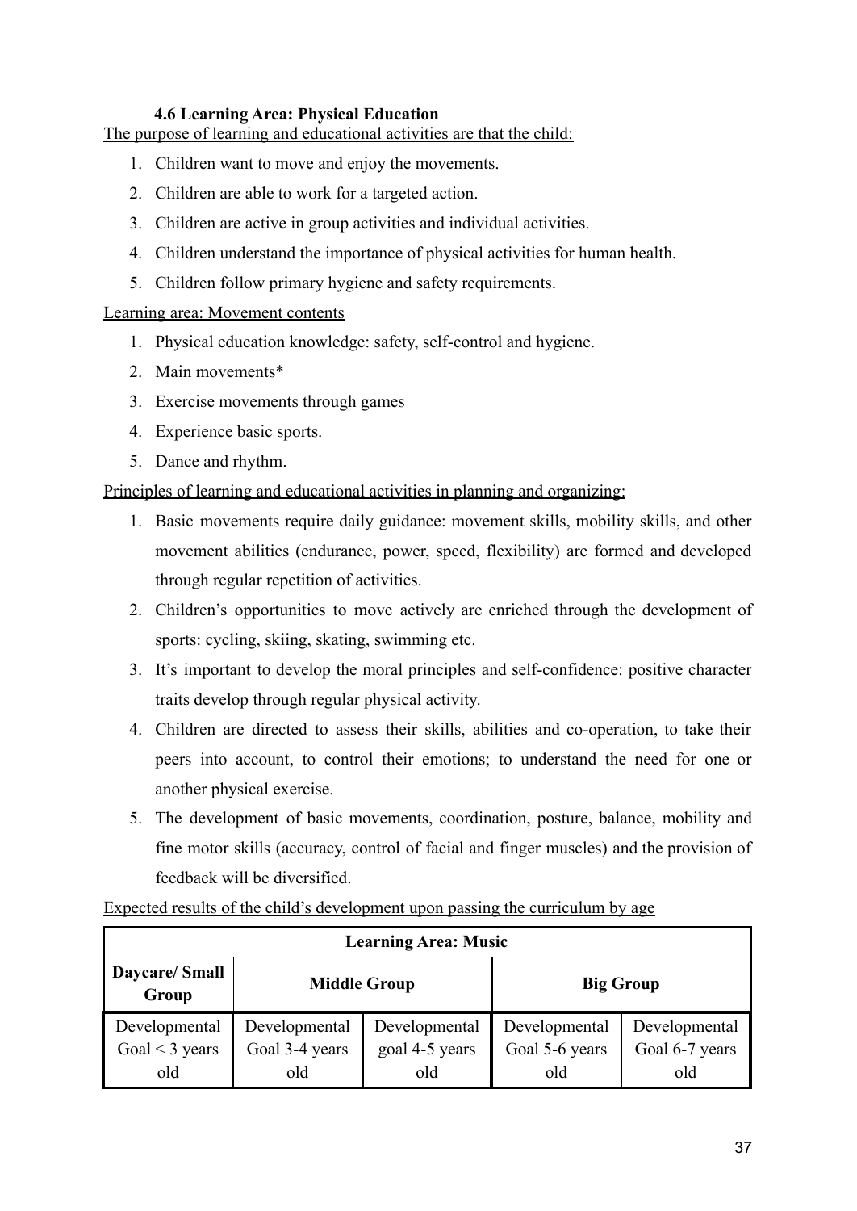### 4.6 Learning Area: Physical Education

The purpose of learning and educational activities are that the child:

1. Children want to move and enjoy the movements.
2. Children are able to work for a targeted action.
3. Children are active in group activities and individual activities.
4. Children understand the importance of physical activities for human health.
5. Children follow primary hygiene and safety requirements.

Learning area: Movement contents

1. Physical education knowledge: safety, self-control and hygiene.
2. Main movements*
3. Exercise movements through games
4. Experience basic sports.
5. Dance and rhythm.

Principles of learning and educational activities in planning and organizing:

1. Basic movements require daily guidance: movement skills, mobility skills, and other movement abilities (endurance, power, speed, flexibility) are formed and developed through regular repetition of activities.
2. Children's opportunities to move actively are enriched through the development of sports: cycling, skiing, skating, swimming etc.
3. It's important to develop the moral principles and self-confidence: positive character traits develop through regular physical activity.
4. Children are directed to assess their skills, abilities and co-operation, to take their peers into account, to control their emotions; to understand the need for one or another physical exercise.
5. The development of basic movements, coordination, posture, balance, mobility and fine motor skills (accuracy, control of facial and finger muscles) and the provision of feedback will be diversified.

Expected results of the child's development upon passing the curriculum by age

| **Learning Area: Music** | | | | |
|---|---|---|---|---|
| **Daycare/ Small Group** | **Middle Group** | | **Big Group** | |
| Developmental Goal < 3 years old | Developmental Goal 3-4 years old | Developmental goal 4-5 years old | Developmental Goal 5-6 years old | Developmental Goal 6-7 years old |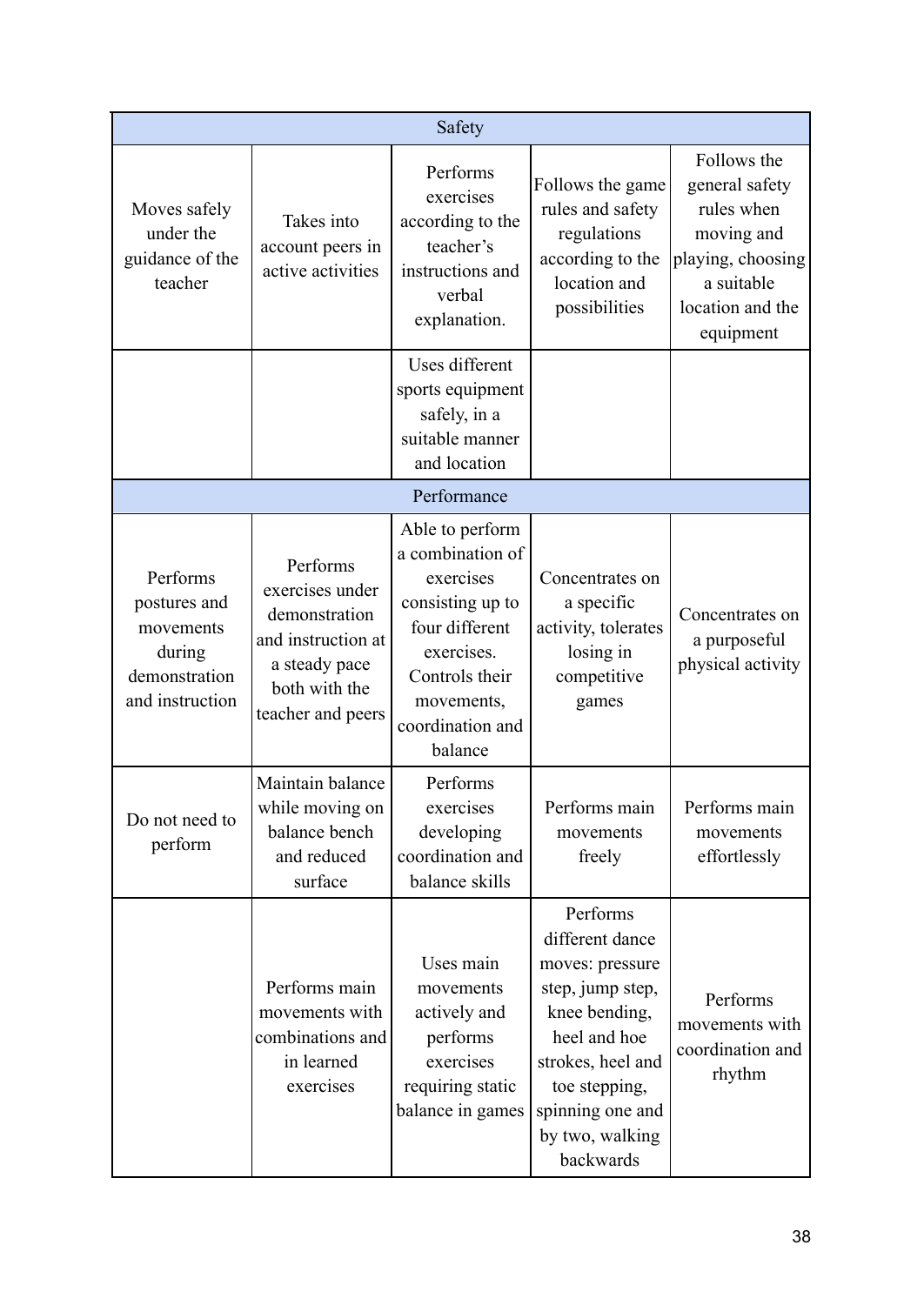| Safety | | | | |
|---|---|---|---|---|
| Moves safely under the guidance of the teacher | Takes into account peers in active activities | Performs exercises according to the teacher's instructions and verbal explanation. | Follows the game rules and safety regulations according to the location and possibilities | Follows the general safety rules when moving and playing, choosing a suitable location and the equipment |
| | | Uses different sports equipment safely, in a suitable manner and location | | |
| **Performance** | | | | |
| Performs postures and movements during demonstration and instruction | Performs exercises under demonstration and instruction at a steady pace both with the teacher and peers | Able to perform a combination of exercises consisting up to four different exercises. Controls their movements, coordination and balance | Concentrates on a specific activity, tolerates losing in competitive games | Concentrates on a purposeful physical activity |
| Do not need to perform | Maintain balance while moving on balance bench and reduced surface | Performs exercises developing coordination and balance skills | Performs main movements freely | Performs main movements effortlessly |
| | Performs main movements with combinations and in learned exercises | Uses main movements actively and performs exercises requiring static balance in games | Performs different dance moves: pressure step, jump step, knee bending, heel and hoe strokes, heel and toe stepping, spinning one and by two, walking backwards | Performs movements with coordination and rhythm |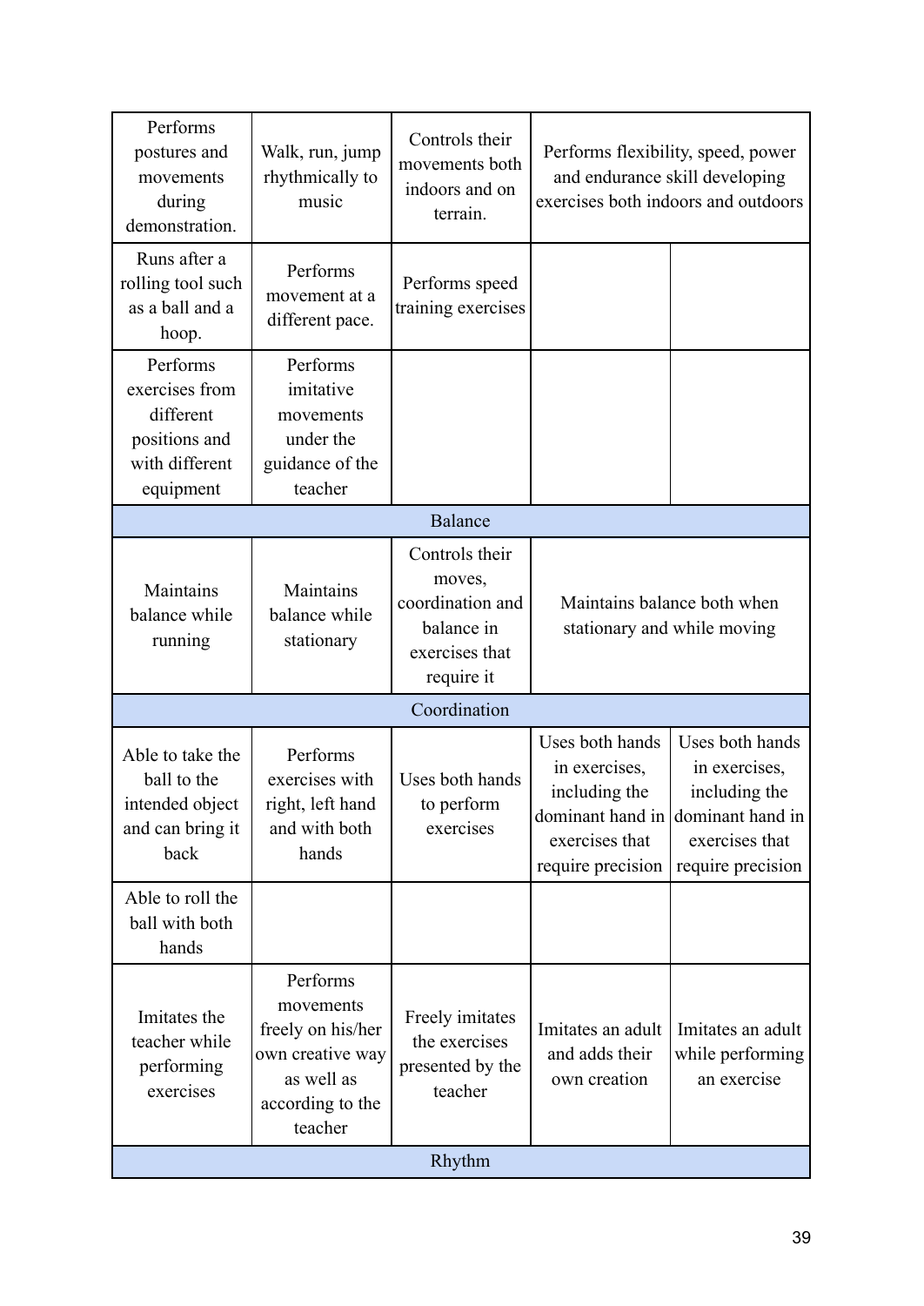| | | | | |
|---|---|---|---|---|
| Performs postures and movements during demonstration. | Walk, run, jump rhythmically to music | Controls their movements both indoors and on terrain. | Performs flexibility, speed, power and endurance skill developing exercises both indoors and outdoors | |
| Runs after a rolling tool such as a ball and a hoop. | Performs movement at a different pace. | Performs speed training exercises | | |
| Performs exercises from different positions and with different equipment | Performs imitative movements under the guidance of the teacher | | | |
| Balance | | | | |
| Maintains balance while running | Maintains balance while stationary | Controls their moves, coordination and balance in exercises that require it | Maintains balance both when stationary and while moving | |
| Coordination | | | | |
| Able to take the ball to the intended object and can bring it back | Performs exercises with right, left hand and with both hands | Uses both hands to perform exercises | Uses both hands in exercises, including the dominant hand in exercises that require precision | Uses both hands in exercises, including the dominant hand in exercises that require precision |
| Able to roll the ball with both hands | | | | |
| Imitates the teacher while performing exercises | Performs movements freely on his/her own creative way as well as according to the teacher | Freely imitates the exercises presented by the teacher | Imitates an adult and adds their own creation | Imitates an adult while performing an exercise |
| Rhythm | | | | |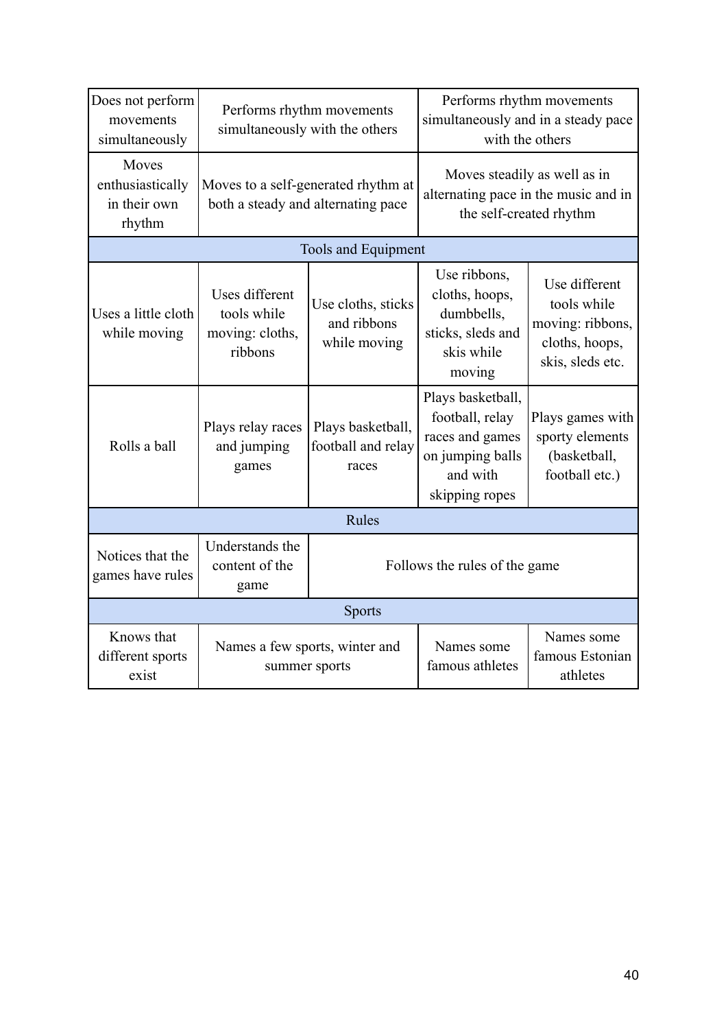| | | | | |
|---|---|---|---|---|
| Does not perform movements simultaneously | Performs rhythm movements simultaneously with the others | | Performs rhythm movements simultaneously and in a steady pace with the others | |
| Moves enthusiastically in their own rhythm | Moves to a self-generated rhythm at both a steady and alternating pace | | Moves steadily as well as in alternating pace in the music and in the self-created rhythm | |
| Tools and Equipment | | | | |
| Uses a little cloth while moving | Uses different tools while moving: cloths, ribbons | Use cloths, sticks and ribbons while moving | Use ribbons, cloths, hoops, dumbbells, sticks, sleds and skis while moving | Use different tools while moving: ribbons, cloths, hoops, skis, sleds etc. |
| Rolls a ball | Plays relay races and jumping games | Plays basketball, football and relay races | Plays basketball, football, relay races and games on jumping balls and with skipping ropes | Plays games with sporty elements (basketball, football etc.) |
| Rules | | | | |
| Notices that the games have rules | Understands the content of the game | Follows the rules of the game | | |
| Sports | | | | |
| Knows that different sports exist | Names a few sports, winter and summer sports | | Names some famous athletes | Names some famous Estonian athletes |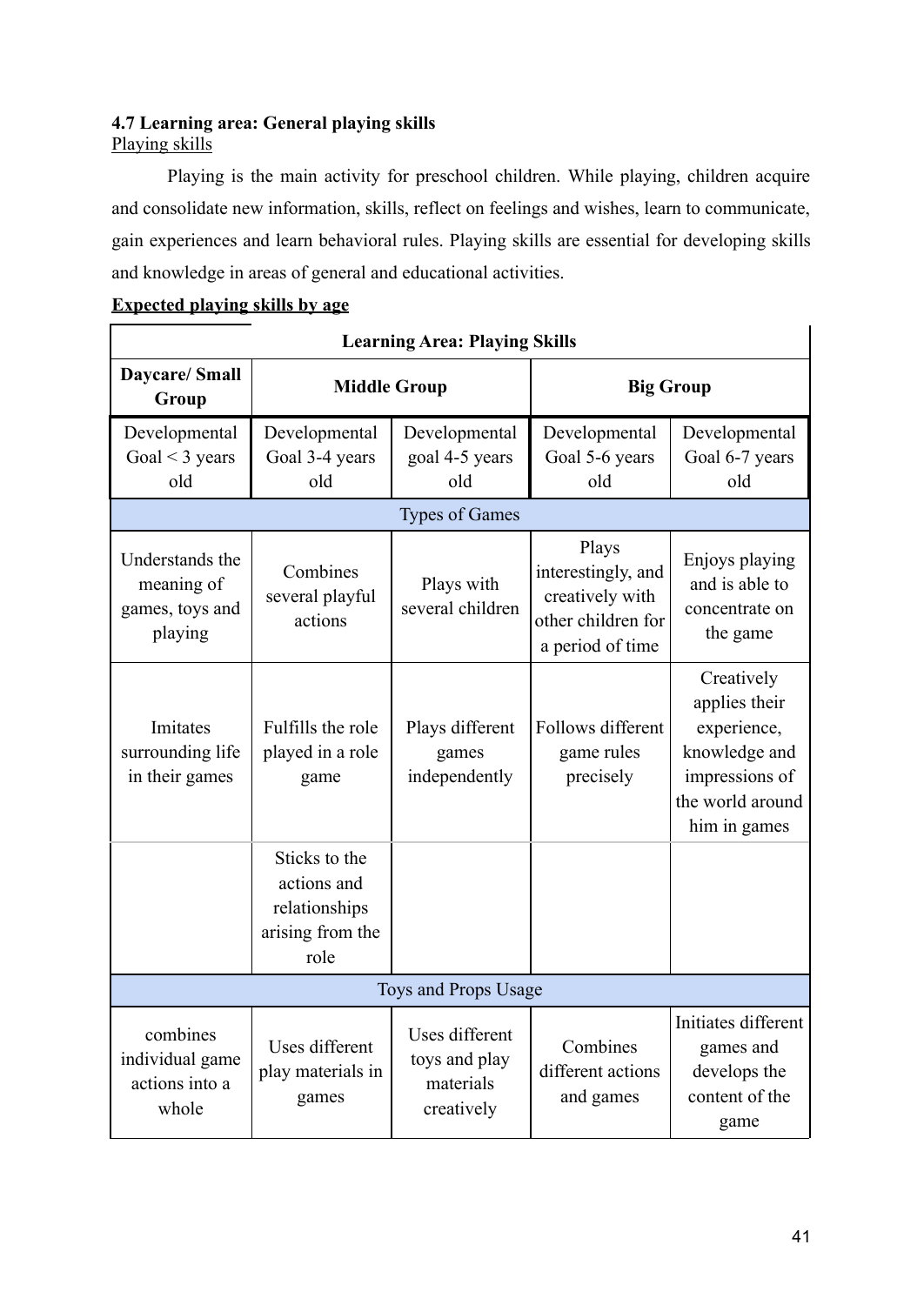### 4.7 Learning area: General playing skills

Playing skills

Playing is the main activity for preschool children. While playing, children acquire and consolidate new information, skills, reflect on feelings and wishes, learn to communicate, gain experiences and learn behavioral rules. Playing skills are essential for developing skills and knowledge in areas of general and educational activities.

**Expected playing skills by age**

| **Learning Area: Playing Skills** | | | | |
|---|---|---|---|---|
| **Daycare/ Small Group** | **Middle Group** | | **Big Group** | |
| Developmental Goal < 3 years old | Developmental Goal 3-4 years old | Developmental goal 4-5 years old | Developmental Goal 5-6 years old | Developmental Goal 6-7 years old |
| Types of Games | | | | |
| Understands the meaning of games, toys and playing | Combines several playful actions | Plays with several children | Plays interestingly, and creatively with other children for a period of time | Enjoys playing and is able to concentrate on the game |
| Imitates surrounding life in their games | Fulfills the role played in a role game | Plays different games independently | Follows different game rules precisely | Creatively applies their experience, knowledge and impressions of the world around him in games |
| | Sticks to the actions and relationships arising from the role | | | |
| Toys and Props Usage | | | | |
| combines individual game actions into a whole | Uses different play materials in games | Uses different toys and play materials creatively | Combines different actions and games | Initiates different games and develops the content of the game |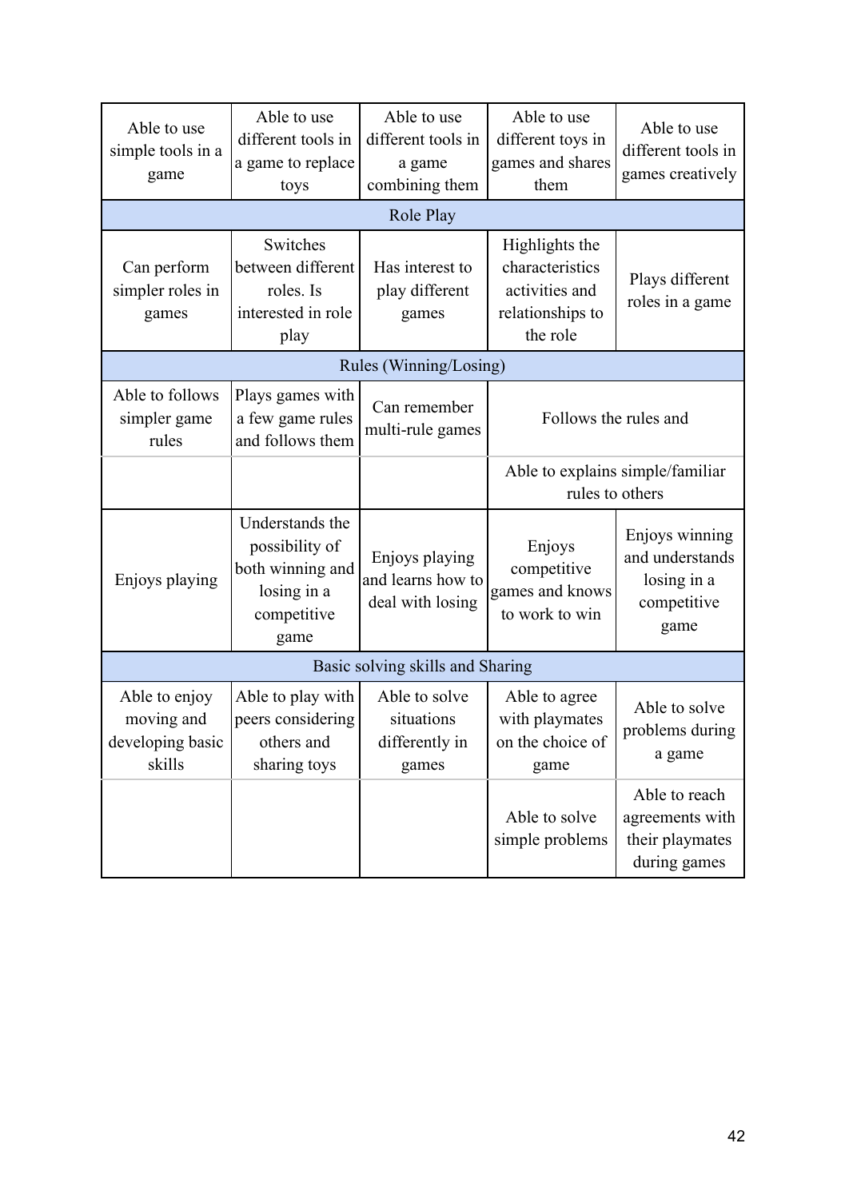| Able to use simple tools in a game | Able to use different tools in a game to replace toys | Able to use different tools in a game combining them | Able to use different toys in games and shares them | Able to use different tools in games creatively |
|---|---|---|---|---|
| Role Play | | | | |
| Can perform simpler roles in games | Switches between different roles. Is interested in role play | Has interest to play different games | Highlights the characteristics activities and relationships to the role | Plays different roles in a game |
| Rules (Winning/Losing) | | | | |
| Able to follows simpler game rules | Plays games with a few game rules and follows them | Can remember multi-rule games | Follows the rules and | |
| | | | Able to explains simple/familiar rules to others | |
| Enjoys playing | Understands the possibility of both winning and losing in a competitive game | Enjoys playing and learns how to deal with losing | Enjoys competitive games and knows to work to win | Enjoys winning and understands losing in a competitive game |
| Basic solving skills and Sharing | | | | |
| Able to enjoy moving and developing basic skills | Able to play with peers considering others and sharing toys | Able to solve situations differently in games | Able to agree with playmates on the choice of game | Able to solve problems during a game |
| | | | Able to solve simple problems | Able to reach agreements with their playmates during games |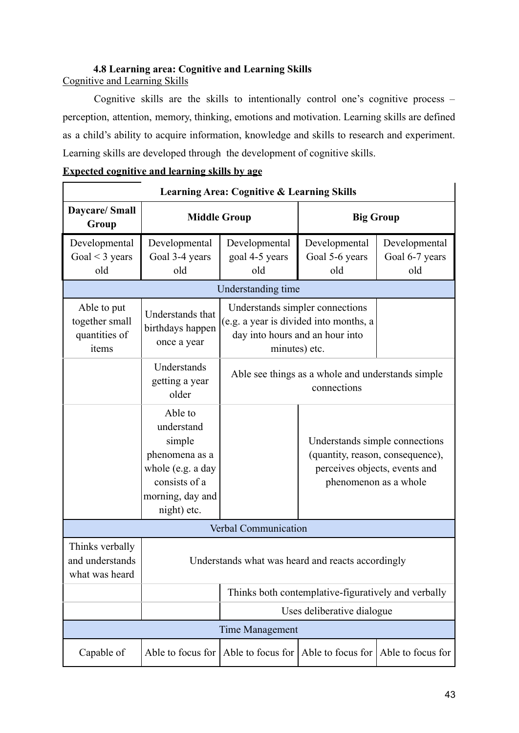### 4.8 Learning area: Cognitive and Learning Skills

Cognitive and Learning Skills

Cognitive skills are the skills to intentionally control one's cognitive process – perception, attention, memory, thinking, emotions and motivation. Learning skills are defined as a child's ability to acquire information, knowledge and skills to research and experiment. Learning skills are developed through the development of cognitive skills.

**Expected cognitive and learning skills by age**

| **Learning Area: Cognitive & Learning Skills** | | | | |
|---|---|---|---|---|
| **Daycare/ Small Group** | **Middle Group** | | **Big Group** | |
| Developmental Goal < 3 years old | Developmental Goal 3-4 years old | Developmental goal 4-5 years old | Developmental Goal 5-6 years old | Developmental Goal 6-7 years old |
| Understanding time | | | | |
| Able to put together small quantities of items | Understands that birthdays happen once a year | Understands simpler connections (e.g. a year is divided into months, a day into hours and an hour into minutes) etc. | | |
| | Understands getting a year older | Able see things as a whole and understands simple connections | | |
| | Able to understand simple phenomena as a whole (e.g. a day consists of a morning, day and night) etc. | | Understands simple connections (quantity, reason, consequence), perceives objects, events and phenomenon as a whole | |
| Verbal Communication | | | | |
| Thinks verbally and understands what was heard | Understands what was heard and reacts accordingly | | | |
| | | Thinks both contemplative-figuratively and verbally | | |
| | | Uses deliberative dialogue | | |
| Time Management | | | | |
| Capable of | Able to focus for | Able to focus for | Able to focus for | Able to focus for |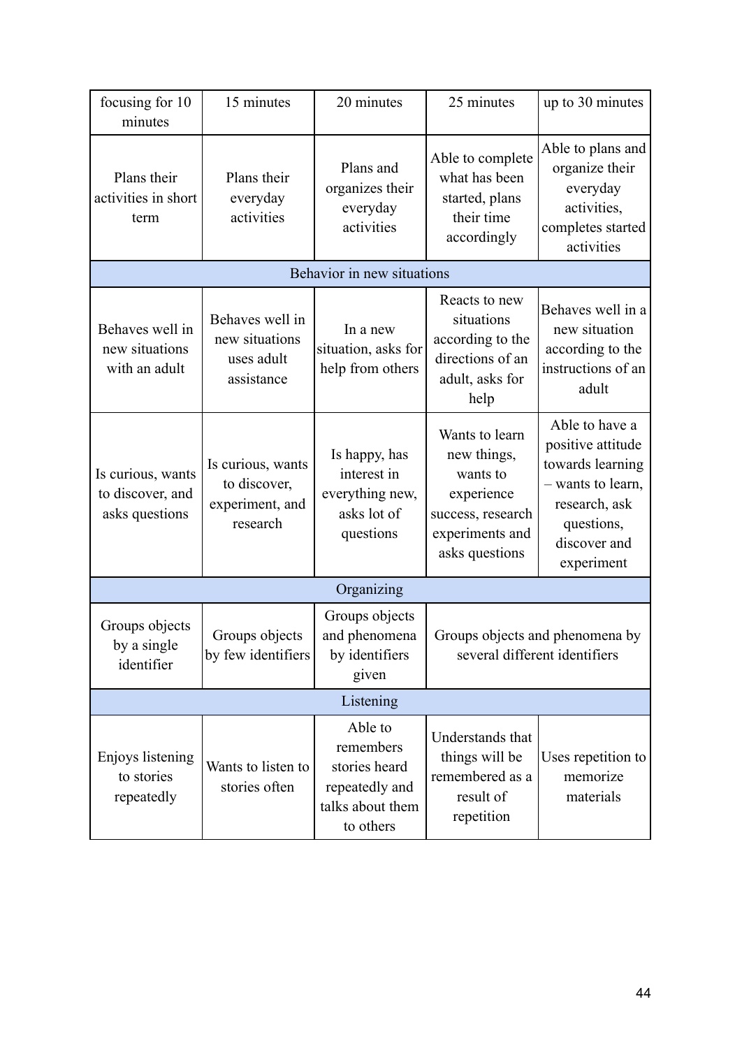| focusing for 10 minutes | 15 minutes | 20 minutes | 25 minutes | up to 30 minutes |
|---|---|---|---|---|
| Plans their activities in short term | Plans their everyday activities | Plans and organizes their everyday activities | Able to complete what has been started, plans their time accordingly | Able to plans and organize their everyday activities, completes started activities |
| Behavior in new situations | | | | |
| Behaves well in new situations with an adult | Behaves well in new situations uses adult assistance | In a new situation, asks for help from others | Reacts to new situations according to the directions of an adult, asks for help | Behaves well in a new situation according to the instructions of an adult |
| Is curious, wants to discover, and asks questions | Is curious, wants to discover, experiment, and research | Is happy, has interest in everything new, asks lot of questions | Wants to learn new things, wants to experience success, research experiments and asks questions | Able to have a positive attitude towards learning – wants to learn, research, ask questions, discover and experiment |
| Organizing | | | | |
| Groups objects by a single identifier | Groups objects by few identifiers | Groups objects and phenomena by identifiers given | Groups objects and phenomena by several different identifiers | |
| Listening | | | | |
| Enjoys listening to stories repeatedly | Wants to listen to stories often | Able to remembers stories heard repeatedly and talks about them to others | Understands that things will be remembered as a result of repetition | Uses repetition to memorize materials |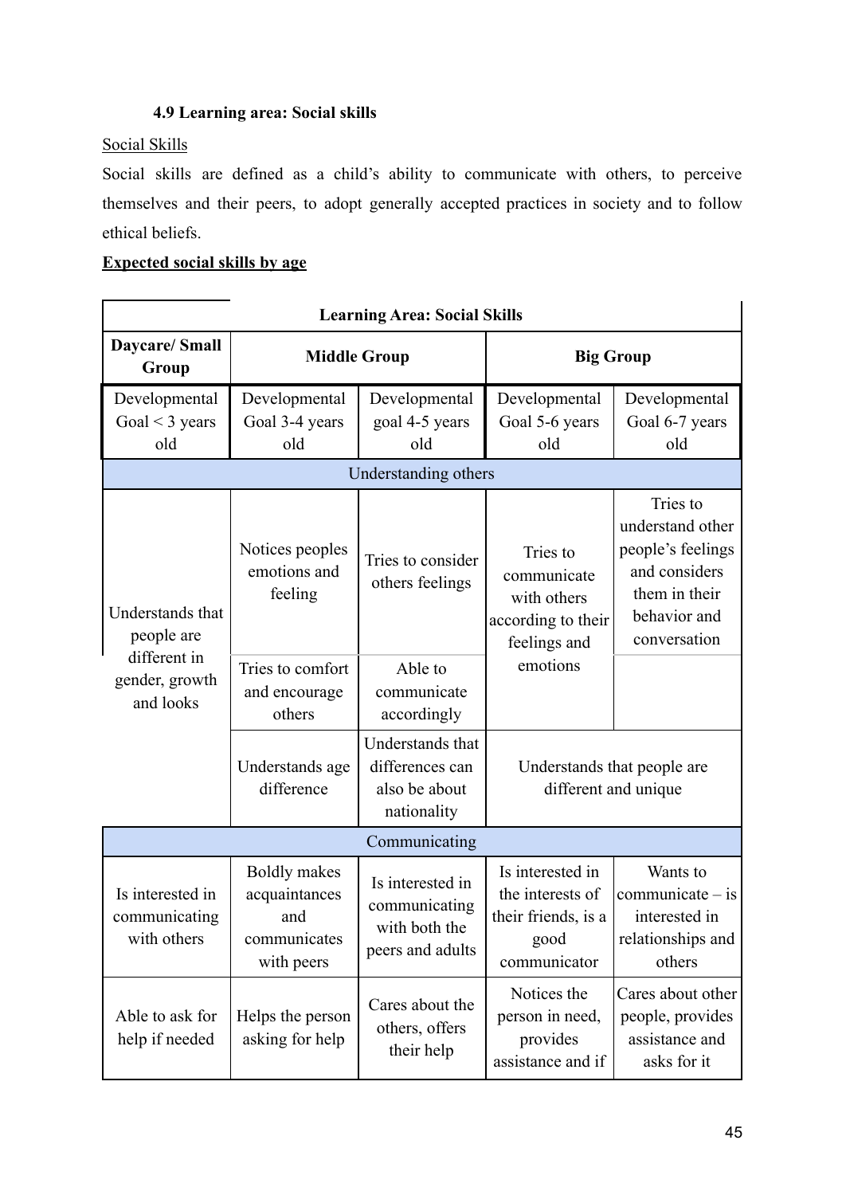### 4.9 Learning area: Social skills

Social Skills

Social skills are defined as a child's ability to communicate with others, to perceive themselves and their peers, to adopt generally accepted practices in society and to follow ethical beliefs.

**Expected social skills by age**

| Learning Area: Social Skills | | | | |
|---|---|---|---|---|
| **Daycare/ Small Group** | **Middle Group** | | **Big Group** | |
| Developmental Goal < 3 years old | Developmental Goal 3-4 years old | Developmental goal 4-5 years old | Developmental Goal 5-6 years old | Developmental Goal 6-7 years old |
| Understanding others | | | | |
| Understands that people are different in gender, growth and looks | Notices peoples emotions and feeling | Tries to consider others feelings | Tries to communicate with others according to their feelings and emotions | Tries to understand other people's feelings and considers them in their behavior and conversation |
| | Tries to comfort and encourage others | Able to communicate accordingly | | |
| | Understands age difference | Understands that differences can also be about nationality | Understands that people are different and unique | |
| Communicating | | | | |
| Is interested in communicating with others | Boldly makes acquaintances and communicates with peers | Is interested in communicating with both the peers and adults | Is interested in the interests of their friends, is a good communicator | Wants to communicate – is interested in relationships and others |
| Able to ask for help if needed | Helps the person asking for help | Cares about the others, offers their help | Notices the person in need, provides assistance and if | Cares about other people, provides assistance and asks for it |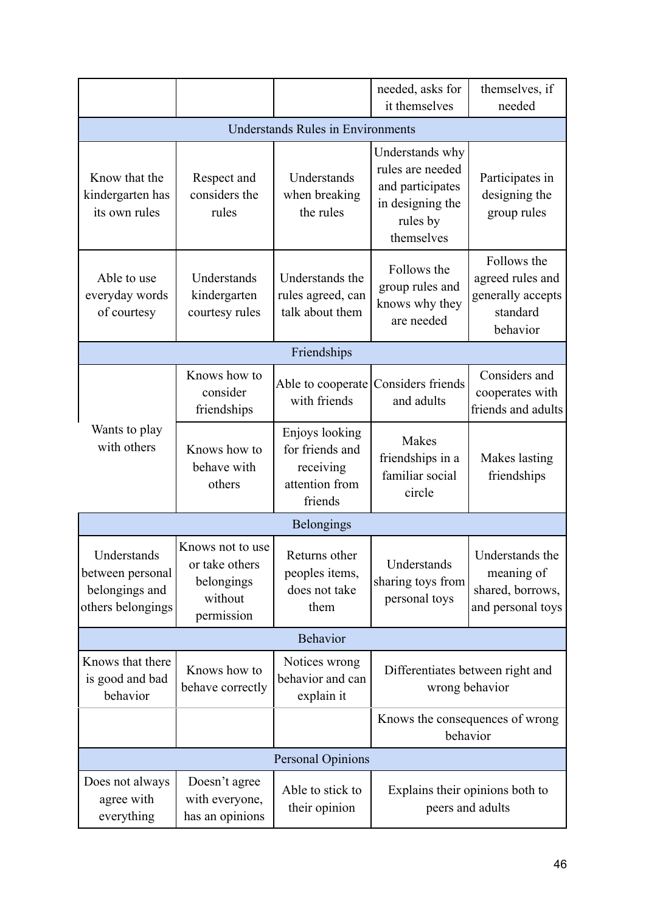| | | | | |
|---|---|---|---|---|
| | | | needed, asks for it themselves | themselves, if needed |
| Understands Rules in Environments | | | | |
| Know that the kindergarten has its own rules | Respect and considers the rules | Understands when breaking the rules | Understands why rules are needed and participates in designing the rules by themselves | Participates in designing the group rules |
| Able to use everyday words of courtesy | Understands kindergarten courtesy rules | Understands the rules agreed, can talk about them | Follows the group rules and knows why they are needed | Follows the agreed rules and generally accepts standard behavior |
| Friendships | | | | |
| Wants to play with others | Knows how to consider friendships | Able to cooperate with friends | Considers friends and adults | Considers and cooperates with friends and adults |
| | Knows how to behave with others | Enjoys looking for friends and receiving attention from friends | Makes friendships in a familiar social circle | Makes lasting friendships |
| Belongings | | | | |
| Understands between personal belongings and others belongings | Knows not to use or take others belongings without permission | Returns other peoples items, does not take them | Understands sharing toys from personal toys | Understands the meaning of shared, borrows, and personal toys |
| Behavior | | | | |
| Knows that there is good and bad behavior | Knows how to behave correctly | Notices wrong behavior and can explain it | Differentiates between right and wrong behavior | |
| | | | Knows the consequences of wrong behavior | |
| Personal Opinions | | | | |
| Does not always agree with everything | Doesn't agree with everyone, has an opinions | Able to stick to their opinion | Explains their opinions both to peers and adults | |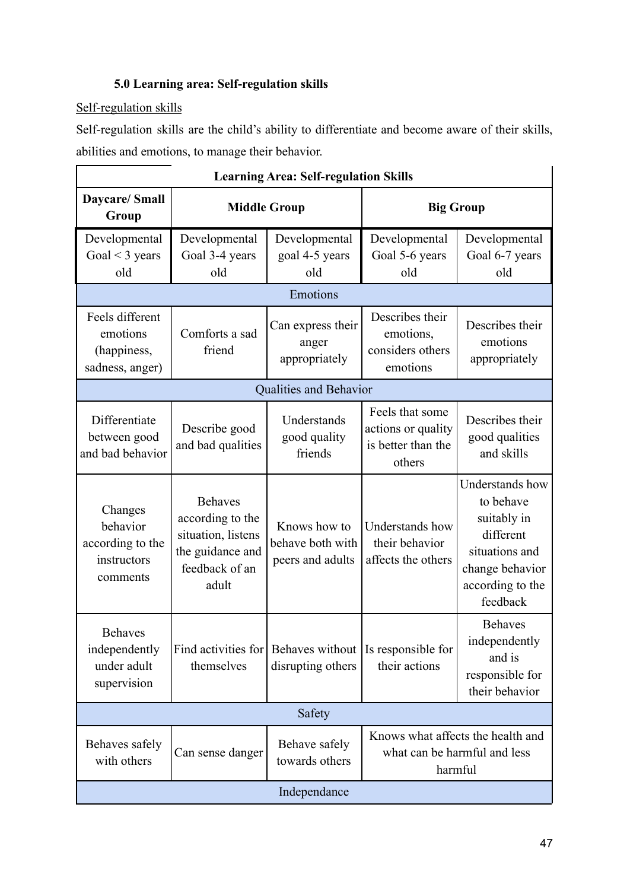### 5.0 Learning area: Self-regulation skills

Self-regulation skills

Self-regulation skills are the child's ability to differentiate and become aware of their skills, abilities and emotions, to manage their behavior.

| Learning Area: Self-regulation Skills | | | | |
|---|---|---|---|---|
| **Daycare/ Small Group** | **Middle Group** | | **Big Group** | |
| Developmental Goal < 3 years old | Developmental Goal 3-4 years old | Developmental goal 4-5 years old | Developmental Goal 5-6 years old | Developmental Goal 6-7 years old |
| Emotions | | | | |
| Feels different emotions (happiness, sadness, anger) | Comforts a sad friend | Can express their anger appropriately | Describes their emotions, considers others emotions | Describes their emotions appropriately |
| Qualities and Behavior | | | | |
| Differentiate between good and bad behavior | Describe good and bad qualities | Understands good quality friends | Feels that some actions or quality is better than the others | Describes their good qualities and skills |
| Changes behavior according to the instructors comments | Behaves according to the situation, listens the guidance and feedback of an adult | Knows how to behave both with peers and adults | Understands how their behavior affects the others | Understands how to behave suitably in different situations and change behavior according to the feedback |
| Behaves independently under adult supervision | Find activities for themselves | Behaves without disrupting others | Is responsible for their actions | Behaves independently and is responsible for their behavior |
| Safety | | | | |
| Behaves safely with others | Can sense danger | Behave safely towards others | Knows what affects the health and what can be harmful and less harmful | |
| Independance | | | | |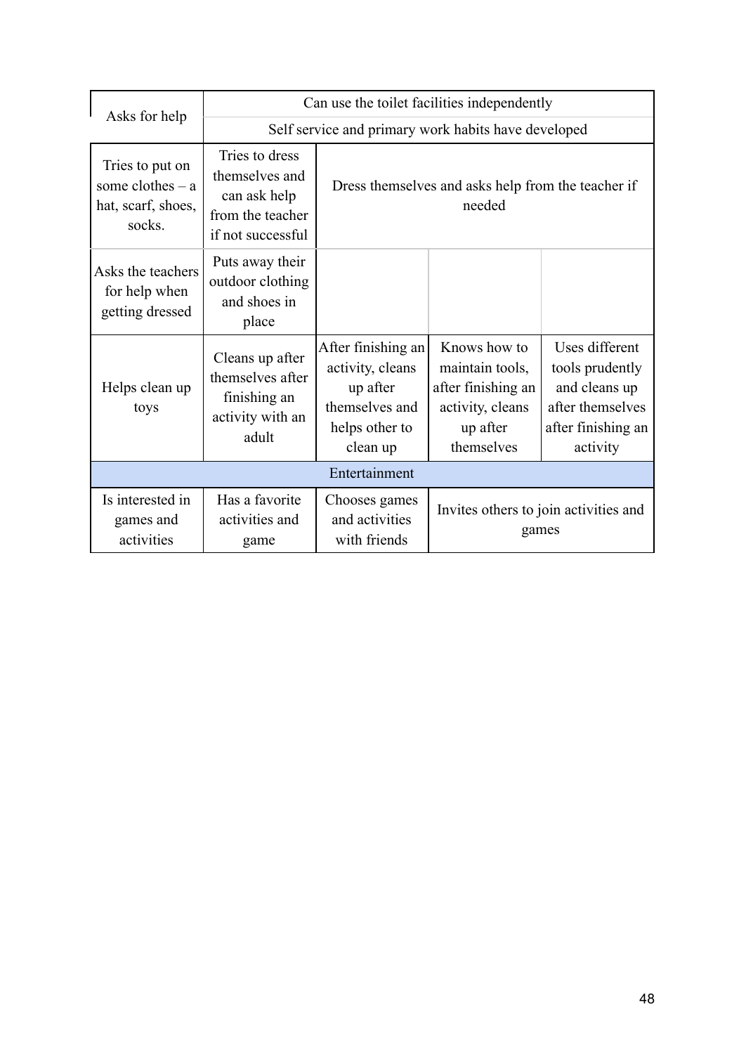| Asks for help | Can use the toilet facilities independently | | | |
|---|---|---|---|---|
| | Self service and primary work habits have developed | | | |
| Tries to put on some clothes – a hat, scarf, shoes, socks. | Tries to dress themselves and can ask help from the teacher if not successful | Dress themselves and asks help from the teacher if needed | | |
| Asks the teachers for help when getting dressed | Puts away their outdoor clothing and shoes in place | | | |
| Helps clean up toys | Cleans up after themselves after finishing an activity with an adult | After finishing an activity, cleans up after themselves and helps other to clean up | Knows how to maintain tools, after finishing an activity, cleans up after themselves | Uses different tools prudently and cleans up after themselves after finishing an activity |
| Entertainment | | | | |
| Is interested in games and activities | Has a favorite activities and game | Chooses games and activities with friends | Invites others to join activities and games | |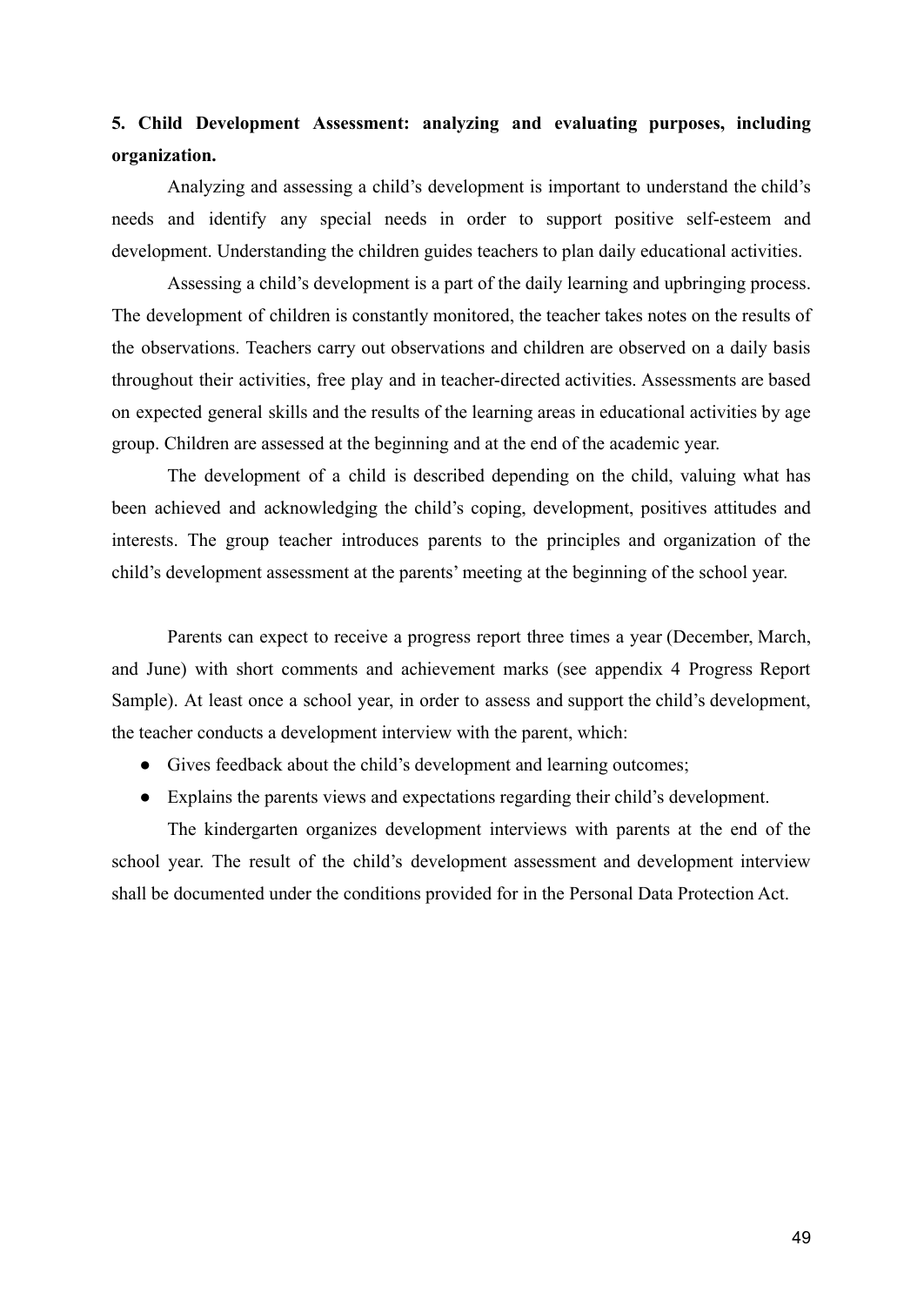**5. Child Development Assessment: analyzing and evaluating purposes, including organization.**

Analyzing and assessing a child's development is important to understand the child's needs and identify any special needs in order to support positive self-esteem and development. Understanding the children guides teachers to plan daily educational activities.

Assessing a child's development is a part of the daily learning and upbringing process. The development of children is constantly monitored, the teacher takes notes on the results of the observations. Teachers carry out observations and children are observed on a daily basis throughout their activities, free play and in teacher-directed activities. Assessments are based on expected general skills and the results of the learning areas in educational activities by age group. Children are assessed at the beginning and at the end of the academic year.

The development of a child is described depending on the child, valuing what has been achieved and acknowledging the child's coping, development, positives attitudes and interests. The group teacher introduces parents to the principles and organization of the child's development assessment at the parents' meeting at the beginning of the school year.

Parents can expect to receive a progress report three times a year (December, March, and June) with short comments and achievement marks (see appendix 4 Progress Report Sample). At least once a school year, in order to assess and support the child's development, the teacher conducts a development interview with the parent, which:

- Gives feedback about the child's development and learning outcomes;
- Explains the parents views and expectations regarding their child's development.

The kindergarten organizes development interviews with parents at the end of the school year. The result of the child's development assessment and development interview shall be documented under the conditions provided for in the Personal Data Protection Act.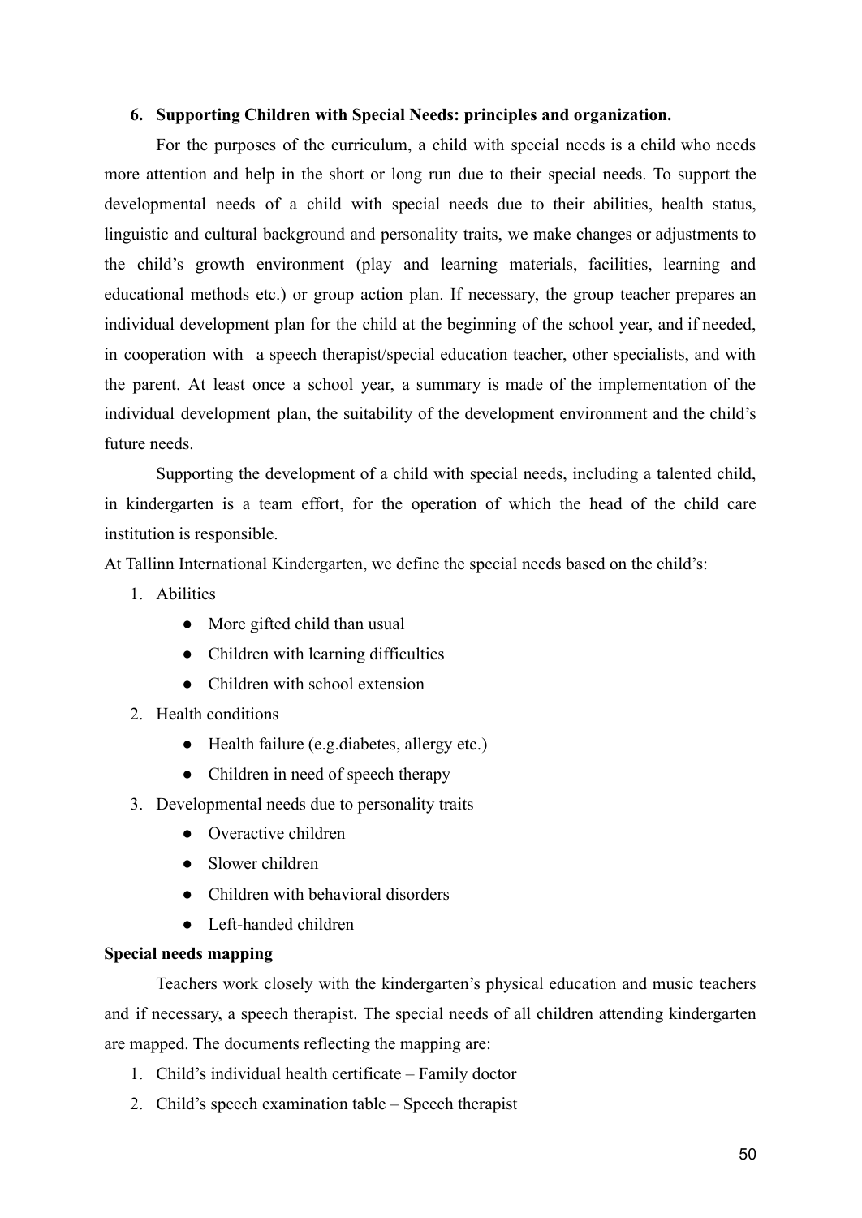## 6. Supporting Children with Special Needs: principles and organization.

For the purposes of the curriculum, a child with special needs is a child who needs more attention and help in the short or long run due to their special needs. To support the developmental needs of a child with special needs due to their abilities, health status, linguistic and cultural background and personality traits, we make changes or adjustments to the child's growth environment (play and learning materials, facilities, learning and educational methods etc.) or group action plan. If necessary, the group teacher prepares an individual development plan for the child at the beginning of the school year, and if needed, in cooperation with a speech therapist/special education teacher, other specialists, and with the parent. At least once a school year, a summary is made of the implementation of the individual development plan, the suitability of the development environment and the child's future needs.

Supporting the development of a child with special needs, including a talented child, in kindergarten is a team effort, for the operation of which the head of the child care institution is responsible.

At Tallinn International Kindergarten, we define the special needs based on the child's:

1. Abilities
   - More gifted child than usual
   - Children with learning difficulties
   - Children with school extension
2. Health conditions
   - Health failure (e.g.diabetes, allergy etc.)
   - Children in need of speech therapy
3. Developmental needs due to personality traits
   - Overactive children
   - Slower children
   - Children with behavioral disorders
   - Left-handed children

**Special needs mapping**

Teachers work closely with the kindergarten's physical education and music teachers and if necessary, a speech therapist. The special needs of all children attending kindergarten are mapped. The documents reflecting the mapping are:

1. Child's individual health certificate – Family doctor
2. Child's speech examination table – Speech therapist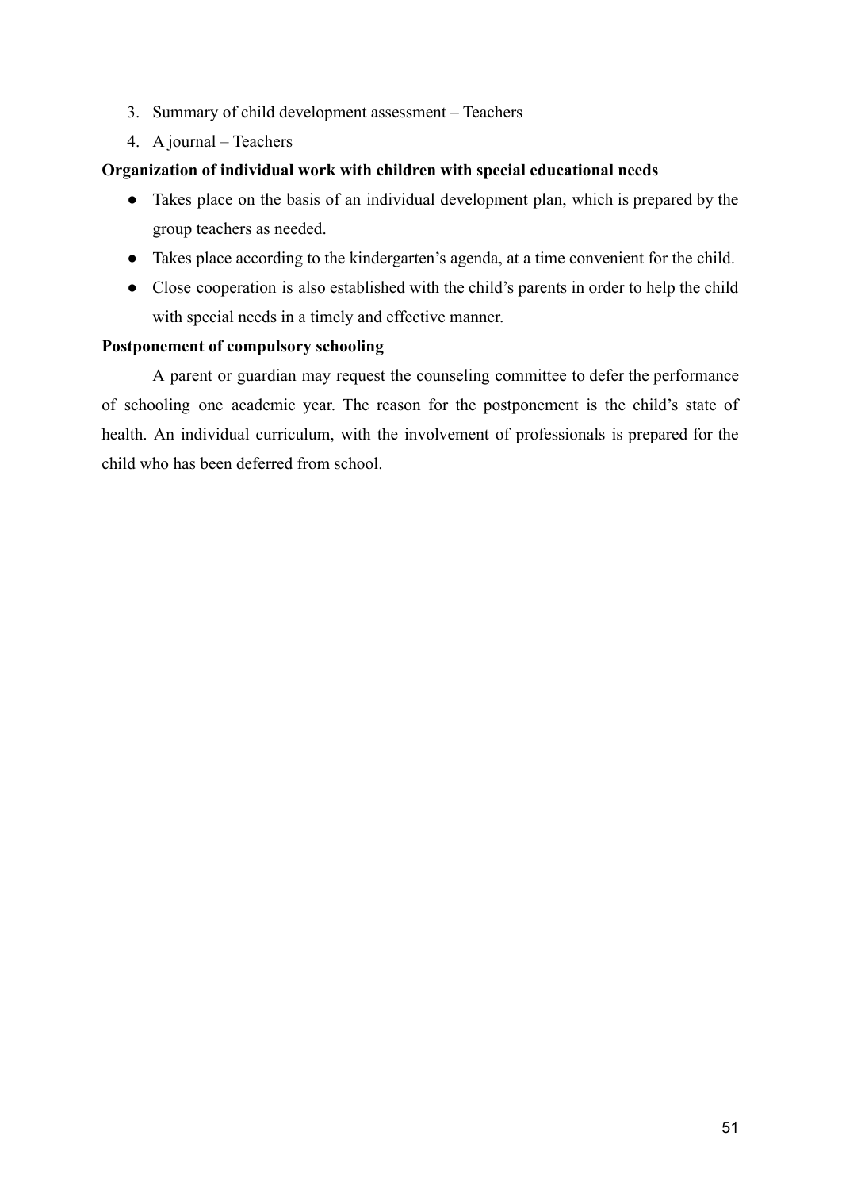3. Summary of child development assessment – Teachers
4. A journal – Teachers

**Organization of individual work with children with special educational needs**

- Takes place on the basis of an individual development plan, which is prepared by the group teachers as needed.
- Takes place according to the kindergarten's agenda, at a time convenient for the child.
- Close cooperation is also established with the child's parents in order to help the child with special needs in a timely and effective manner.

**Postponement of compulsory schooling**

A parent or guardian may request the counseling committee to defer the performance of schooling one academic year. The reason for the postponement is the child's state of health. An individual curriculum, with the involvement of professionals is prepared for the child who has been deferred from school.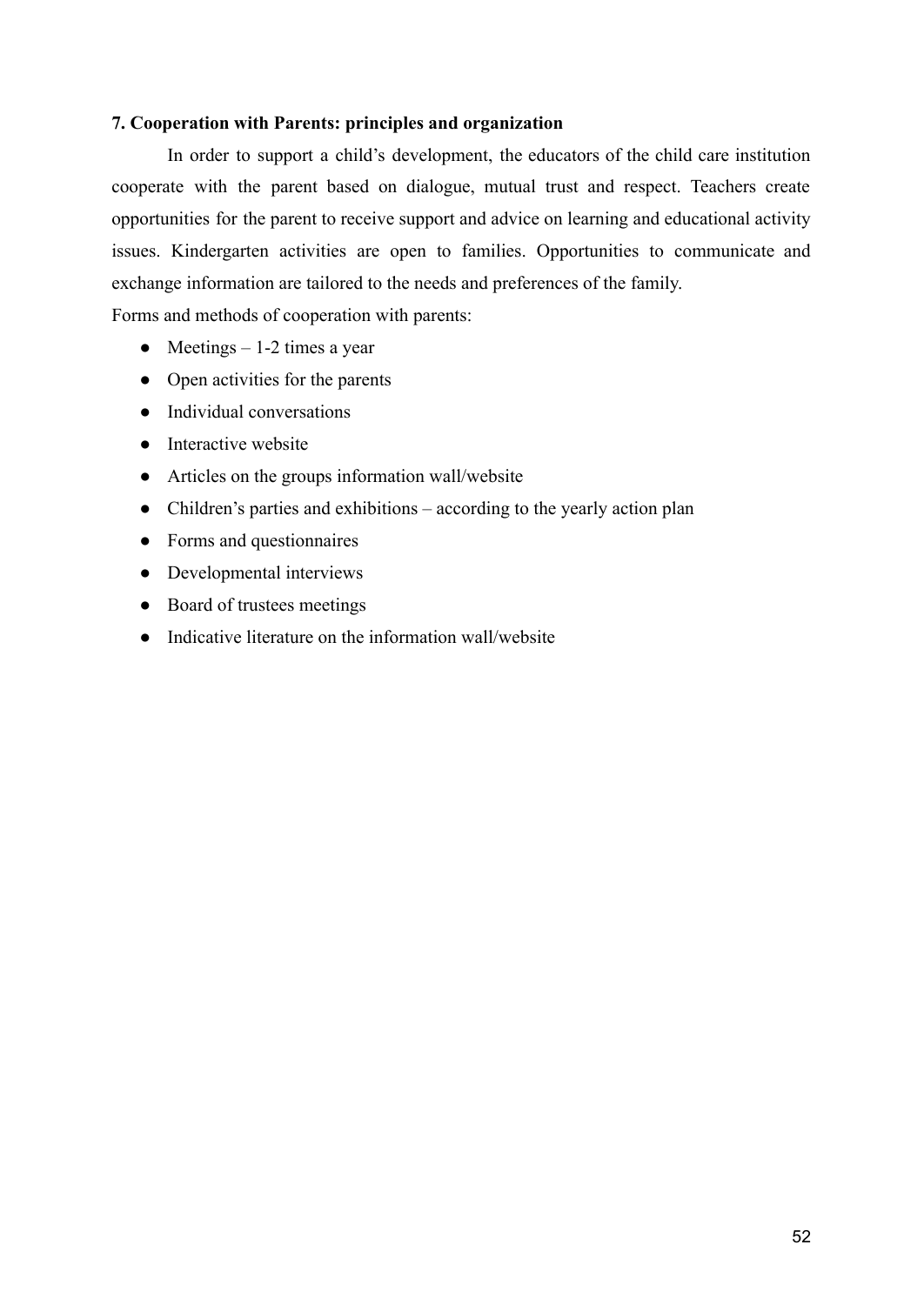## 7. Cooperation with Parents: principles and organization

In order to support a child's development, the educators of the child care institution cooperate with the parent based on dialogue, mutual trust and respect. Teachers create opportunities for the parent to receive support and advice on learning and educational activity issues. Kindergarten activities are open to families. Opportunities to communicate and exchange information are tailored to the needs and preferences of the family.

Forms and methods of cooperation with parents:

- Meetings – 1-2 times a year
- Open activities for the parents
- Individual conversations
- Interactive website
- Articles on the groups information wall/website
- Children's parties and exhibitions – according to the yearly action plan
- Forms and questionnaires
- Developmental interviews
- Board of trustees meetings
- Indicative literature on the information wall/website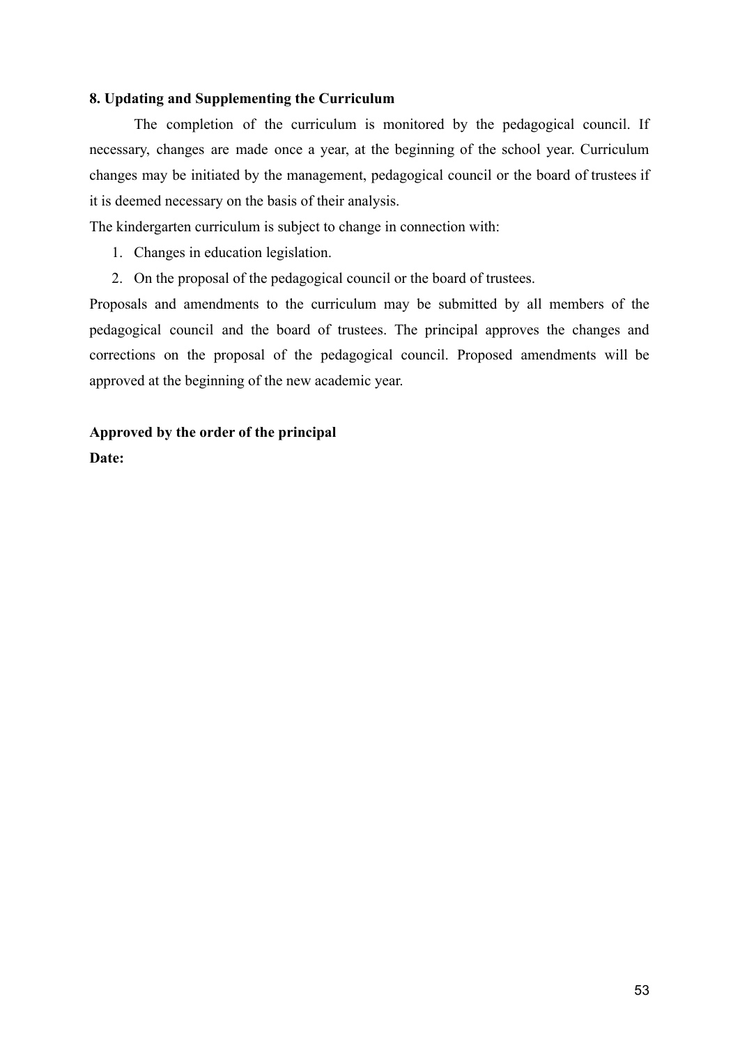**8. Updating and Supplementing the Curriculum**

The completion of the curriculum is monitored by the pedagogical council. If necessary, changes are made once a year, at the beginning of the school year. Curriculum changes may be initiated by the management, pedagogical council or the board of trustees if it is deemed necessary on the basis of their analysis.

The kindergarten curriculum is subject to change in connection with:

1. Changes in education legislation.
2. On the proposal of the pedagogical council or the board of trustees.

Proposals and amendments to the curriculum may be submitted by all members of the pedagogical council and the board of trustees. The principal approves the changes and corrections on the proposal of the pedagogical council. Proposed amendments will be approved at the beginning of the new academic year.

**Approved by the order of the principal**

**Date:**